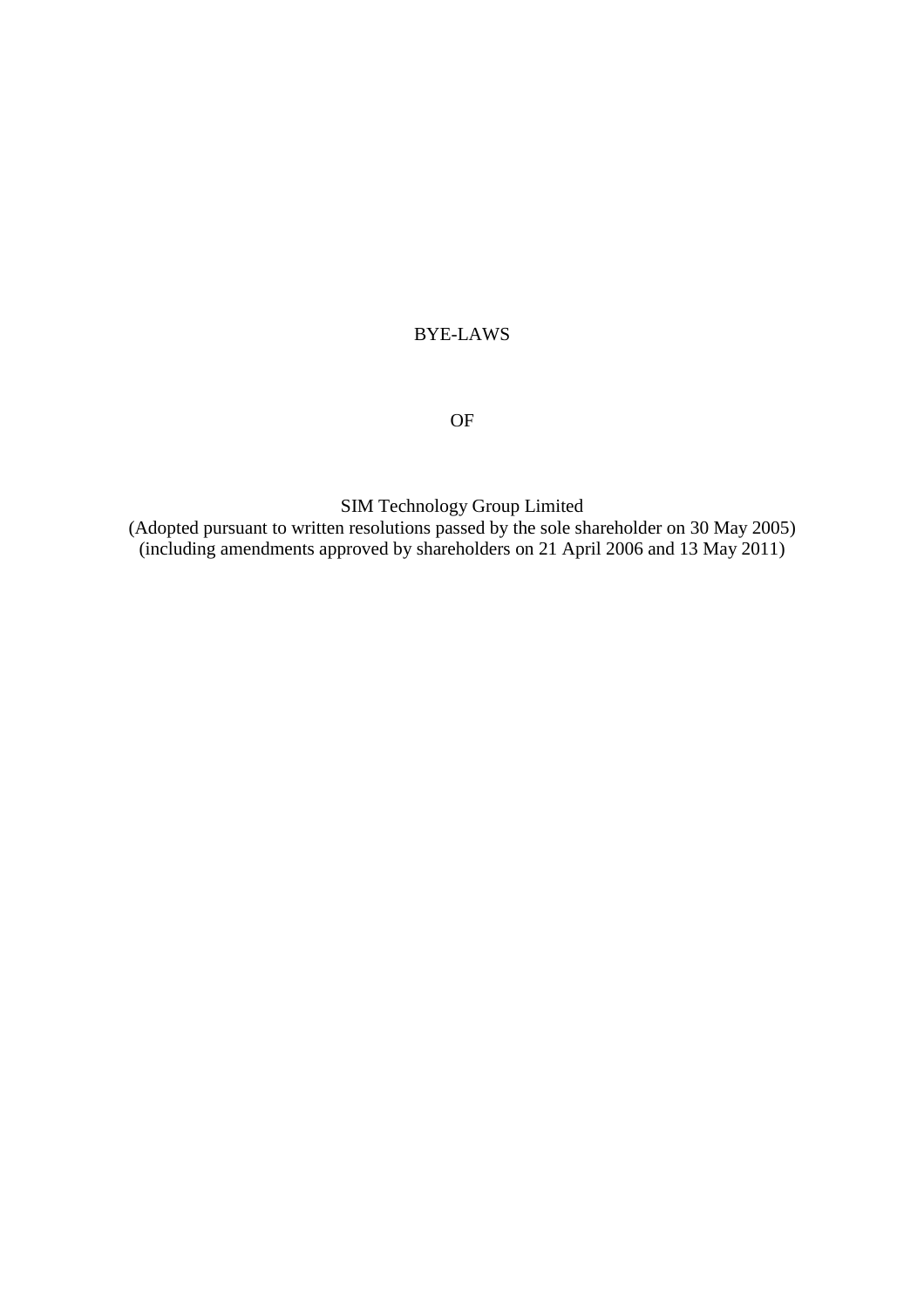# BYE-LAWS

OF

SIM Technology Group Limited
(Adopted pursuant to written resolutions passed by the sole shareholder on 30 May 2005)
(including amendments approved by shareholders on 21 April 2006 and 13 May 2011)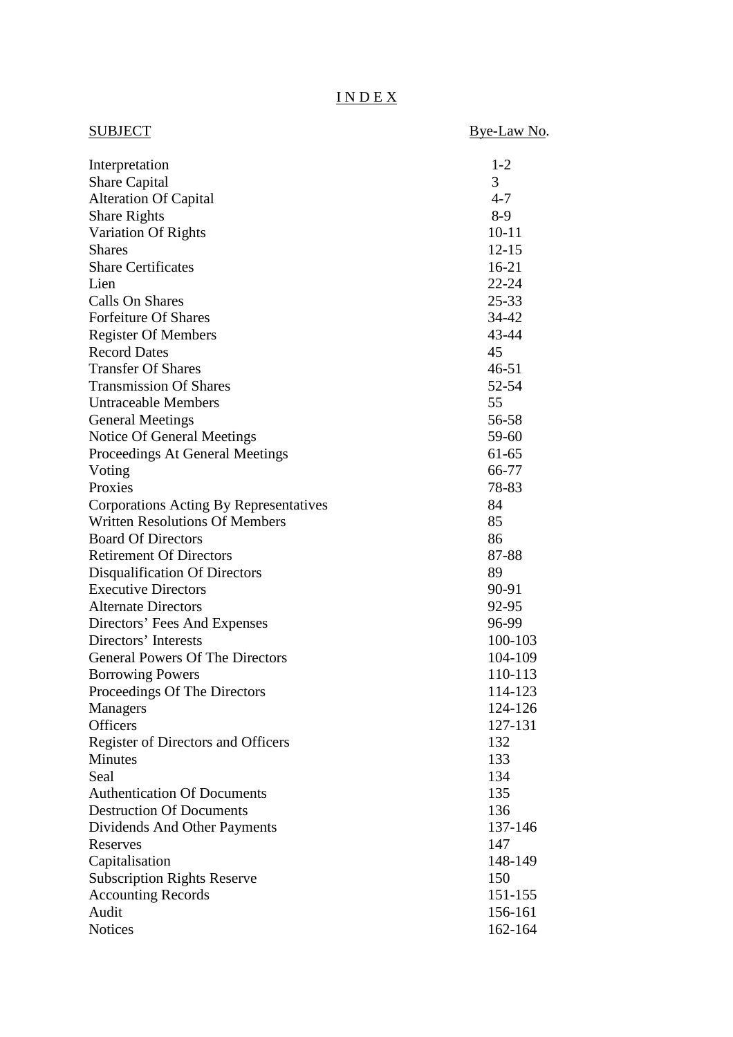# I N D E X

| SUBJECT | Bye-Law No. |
|---|---|
| Interpretation | 1-2 |
| Share Capital | 3 |
| Alteration Of Capital | 4-7 |
| Share Rights | 8-9 |
| Variation Of Rights | 10-11 |
| Shares | 12-15 |
| Share Certificates | 16-21 |
| Lien | 22-24 |
| Calls On Shares | 25-33 |
| Forfeiture Of Shares | 34-42 |
| Register Of Members | 43-44 |
| Record Dates | 45 |
| Transfer Of Shares | 46-51 |
| Transmission Of Shares | 52-54 |
| Untraceable Members | 55 |
| General Meetings | 56-58 |
| Notice Of General Meetings | 59-60 |
| Proceedings At General Meetings | 61-65 |
| Voting | 66-77 |
| Proxies | 78-83 |
| Corporations Acting By Representatives | 84 |
| Written Resolutions Of Members | 85 |
| Board Of Directors | 86 |
| Retirement Of Directors | 87-88 |
| Disqualification Of Directors | 89 |
| Executive Directors | 90-91 |
| Alternate Directors | 92-95 |
| Directors' Fees And Expenses | 96-99 |
| Directors' Interests | 100-103 |
| General Powers Of The Directors | 104-109 |
| Borrowing Powers | 110-113 |
| Proceedings Of The Directors | 114-123 |
| Managers | 124-126 |
| Officers | 127-131 |
| Register of Directors and Officers | 132 |
| Minutes | 133 |
| Seal | 134 |
| Authentication Of Documents | 135 |
| Destruction Of Documents | 136 |
| Dividends And Other Payments | 137-146 |
| Reserves | 147 |
| Capitalisation | 148-149 |
| Subscription Rights Reserve | 150 |
| Accounting Records | 151-155 |
| Audit | 156-161 |
| Notices | 162-164 |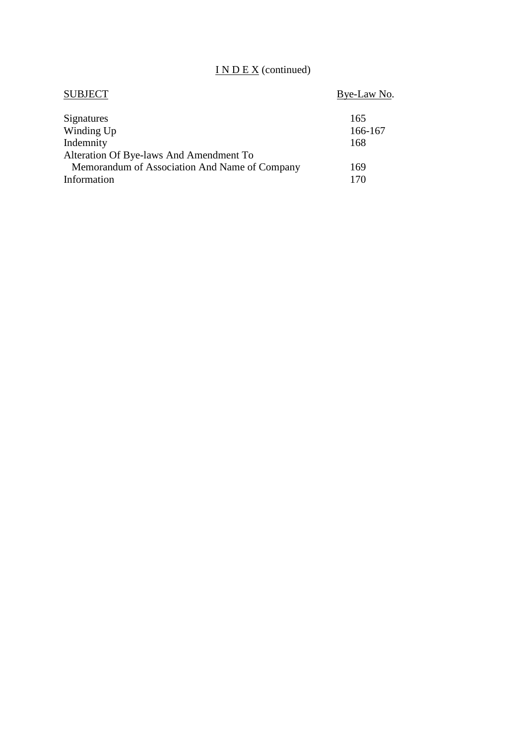# I N D E X (continued)

| SUBJECT | Bye-Law No. |
|---|---|
| Signatures | 165 |
| Winding Up | 166-167 |
| Indemnity | 168 |
| Alteration Of Bye-laws And Amendment To Memorandum of Association And Name of Company | 169 |
| Information | 170 |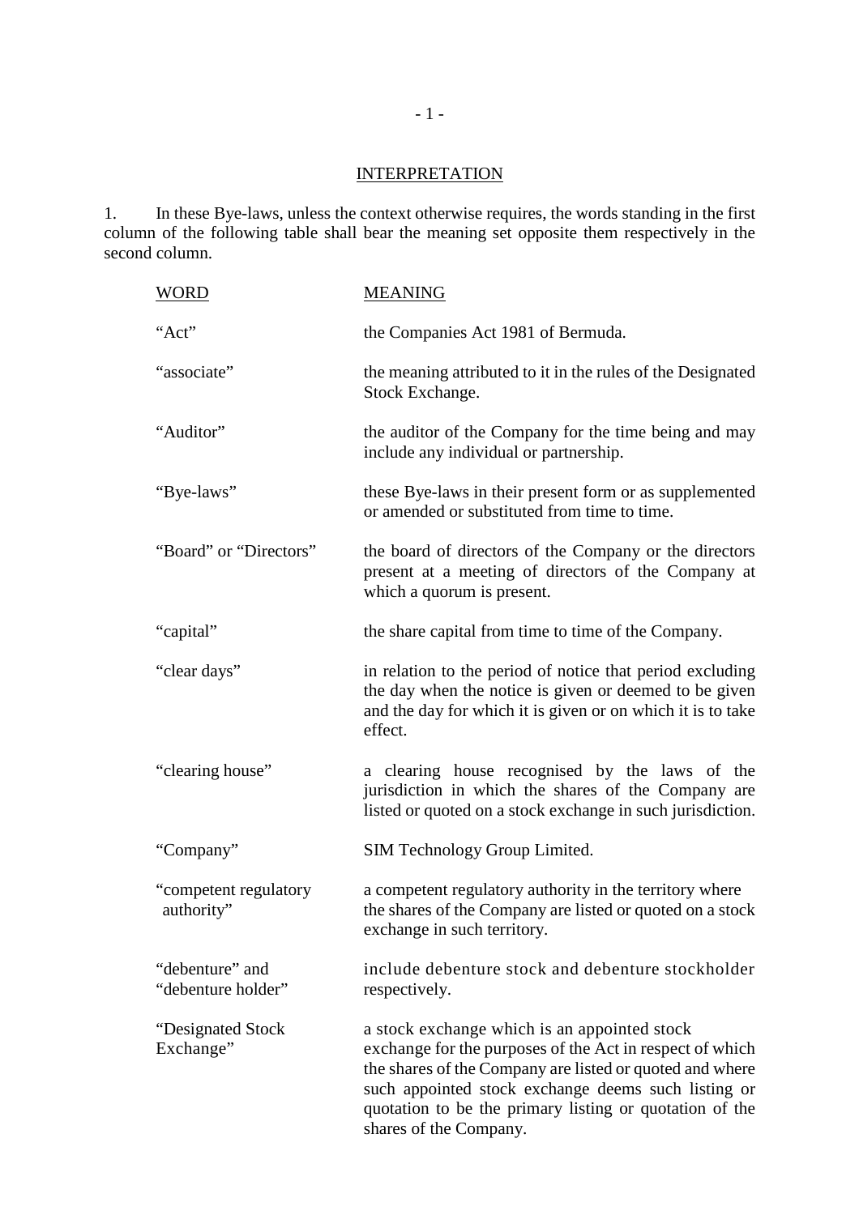## INTERPRETATION

1. In these Bye-laws, unless the context otherwise requires, the words standing in the first column of the following table shall bear the meaning set opposite them respectively in the second column.

| WORD | MEANING |
|---|---|
| "Act" | the Companies Act 1981 of Bermuda. |
| "associate" | the meaning attributed to it in the rules of the Designated Stock Exchange. |
| "Auditor" | the auditor of the Company for the time being and may include any individual or partnership. |
| "Bye-laws" | these Bye-laws in their present form or as supplemented or amended or substituted from time to time. |
| "Board" or "Directors" | the board of directors of the Company or the directors present at a meeting of directors of the Company at which a quorum is present. |
| "capital" | the share capital from time to time of the Company. |
| "clear days" | in relation to the period of notice that period excluding the day when the notice is given or deemed to be given and the day for which it is given or on which it is to take effect. |
| "clearing house" | a clearing house recognised by the laws of the jurisdiction in which the shares of the Company are listed or quoted on a stock exchange in such jurisdiction. |
| "Company" | SIM Technology Group Limited. |
| "competent regulatory authority" | a competent regulatory authority in the territory where the shares of the Company are listed or quoted on a stock exchange in such territory. |
| "debenture" and "debenture holder" | include debenture stock and debenture stockholder respectively. |
| "Designated Stock Exchange" | a stock exchange which is an appointed stock exchange for the purposes of the Act in respect of which the shares of the Company are listed or quoted and where such appointed stock exchange deems such listing or quotation to be the primary listing or quotation of the shares of the Company. |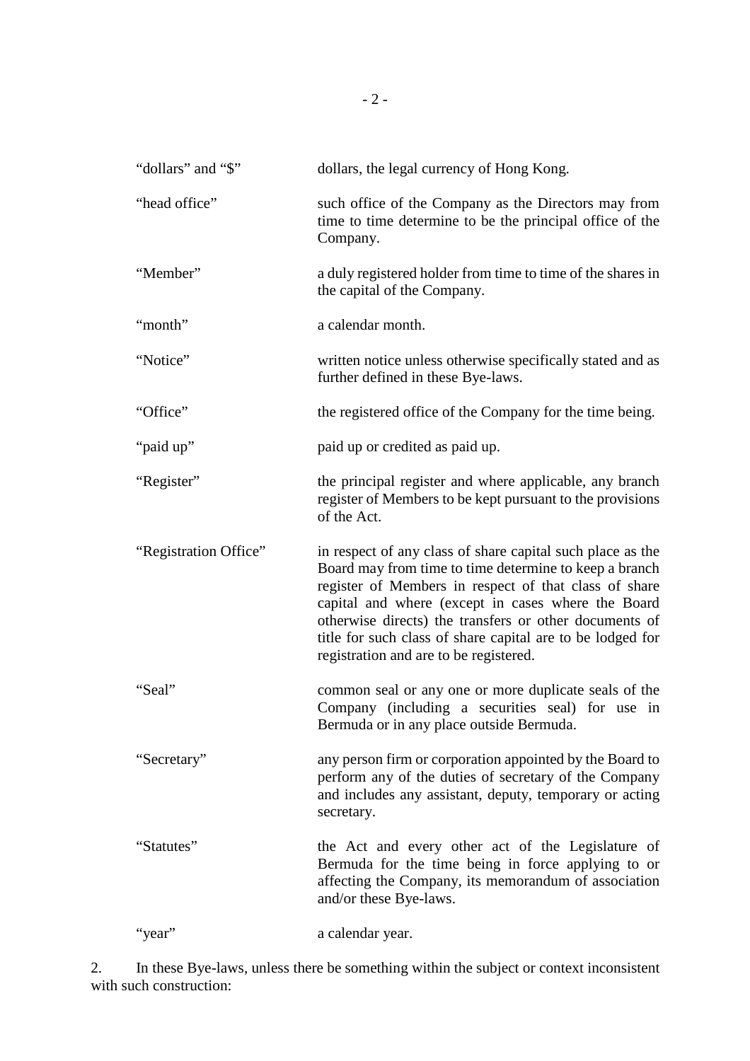| | |
|---|---|
| "dollars" and "$" | dollars, the legal currency of Hong Kong. |
| "head office" | such office of the Company as the Directors may from time to time determine to be the principal office of the Company. |
| "Member" | a duly registered holder from time to time of the shares in the capital of the Company. |
| "month" | a calendar month. |
| "Notice" | written notice unless otherwise specifically stated and as further defined in these Bye-laws. |
| "Office" | the registered office of the Company for the time being. |
| "paid up" | paid up or credited as paid up. |
| "Register" | the principal register and where applicable, any branch register of Members to be kept pursuant to the provisions of the Act. |
| "Registration Office" | in respect of any class of share capital such place as the Board may from time to time determine to keep a branch register of Members in respect of that class of share capital and where (except in cases where the Board otherwise directs) the transfers or other documents of title for such class of share capital are to be lodged for registration and are to be registered. |
| "Seal" | common seal or any one or more duplicate seals of the Company (including a securities seal) for use in Bermuda or in any place outside Bermuda. |
| "Secretary" | any person firm or corporation appointed by the Board to perform any of the duties of secretary of the Company and includes any assistant, deputy, temporary or acting secretary. |
| "Statutes" | the Act and every other act of the Legislature of Bermuda for the time being in force applying to or affecting the Company, its memorandum of association and/or these Bye-laws. |
| "year" | a calendar year. |

2. In these Bye-laws, unless there be something within the subject or context inconsistent with such construction: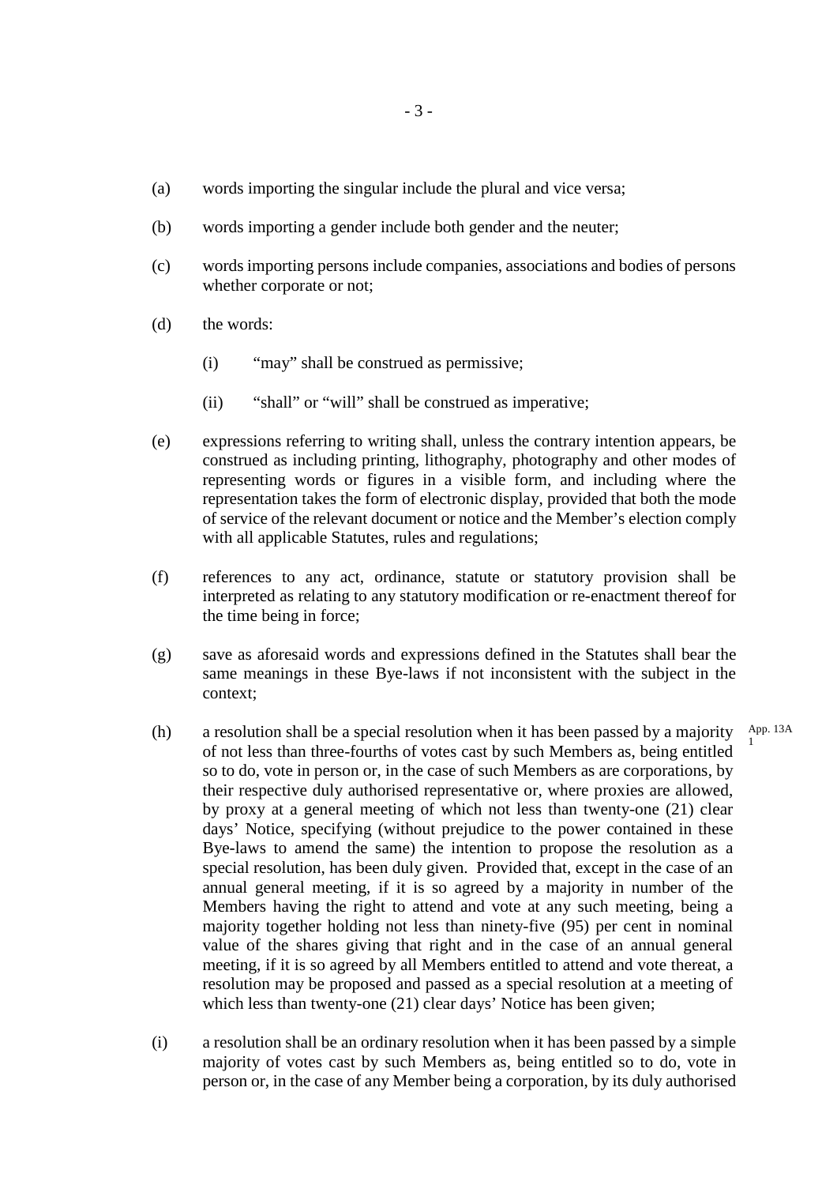(a) words importing the singular include the plural and vice versa;

(b) words importing a gender include both gender and the neuter;

(c) words importing persons include companies, associations and bodies of persons whether corporate or not;

(d) the words:

   (i) "may" shall be construed as permissive;

   (ii) "shall" or "will" shall be construed as imperative;

(e) expressions referring to writing shall, unless the contrary intention appears, be construed as including printing, lithography, photography and other modes of representing words or figures in a visible form, and including where the representation takes the form of electronic display, provided that both the mode of service of the relevant document or notice and the Member's election comply with all applicable Statutes, rules and regulations;

(f) references to any act, ordinance, statute or statutory provision shall be interpreted as relating to any statutory modification or re-enactment thereof for the time being in force;

(g) save as aforesaid words and expressions defined in the Statutes shall bear the same meanings in these Bye-laws if not inconsistent with the subject in the context;

(h) a resolution shall be a special resolution when it has been passed by a majority of not less than three-fourths of votes cast by such Members as, being entitled so to do, vote in person or, in the case of such Members as are corporations, by their respective duly authorised representative or, where proxies are allowed, by proxy at a general meeting of which not less than twenty-one (21) clear days' Notice, specifying (without prejudice to the power contained in these Bye-laws to amend the same) the intention to propose the resolution as a special resolution, has been duly given. Provided that, except in the case of an annual general meeting, if it is so agreed by a majority in number of the Members having the right to attend and vote at any such meeting, being a majority together holding not less than ninety-five (95) per cent in nominal value of the shares giving that right and in the case of an annual general meeting, if it is so agreed by all Members entitled to attend and vote thereat, a resolution may be proposed and passed as a special resolution at a meeting of which less than twenty-one (21) clear days' Notice has been given; App. 13A 1

(i) a resolution shall be an ordinary resolution when it has been passed by a simple majority of votes cast by such Members as, being entitled so to do, vote in person or, in the case of any Member being a corporation, by its duly authorised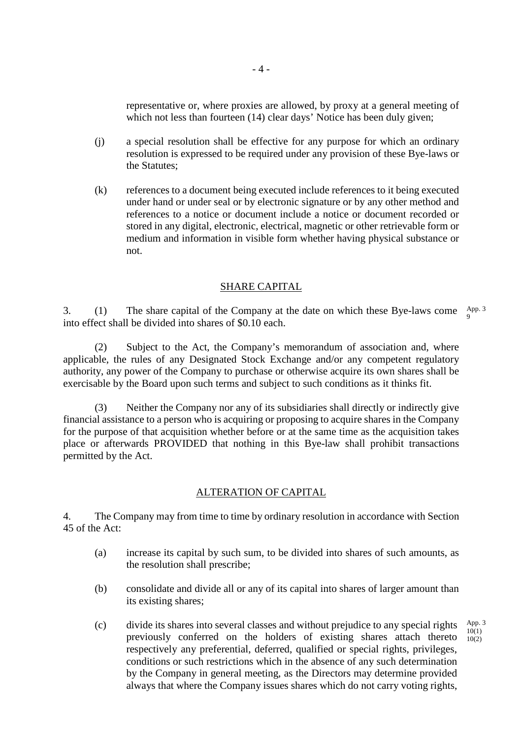representative or, where proxies are allowed, by proxy at a general meeting of which not less than fourteen (14) clear days' Notice has been duly given;

(j) a special resolution shall be effective for any purpose for which an ordinary resolution is expressed to be required under any provision of these Bye-laws or the Statutes;

(k) references to a document being executed include references to it being executed under hand or under seal or by electronic signature or by any other method and references to a notice or document include a notice or document recorded or stored in any digital, electronic, electrical, magnetic or other retrievable form or medium and information in visible form whether having physical substance or not.

## SHARE CAPITAL

3. (1) The share capital of the Company at the date on which these Bye-laws come into effect shall be divided into shares of $0.10 each. App. 3 9

(2) Subject to the Act, the Company's memorandum of association and, where applicable, the rules of any Designated Stock Exchange and/or any competent regulatory authority, any power of the Company to purchase or otherwise acquire its own shares shall be exercisable by the Board upon such terms and subject to such conditions as it thinks fit.

(3) Neither the Company nor any of its subsidiaries shall directly or indirectly give financial assistance to a person who is acquiring or proposing to acquire shares in the Company for the purpose of that acquisition whether before or at the same time as the acquisition takes place or afterwards PROVIDED that nothing in this Bye-law shall prohibit transactions permitted by the Act.

## ALTERATION OF CAPITAL

4. The Company may from time to time by ordinary resolution in accordance with Section 45 of the Act:

(a) increase its capital by such sum, to be divided into shares of such amounts, as the resolution shall prescribe;

(b) consolidate and divide all or any of its capital into shares of larger amount than its existing shares;

(c) divide its shares into several classes and without prejudice to any special rights previously conferred on the holders of existing shares attach thereto respectively any preferential, deferred, qualified or special rights, privileges, conditions or such restrictions which in the absence of any such determination by the Company in general meeting, as the Directors may determine provided always that where the Company issues shares which do not carry voting rights, App. 3 10(1) 10(2)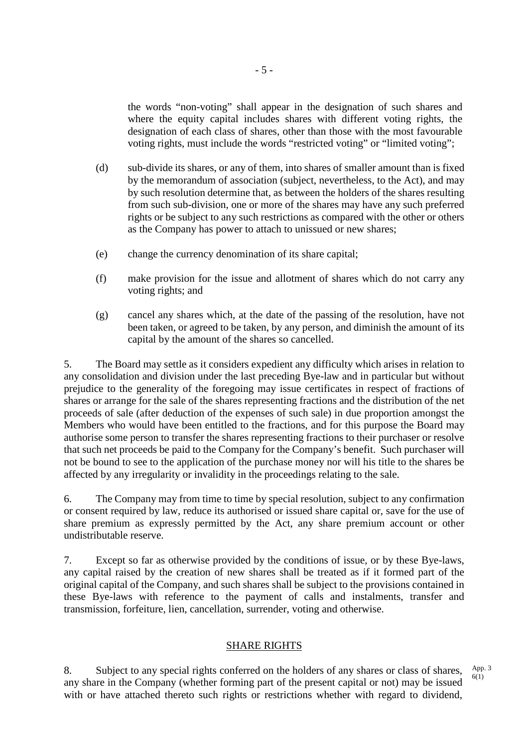the words "non-voting" shall appear in the designation of such shares and where the equity capital includes shares with different voting rights, the designation of each class of shares, other than those with the most favourable voting rights, must include the words "restricted voting" or "limited voting";

(d) sub-divide its shares, or any of them, into shares of smaller amount than is fixed by the memorandum of association (subject, nevertheless, to the Act), and may by such resolution determine that, as between the holders of the shares resulting from such sub-division, one or more of the shares may have any such preferred rights or be subject to any such restrictions as compared with the other or others as the Company has power to attach to unissued or new shares;

(e) change the currency denomination of its share capital;

(f) make provision for the issue and allotment of shares which do not carry any voting rights; and

(g) cancel any shares which, at the date of the passing of the resolution, have not been taken, or agreed to be taken, by any person, and diminish the amount of its capital by the amount of the shares so cancelled.

5. The Board may settle as it considers expedient any difficulty which arises in relation to any consolidation and division under the last preceding Bye-law and in particular but without prejudice to the generality of the foregoing may issue certificates in respect of fractions of shares or arrange for the sale of the shares representing fractions and the distribution of the net proceeds of sale (after deduction of the expenses of such sale) in due proportion amongst the Members who would have been entitled to the fractions, and for this purpose the Board may authorise some person to transfer the shares representing fractions to their purchaser or resolve that such net proceeds be paid to the Company for the Company's benefit. Such purchaser will not be bound to see to the application of the purchase money nor will his title to the shares be affected by any irregularity or invalidity in the proceedings relating to the sale.

6. The Company may from time to time by special resolution, subject to any confirmation or consent required by law, reduce its authorised or issued share capital or, save for the use of share premium as expressly permitted by the Act, any share premium account or other undistributable reserve.

7. Except so far as otherwise provided by the conditions of issue, or by these Bye-laws, any capital raised by the creation of new shares shall be treated as if it formed part of the original capital of the Company, and such shares shall be subject to the provisions contained in these Bye-laws with reference to the payment of calls and instalments, transfer and transmission, forfeiture, lien, cancellation, surrender, voting and otherwise.

## SHARE RIGHTS

8. Subject to any special rights conferred on the holders of any shares or class of shares, any share in the Company (whether forming part of the present capital or not) may be issued with or have attached thereto such rights or restrictions whether with regard to dividend,

App. 3 6(1)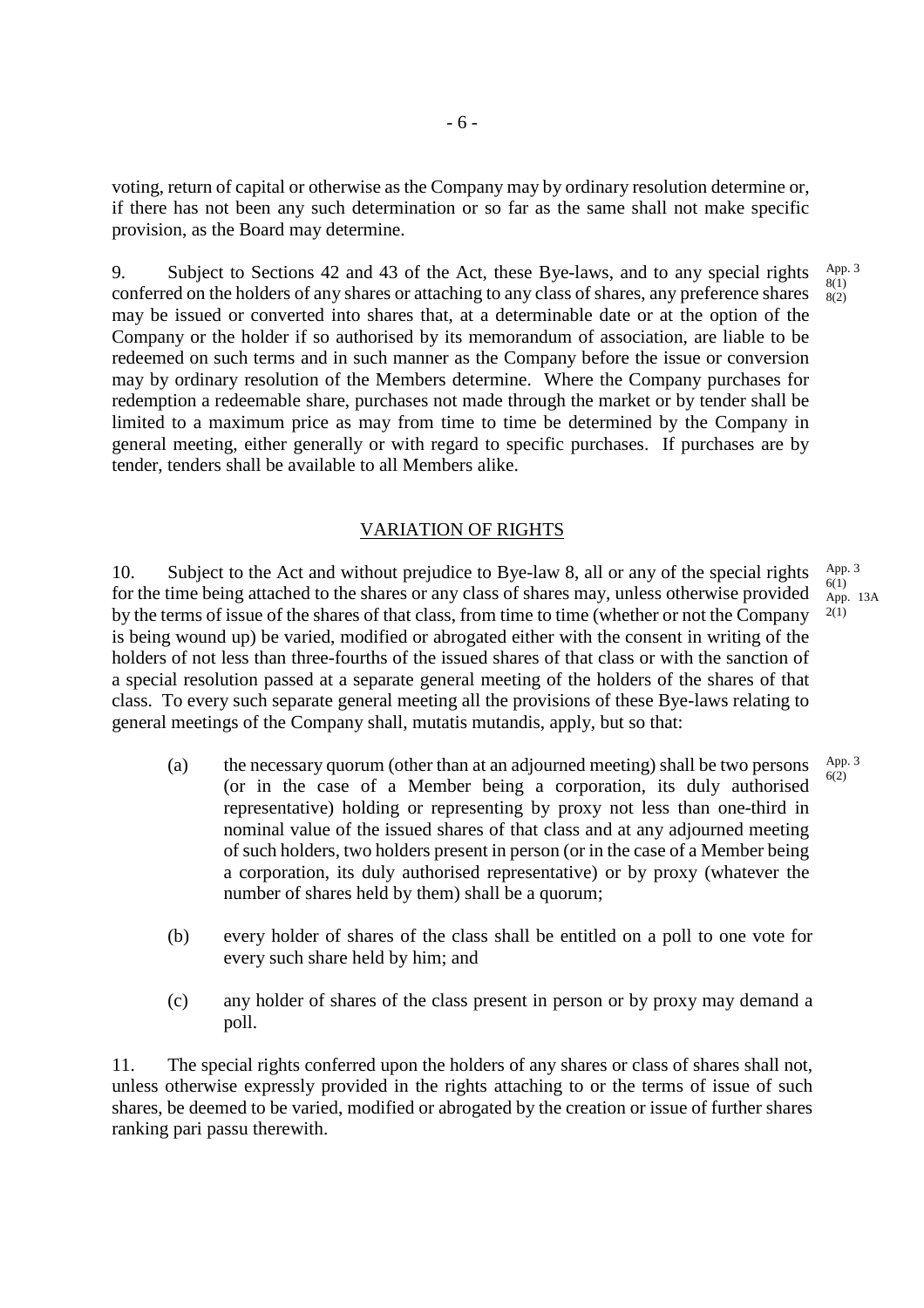voting, return of capital or otherwise as the Company may by ordinary resolution determine or, if there has not been any such determination or so far as the same shall not make specific provision, as the Board may determine.

9. Subject to Sections 42 and 43 of the Act, these Bye-laws, and to any special rights conferred on the holders of any shares or attaching to any class of shares, any preference shares may be issued or converted into shares that, at a determinable date or at the option of the Company or the holder if so authorised by its memorandum of association, are liable to be redeemed on such terms and in such manner as the Company before the issue or conversion may by ordinary resolution of the Members determine. Where the Company purchases for redemption a redeemable share, purchases not made through the market or by tender shall be limited to a maximum price as may from time to time be determined by the Company in general meeting, either generally or with regard to specific purchases. If purchases are by tender, tenders shall be available to all Members alike.

App. 3 8(1) 8(2)

## VARIATION OF RIGHTS

10. Subject to the Act and without prejudice to Bye-law 8, all or any of the special rights for the time being attached to the shares or any class of shares may, unless otherwise provided by the terms of issue of the shares of that class, from time to time (whether or not the Company is being wound up) be varied, modified or abrogated either with the consent in writing of the holders of not less than three-fourths of the issued shares of that class or with the sanction of a special resolution passed at a separate general meeting of the holders of the shares of that class. To every such separate general meeting all the provisions of these Bye-laws relating to general meetings of the Company shall, mutatis mutandis, apply, but so that:

App. 3 6(1) App. 13A 2(1)

(a) the necessary quorum (other than at an adjourned meeting) shall be two persons (or in the case of a Member being a corporation, its duly authorised representative) holding or representing by proxy not less than one-third in nominal value of the issued shares of that class and at any adjourned meeting of such holders, two holders present in person (or in the case of a Member being a corporation, its duly authorised representative) or by proxy (whatever the number of shares held by them) shall be a quorum;

App. 3 6(2)

(b) every holder of shares of the class shall be entitled on a poll to one vote for every such share held by him; and

(c) any holder of shares of the class present in person or by proxy may demand a poll.

11. The special rights conferred upon the holders of any shares or class of shares shall not, unless otherwise expressly provided in the rights attaching to or the terms of issue of such shares, be deemed to be varied, modified or abrogated by the creation or issue of further shares ranking pari passu therewith.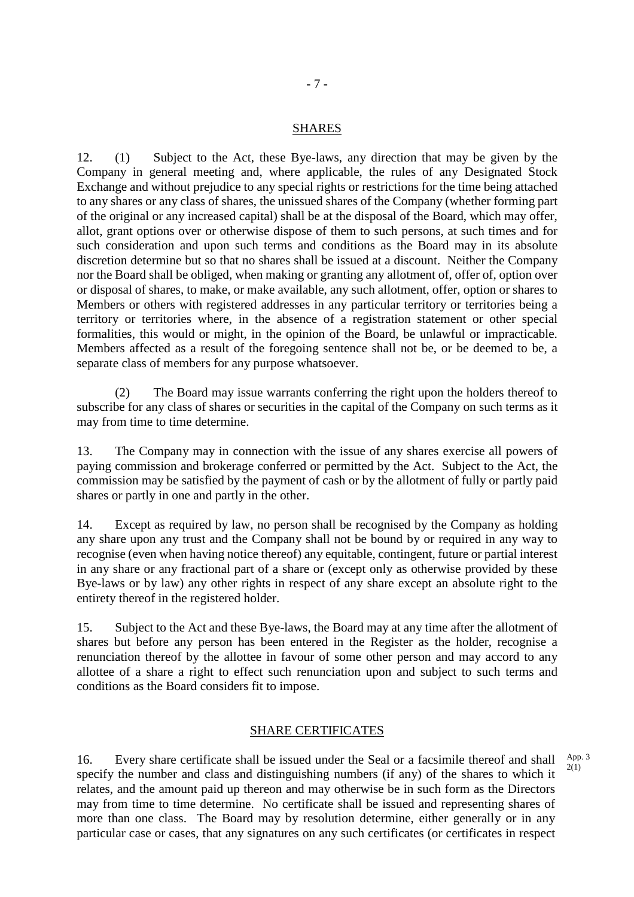## SHARES

12. (1) Subject to the Act, these Bye-laws, any direction that may be given by the Company in general meeting and, where applicable, the rules of any Designated Stock Exchange and without prejudice to any special rights or restrictions for the time being attached to any shares or any class of shares, the unissued shares of the Company (whether forming part of the original or any increased capital) shall be at the disposal of the Board, which may offer, allot, grant options over or otherwise dispose of them to such persons, at such times and for such consideration and upon such terms and conditions as the Board may in its absolute discretion determine but so that no shares shall be issued at a discount. Neither the Company nor the Board shall be obliged, when making or granting any allotment of, offer of, option over or disposal of shares, to make, or make available, any such allotment, offer, option or shares to Members or others with registered addresses in any particular territory or territories being a territory or territories where, in the absence of a registration statement or other special formalities, this would or might, in the opinion of the Board, be unlawful or impracticable. Members affected as a result of the foregoing sentence shall not be, or be deemed to be, a separate class of members for any purpose whatsoever.

(2) The Board may issue warrants conferring the right upon the holders thereof to subscribe for any class of shares or securities in the capital of the Company on such terms as it may from time to time determine.

13. The Company may in connection with the issue of any shares exercise all powers of paying commission and brokerage conferred or permitted by the Act. Subject to the Act, the commission may be satisfied by the payment of cash or by the allotment of fully or partly paid shares or partly in one and partly in the other.

14. Except as required by law, no person shall be recognised by the Company as holding any share upon any trust and the Company shall not be bound by or required in any way to recognise (even when having notice thereof) any equitable, contingent, future or partial interest in any share or any fractional part of a share or (except only as otherwise provided by these Bye-laws or by law) any other rights in respect of any share except an absolute right to the entirety thereof in the registered holder.

15. Subject to the Act and these Bye-laws, the Board may at any time after the allotment of shares but before any person has been entered in the Register as the holder, recognise a renunciation thereof by the allottee in favour of some other person and may accord to any allottee of a share a right to effect such renunciation upon and subject to such terms and conditions as the Board considers fit to impose.

## SHARE CERTIFICATES

16. Every share certificate shall be issued under the Seal or a facsimile thereof and shall specify the number and class and distinguishing numbers (if any) of the shares to which it relates, and the amount paid up thereon and may otherwise be in such form as the Directors may from time to time determine. No certificate shall be issued and representing shares of more than one class. The Board may by resolution determine, either generally or in any particular case or cases, that any signatures on any such certificates (or certificates in respect

App. 3 2(1)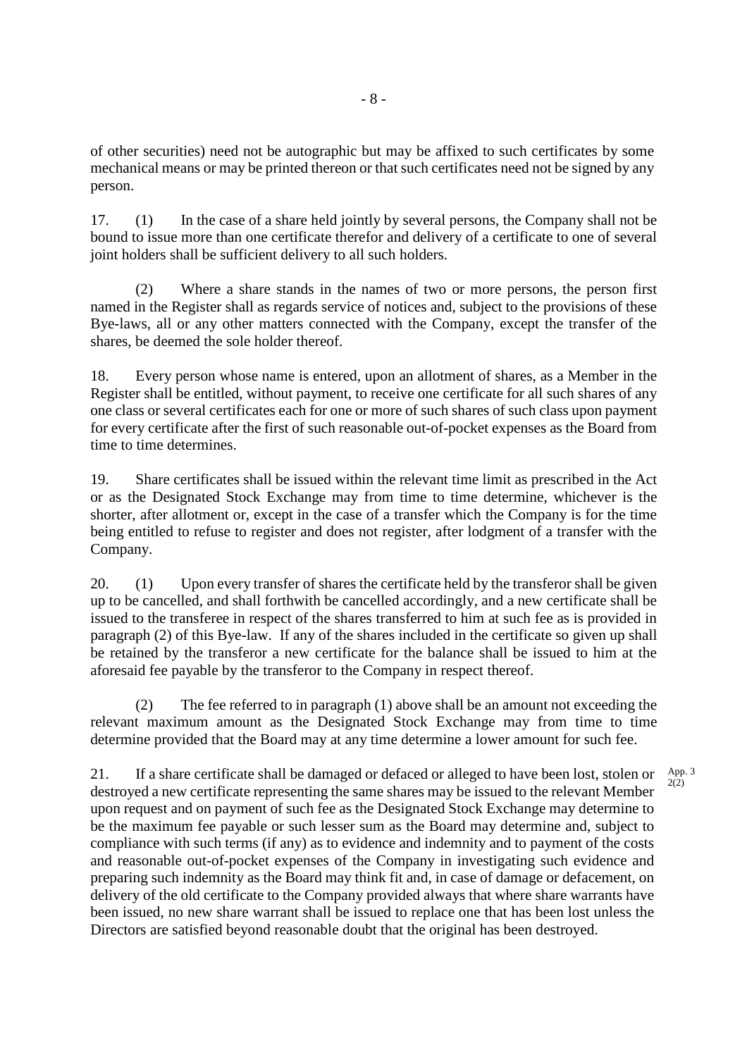of other securities) need not be autographic but may be affixed to such certificates by some mechanical means or may be printed thereon or that such certificates need not be signed by any person.

17. (1) In the case of a share held jointly by several persons, the Company shall not be bound to issue more than one certificate therefor and delivery of a certificate to one of several joint holders shall be sufficient delivery to all such holders.

(2) Where a share stands in the names of two or more persons, the person first named in the Register shall as regards service of notices and, subject to the provisions of these Bye-laws, all or any other matters connected with the Company, except the transfer of the shares, be deemed the sole holder thereof.

18. Every person whose name is entered, upon an allotment of shares, as a Member in the Register shall be entitled, without payment, to receive one certificate for all such shares of any one class or several certificates each for one or more of such shares of such class upon payment for every certificate after the first of such reasonable out-of-pocket expenses as the Board from time to time determines.

19. Share certificates shall be issued within the relevant time limit as prescribed in the Act or as the Designated Stock Exchange may from time to time determine, whichever is the shorter, after allotment or, except in the case of a transfer which the Company is for the time being entitled to refuse to register and does not register, after lodgment of a transfer with the Company.

20. (1) Upon every transfer of shares the certificate held by the transferor shall be given up to be cancelled, and shall forthwith be cancelled accordingly, and a new certificate shall be issued to the transferee in respect of the shares transferred to him at such fee as is provided in paragraph (2) of this Bye-law. If any of the shares included in the certificate so given up shall be retained by the transferor a new certificate for the balance shall be issued to him at the aforesaid fee payable by the transferor to the Company in respect thereof.

(2) The fee referred to in paragraph (1) above shall be an amount not exceeding the relevant maximum amount as the Designated Stock Exchange may from time to time determine provided that the Board may at any time determine a lower amount for such fee.

21. If a share certificate shall be damaged or defaced or alleged to have been lost, stolen or destroyed a new certificate representing the same shares may be issued to the relevant Member upon request and on payment of such fee as the Designated Stock Exchange may determine to be the maximum fee payable or such lesser sum as the Board may determine and, subject to compliance with such terms (if any) as to evidence and indemnity and to payment of the costs and reasonable out-of-pocket expenses of the Company in investigating such evidence and preparing such indemnity as the Board may think fit and, in case of damage or defacement, on delivery of the old certificate to the Company provided always that where share warrants have been issued, no new share warrant shall be issued to replace one that has been lost unless the Directors are satisfied beyond reasonable doubt that the original has been destroyed.

App. 3 2(2)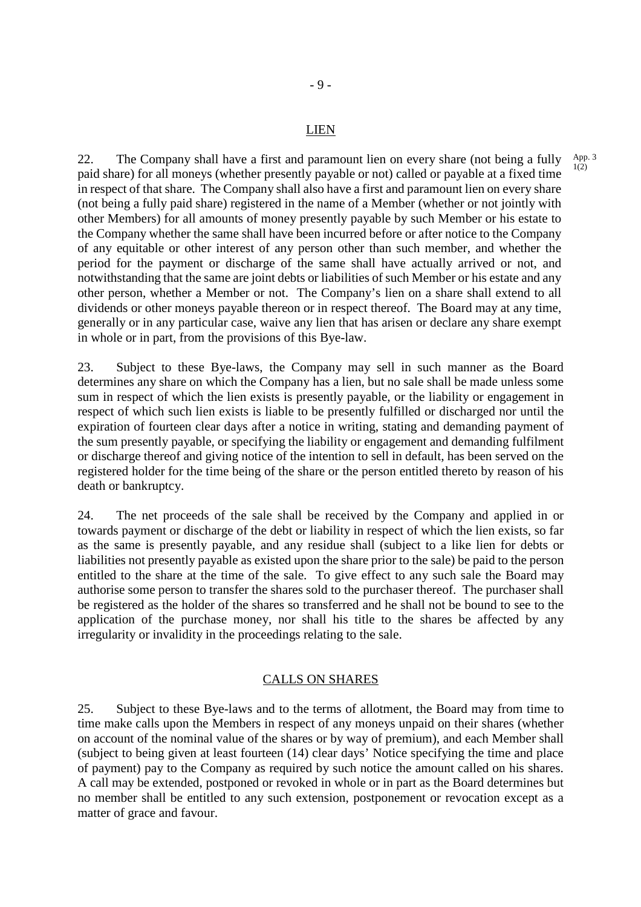## LIEN

22. The Company shall have a first and paramount lien on every share (not being a fully paid share) for all moneys (whether presently payable or not) called or payable at a fixed time in respect of that share. The Company shall also have a first and paramount lien on every share (not being a fully paid share) registered in the name of a Member (whether or not jointly with other Members) for all amounts of money presently payable by such Member or his estate to the Company whether the same shall have been incurred before or after notice to the Company of any equitable or other interest of any person other than such member, and whether the period for the payment or discharge of the same shall have actually arrived or not, and notwithstanding that the same are joint debts or liabilities of such Member or his estate and any other person, whether a Member or not. The Company's lien on a share shall extend to all dividends or other moneys payable thereon or in respect thereof. The Board may at any time, generally or in any particular case, waive any lien that has arisen or declare any share exempt in whole or in part, from the provisions of this Bye-law.

App. 3 1(2)

23. Subject to these Bye-laws, the Company may sell in such manner as the Board determines any share on which the Company has a lien, but no sale shall be made unless some sum in respect of which the lien exists is presently payable, or the liability or engagement in respect of which such lien exists is liable to be presently fulfilled or discharged nor until the expiration of fourteen clear days after a notice in writing, stating and demanding payment of the sum presently payable, or specifying the liability or engagement and demanding fulfilment or discharge thereof and giving notice of the intention to sell in default, has been served on the registered holder for the time being of the share or the person entitled thereto by reason of his death or bankruptcy.

24. The net proceeds of the sale shall be received by the Company and applied in or towards payment or discharge of the debt or liability in respect of which the lien exists, so far as the same is presently payable, and any residue shall (subject to a like lien for debts or liabilities not presently payable as existed upon the share prior to the sale) be paid to the person entitled to the share at the time of the sale. To give effect to any such sale the Board may authorise some person to transfer the shares sold to the purchaser thereof. The purchaser shall be registered as the holder of the shares so transferred and he shall not be bound to see to the application of the purchase money, nor shall his title to the shares be affected by any irregularity or invalidity in the proceedings relating to the sale.

## CALLS ON SHARES

25. Subject to these Bye-laws and to the terms of allotment, the Board may from time to time make calls upon the Members in respect of any moneys unpaid on their shares (whether on account of the nominal value of the shares or by way of premium), and each Member shall (subject to being given at least fourteen (14) clear days' Notice specifying the time and place of payment) pay to the Company as required by such notice the amount called on his shares. A call may be extended, postponed or revoked in whole or in part as the Board determines but no member shall be entitled to any such extension, postponement or revocation except as a matter of grace and favour.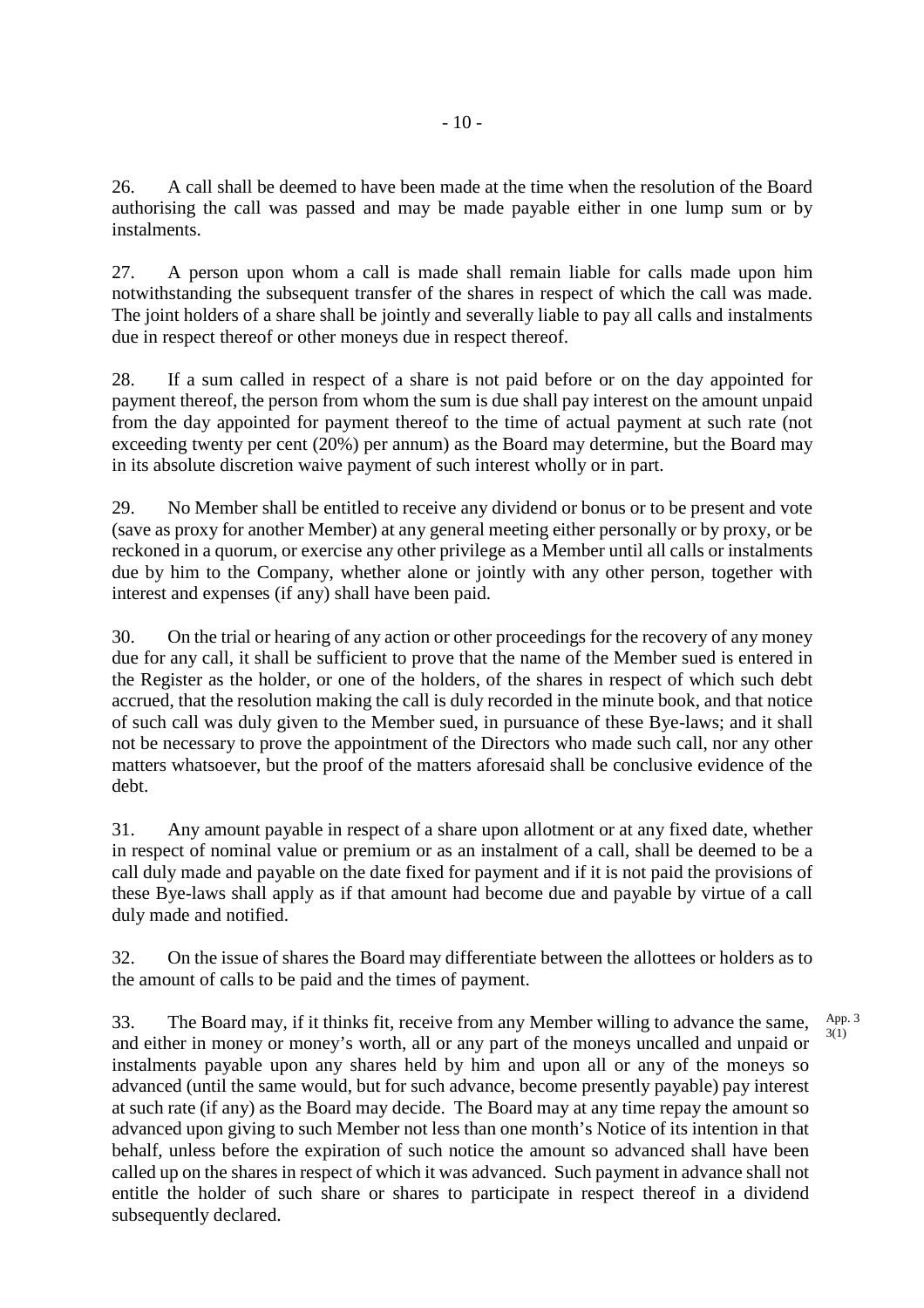26. A call shall be deemed to have been made at the time when the resolution of the Board authorising the call was passed and may be made payable either in one lump sum or by instalments.

27. A person upon whom a call is made shall remain liable for calls made upon him notwithstanding the subsequent transfer of the shares in respect of which the call was made. The joint holders of a share shall be jointly and severally liable to pay all calls and instalments due in respect thereof or other moneys due in respect thereof.

28. If a sum called in respect of a share is not paid before or on the day appointed for payment thereof, the person from whom the sum is due shall pay interest on the amount unpaid from the day appointed for payment thereof to the time of actual payment at such rate (not exceeding twenty per cent (20%) per annum) as the Board may determine, but the Board may in its absolute discretion waive payment of such interest wholly or in part.

29. No Member shall be entitled to receive any dividend or bonus or to be present and vote (save as proxy for another Member) at any general meeting either personally or by proxy, or be reckoned in a quorum, or exercise any other privilege as a Member until all calls or instalments due by him to the Company, whether alone or jointly with any other person, together with interest and expenses (if any) shall have been paid.

30. On the trial or hearing of any action or other proceedings for the recovery of any money due for any call, it shall be sufficient to prove that the name of the Member sued is entered in the Register as the holder, or one of the holders, of the shares in respect of which such debt accrued, that the resolution making the call is duly recorded in the minute book, and that notice of such call was duly given to the Member sued, in pursuance of these Bye-laws; and it shall not be necessary to prove the appointment of the Directors who made such call, nor any other matters whatsoever, but the proof of the matters aforesaid shall be conclusive evidence of the debt.

31. Any amount payable in respect of a share upon allotment or at any fixed date, whether in respect of nominal value or premium or as an instalment of a call, shall be deemed to be a call duly made and payable on the date fixed for payment and if it is not paid the provisions of these Bye-laws shall apply as if that amount had become due and payable by virtue of a call duly made and notified.

32. On the issue of shares the Board may differentiate between the allottees or holders as to the amount of calls to be paid and the times of payment.

33. The Board may, if it thinks fit, receive from any Member willing to advance the same, and either in money or money's worth, all or any part of the moneys uncalled and unpaid or instalments payable upon any shares held by him and upon all or any of the moneys so advanced (until the same would, but for such advance, become presently payable) pay interest at such rate (if any) as the Board may decide. The Board may at any time repay the amount so advanced upon giving to such Member not less than one month's Notice of its intention in that behalf, unless before the expiration of such notice the amount so advanced shall have been called up on the shares in respect of which it was advanced. Such payment in advance shall not entitle the holder of such share or shares to participate in respect thereof in a dividend subsequently declared.

App. 3 3(1)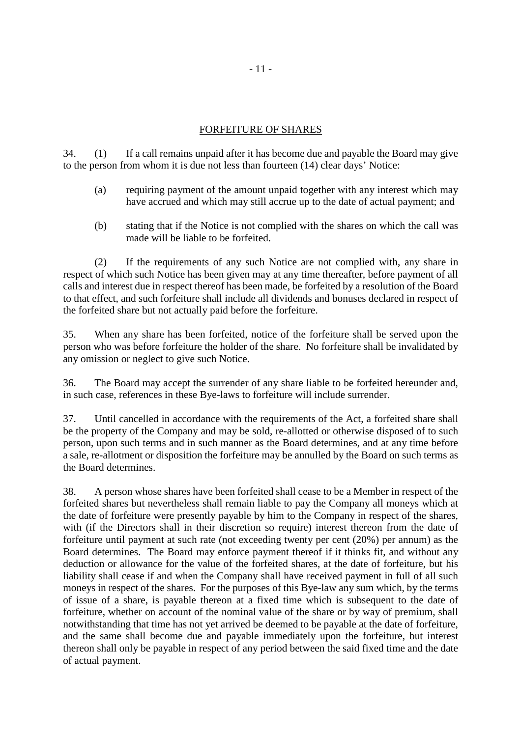## FORFEITURE OF SHARES

34. (1) If a call remains unpaid after it has become due and payable the Board may give to the person from whom it is due not less than fourteen (14) clear days' Notice:

(a) requiring payment of the amount unpaid together with any interest which may have accrued and which may still accrue up to the date of actual payment; and

(b) stating that if the Notice is not complied with the shares on which the call was made will be liable to be forfeited.

(2) If the requirements of any such Notice are not complied with, any share in respect of which such Notice has been given may at any time thereafter, before payment of all calls and interest due in respect thereof has been made, be forfeited by a resolution of the Board to that effect, and such forfeiture shall include all dividends and bonuses declared in respect of the forfeited share but not actually paid before the forfeiture.

35. When any share has been forfeited, notice of the forfeiture shall be served upon the person who was before forfeiture the holder of the share. No forfeiture shall be invalidated by any omission or neglect to give such Notice.

36. The Board may accept the surrender of any share liable to be forfeited hereunder and, in such case, references in these Bye-laws to forfeiture will include surrender.

37. Until cancelled in accordance with the requirements of the Act, a forfeited share shall be the property of the Company and may be sold, re-allotted or otherwise disposed of to such person, upon such terms and in such manner as the Board determines, and at any time before a sale, re-allotment or disposition the forfeiture may be annulled by the Board on such terms as the Board determines.

38. A person whose shares have been forfeited shall cease to be a Member in respect of the forfeited shares but nevertheless shall remain liable to pay the Company all moneys which at the date of forfeiture were presently payable by him to the Company in respect of the shares, with (if the Directors shall in their discretion so require) interest thereon from the date of forfeiture until payment at such rate (not exceeding twenty per cent (20%) per annum) as the Board determines. The Board may enforce payment thereof if it thinks fit, and without any deduction or allowance for the value of the forfeited shares, at the date of forfeiture, but his liability shall cease if and when the Company shall have received payment in full of all such moneys in respect of the shares. For the purposes of this Bye-law any sum which, by the terms of issue of a share, is payable thereon at a fixed time which is subsequent to the date of forfeiture, whether on account of the nominal value of the share or by way of premium, shall notwithstanding that time has not yet arrived be deemed to be payable at the date of forfeiture, and the same shall become due and payable immediately upon the forfeiture, but interest thereon shall only be payable in respect of any period between the said fixed time and the date of actual payment.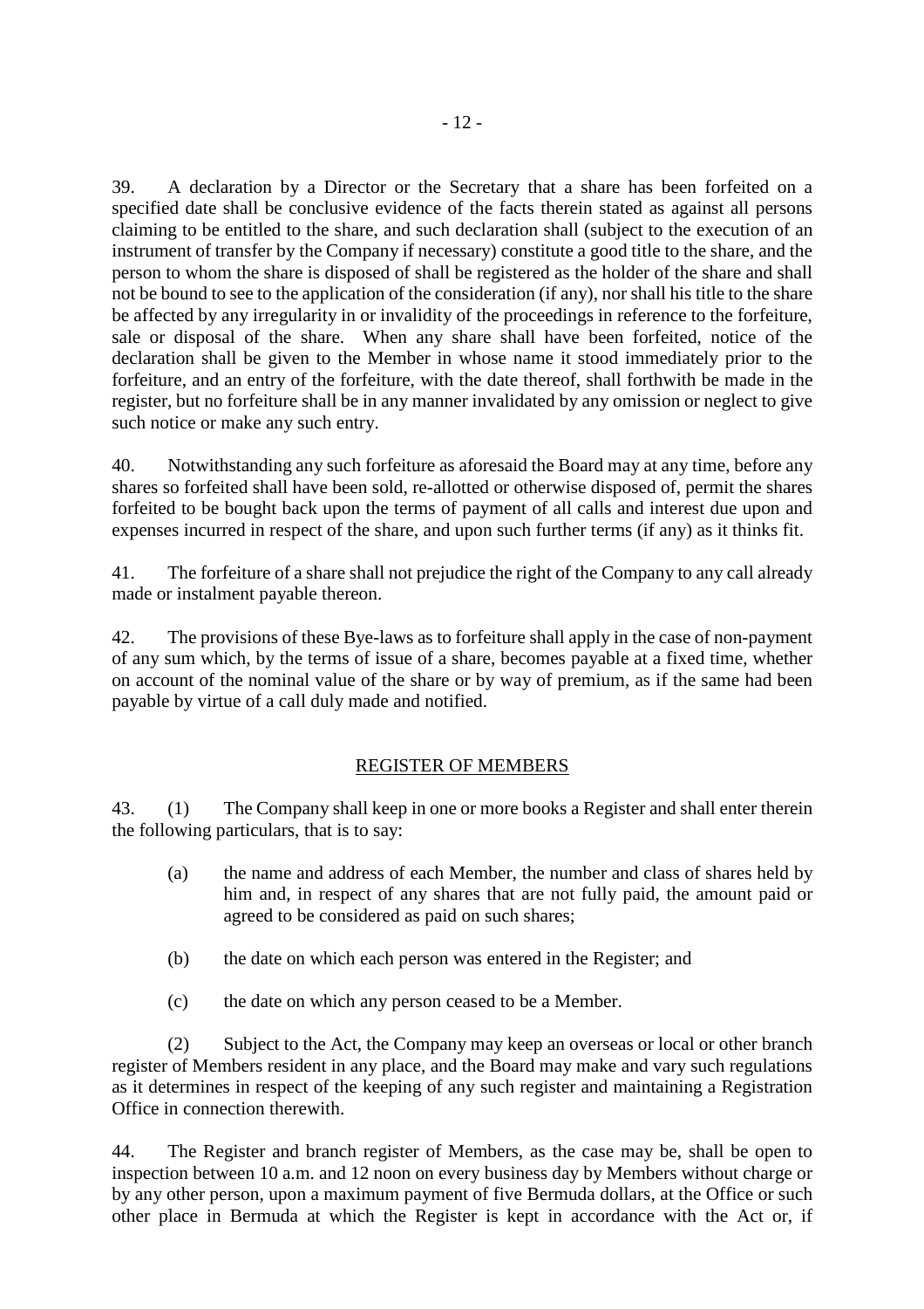39. A declaration by a Director or the Secretary that a share has been forfeited on a specified date shall be conclusive evidence of the facts therein stated as against all persons claiming to be entitled to the share, and such declaration shall (subject to the execution of an instrument of transfer by the Company if necessary) constitute a good title to the share, and the person to whom the share is disposed of shall be registered as the holder of the share and shall not be bound to see to the application of the consideration (if any), nor shall his title to the share be affected by any irregularity in or invalidity of the proceedings in reference to the forfeiture, sale or disposal of the share. When any share shall have been forfeited, notice of the declaration shall be given to the Member in whose name it stood immediately prior to the forfeiture, and an entry of the forfeiture, with the date thereof, shall forthwith be made in the register, but no forfeiture shall be in any manner invalidated by any omission or neglect to give such notice or make any such entry.

40. Notwithstanding any such forfeiture as aforesaid the Board may at any time, before any shares so forfeited shall have been sold, re-allotted or otherwise disposed of, permit the shares forfeited to be bought back upon the terms of payment of all calls and interest due upon and expenses incurred in respect of the share, and upon such further terms (if any) as it thinks fit.

41. The forfeiture of a share shall not prejudice the right of the Company to any call already made or instalment payable thereon.

42. The provisions of these Bye-laws as to forfeiture shall apply in the case of non-payment of any sum which, by the terms of issue of a share, becomes payable at a fixed time, whether on account of the nominal value of the share or by way of premium, as if the same had been payable by virtue of a call duly made and notified.

## REGISTER OF MEMBERS

43. (1) The Company shall keep in one or more books a Register and shall enter therein the following particulars, that is to say:

(a) the name and address of each Member, the number and class of shares held by him and, in respect of any shares that are not fully paid, the amount paid or agreed to be considered as paid on such shares;

(b) the date on which each person was entered in the Register; and

(c) the date on which any person ceased to be a Member.

(2) Subject to the Act, the Company may keep an overseas or local or other branch register of Members resident in any place, and the Board may make and vary such regulations as it determines in respect of the keeping of any such register and maintaining a Registration Office in connection therewith.

44. The Register and branch register of Members, as the case may be, shall be open to inspection between 10 a.m. and 12 noon on every business day by Members without charge or by any other person, upon a maximum payment of five Bermuda dollars, at the Office or such other place in Bermuda at which the Register is kept in accordance with the Act or, if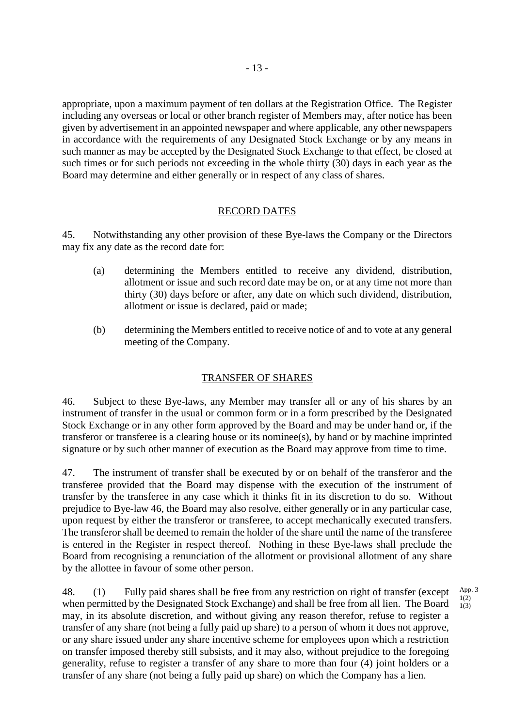appropriate, upon a maximum payment of ten dollars at the Registration Office. The Register including any overseas or local or other branch register of Members may, after notice has been given by advertisement in an appointed newspaper and where applicable, any other newspapers in accordance with the requirements of any Designated Stock Exchange or by any means in such manner as may be accepted by the Designated Stock Exchange to that effect, be closed at such times or for such periods not exceeding in the whole thirty (30) days in each year as the Board may determine and either generally or in respect of any class of shares.

## RECORD DATES

45. Notwithstanding any other provision of these Bye-laws the Company or the Directors may fix any date as the record date for:

(a) determining the Members entitled to receive any dividend, distribution, allotment or issue and such record date may be on, or at any time not more than thirty (30) days before or after, any date on which such dividend, distribution, allotment or issue is declared, paid or made;

(b) determining the Members entitled to receive notice of and to vote at any general meeting of the Company.

## TRANSFER OF SHARES

46. Subject to these Bye-laws, any Member may transfer all or any of his shares by an instrument of transfer in the usual or common form or in a form prescribed by the Designated Stock Exchange or in any other form approved by the Board and may be under hand or, if the transferor or transferee is a clearing house or its nominee(s), by hand or by machine imprinted signature or by such other manner of execution as the Board may approve from time to time.

47. The instrument of transfer shall be executed by or on behalf of the transferor and the transferee provided that the Board may dispense with the execution of the instrument of transfer by the transferee in any case which it thinks fit in its discretion to do so. Without prejudice to Bye-law 46, the Board may also resolve, either generally or in any particular case, upon request by either the transferor or transferee, to accept mechanically executed transfers. The transferor shall be deemed to remain the holder of the share until the name of the transferee is entered in the Register in respect thereof. Nothing in these Bye-laws shall preclude the Board from recognising a renunciation of the allotment or provisional allotment of any share by the allottee in favour of some other person.

48. (1) Fully paid shares shall be free from any restriction on right of transfer (except when permitted by the Designated Stock Exchange) and shall be free from all lien. The Board may, in its absolute discretion, and without giving any reason therefor, refuse to register a transfer of any share (not being a fully paid up share) to a person of whom it does not approve, or any share issued under any share incentive scheme for employees upon which a restriction on transfer imposed thereby still subsists, and it may also, without prejudice to the foregoing generality, refuse to register a transfer of any share to more than four (4) joint holders or a transfer of any share (not being a fully paid up share) on which the Company has a lien.

App. 3 1(2) 1(3)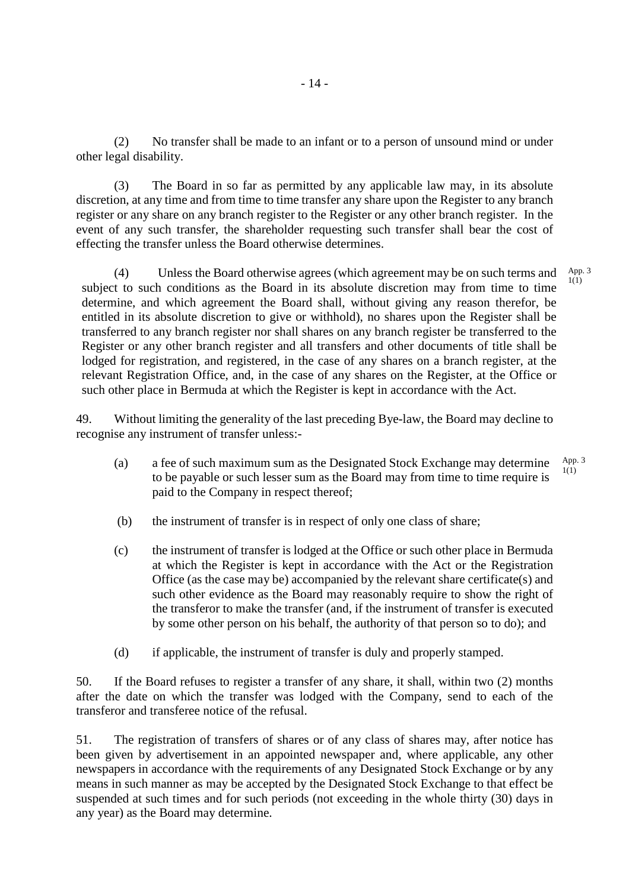(2) No transfer shall be made to an infant or to a person of unsound mind or under other legal disability.

(3) The Board in so far as permitted by any applicable law may, in its absolute discretion, at any time and from time to time transfer any share upon the Register to any branch register or any share on any branch register to the Register or any other branch register. In the event of any such transfer, the shareholder requesting such transfer shall bear the cost of effecting the transfer unless the Board otherwise determines.

(4) Unless the Board otherwise agrees (which agreement may be on such terms and subject to such conditions as the Board in its absolute discretion may from time to time determine, and which agreement the Board shall, without giving any reason therefor, be entitled in its absolute discretion to give or withhold), no shares upon the Register shall be transferred to any branch register nor shall shares on any branch register be transferred to the Register or any other branch register and all transfers and other documents of title shall be lodged for registration, and registered, in the case of any shares on a branch register, at the relevant Registration Office, and, in the case of any shares on the Register, at the Office or such other place in Bermuda at which the Register is kept in accordance with the Act.

App. 3 1(1)

49. Without limiting the generality of the last preceding Bye-law, the Board may decline to recognise any instrument of transfer unless:-

(a) a fee of such maximum sum as the Designated Stock Exchange may determine to be payable or such lesser sum as the Board may from time to time require is paid to the Company in respect thereof;

App. 3 1(1)

(b) the instrument of transfer is in respect of only one class of share;

(c) the instrument of transfer is lodged at the Office or such other place in Bermuda at which the Register is kept in accordance with the Act or the Registration Office (as the case may be) accompanied by the relevant share certificate(s) and such other evidence as the Board may reasonably require to show the right of the transferor to make the transfer (and, if the instrument of transfer is executed by some other person on his behalf, the authority of that person so to do); and

(d) if applicable, the instrument of transfer is duly and properly stamped.

50. If the Board refuses to register a transfer of any share, it shall, within two (2) months after the date on which the transfer was lodged with the Company, send to each of the transferor and transferee notice of the refusal.

51. The registration of transfers of shares or of any class of shares may, after notice has been given by advertisement in an appointed newspaper and, where applicable, any other newspapers in accordance with the requirements of any Designated Stock Exchange or by any means in such manner as may be accepted by the Designated Stock Exchange to that effect be suspended at such times and for such periods (not exceeding in the whole thirty (30) days in any year) as the Board may determine.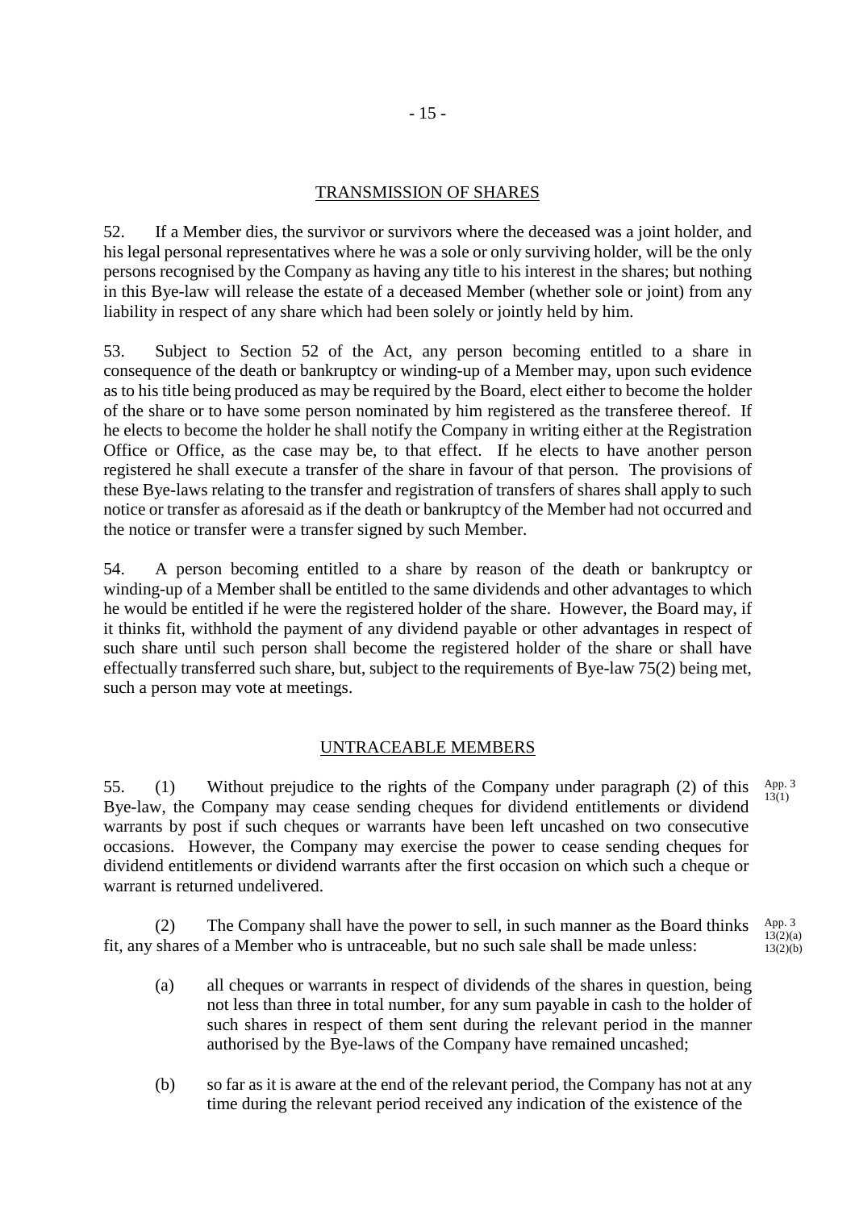## TRANSMISSION OF SHARES

52. If a Member dies, the survivor or survivors where the deceased was a joint holder, and his legal personal representatives where he was a sole or only surviving holder, will be the only persons recognised by the Company as having any title to his interest in the shares; but nothing in this Bye-law will release the estate of a deceased Member (whether sole or joint) from any liability in respect of any share which had been solely or jointly held by him.

53. Subject to Section 52 of the Act, any person becoming entitled to a share in consequence of the death or bankruptcy or winding-up of a Member may, upon such evidence as to his title being produced as may be required by the Board, elect either to become the holder of the share or to have some person nominated by him registered as the transferee thereof. If he elects to become the holder he shall notify the Company in writing either at the Registration Office or Office, as the case may be, to that effect. If he elects to have another person registered he shall execute a transfer of the share in favour of that person. The provisions of these Bye-laws relating to the transfer and registration of transfers of shares shall apply to such notice or transfer as aforesaid as if the death or bankruptcy of the Member had not occurred and the notice or transfer were a transfer signed by such Member.

54. A person becoming entitled to a share by reason of the death or bankruptcy or winding-up of a Member shall be entitled to the same dividends and other advantages to which he would be entitled if he were the registered holder of the share. However, the Board may, if it thinks fit, withhold the payment of any dividend payable or other advantages in respect of such share until such person shall become the registered holder of the share or shall have effectually transferred such share, but, subject to the requirements of Bye-law 75(2) being met, such a person may vote at meetings.

## UNTRACEABLE MEMBERS

55. (1) Without prejudice to the rights of the Company under paragraph (2) of this Bye-law, the Company may cease sending cheques for dividend entitlements or dividend warrants by post if such cheques or warrants have been left uncashed on two consecutive occasions. However, the Company may exercise the power to cease sending cheques for dividend entitlements or dividend warrants after the first occasion on which such a cheque or warrant is returned undelivered. *(App. 3 13(1))*

(2) The Company shall have the power to sell, in such manner as the Board thinks fit, any shares of a Member who is untraceable, but no such sale shall be made unless: *(App. 3 13(2)(a) 13(2)(b))*

(a) all cheques or warrants in respect of dividends of the shares in question, being not less than three in total number, for any sum payable in cash to the holder of such shares in respect of them sent during the relevant period in the manner authorised by the Bye-laws of the Company have remained uncashed;

(b) so far as it is aware at the end of the relevant period, the Company has not at any time during the relevant period received any indication of the existence of the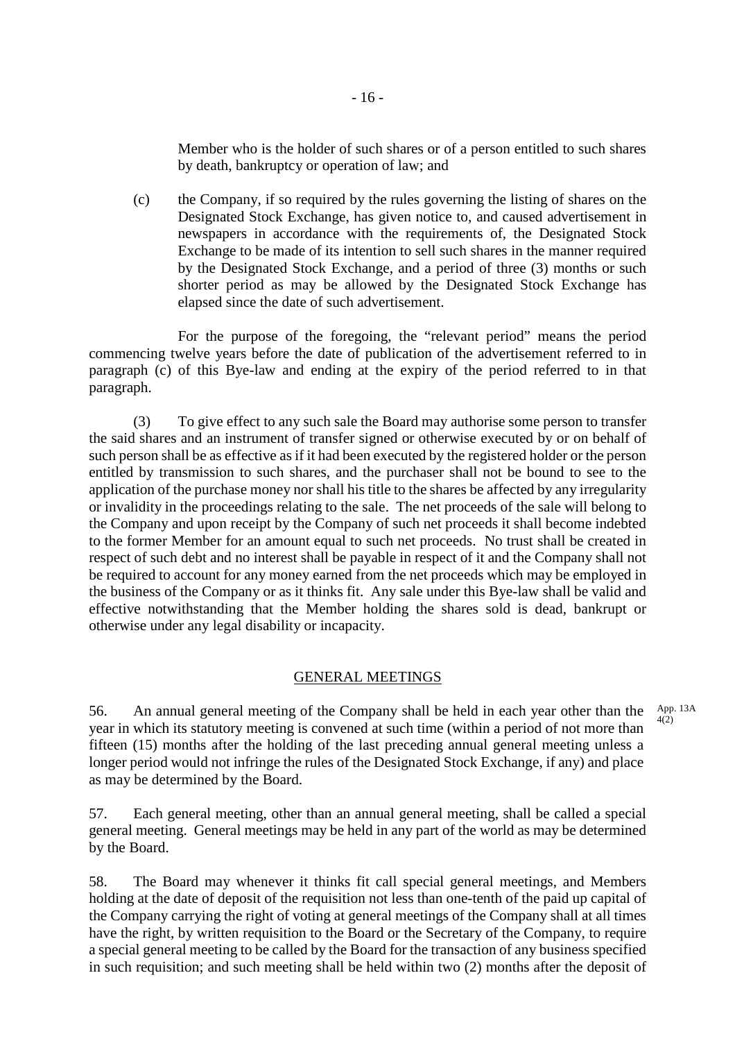Member who is the holder of such shares or of a person entitled to such shares by death, bankruptcy or operation of law; and

(c) the Company, if so required by the rules governing the listing of shares on the Designated Stock Exchange, has given notice to, and caused advertisement in newspapers in accordance with the requirements of, the Designated Stock Exchange to be made of its intention to sell such shares in the manner required by the Designated Stock Exchange, and a period of three (3) months or such shorter period as may be allowed by the Designated Stock Exchange has elapsed since the date of such advertisement.

For the purpose of the foregoing, the "relevant period" means the period commencing twelve years before the date of publication of the advertisement referred to in paragraph (c) of this Bye-law and ending at the expiry of the period referred to in that paragraph.

(3) To give effect to any such sale the Board may authorise some person to transfer the said shares and an instrument of transfer signed or otherwise executed by or on behalf of such person shall be as effective as if it had been executed by the registered holder or the person entitled by transmission to such shares, and the purchaser shall not be bound to see to the application of the purchase money nor shall his title to the shares be affected by any irregularity or invalidity in the proceedings relating to the sale. The net proceeds of the sale will belong to the Company and upon receipt by the Company of such net proceeds it shall become indebted to the former Member for an amount equal to such net proceeds. No trust shall be created in respect of such debt and no interest shall be payable in respect of it and the Company shall not be required to account for any money earned from the net proceeds which may be employed in the business of the Company or as it thinks fit. Any sale under this Bye-law shall be valid and effective notwithstanding that the Member holding the shares sold is dead, bankrupt or otherwise under any legal disability or incapacity.

## GENERAL MEETINGS

56. An annual general meeting of the Company shall be held in each year other than the year in which its statutory meeting is convened at such time (within a period of not more than fifteen (15) months after the holding of the last preceding annual general meeting unless a longer period would not infringe the rules of the Designated Stock Exchange, if any) and place as may be determined by the Board.

App. 13A 4(2)

57. Each general meeting, other than an annual general meeting, shall be called a special general meeting. General meetings may be held in any part of the world as may be determined by the Board.

58. The Board may whenever it thinks fit call special general meetings, and Members holding at the date of deposit of the requisition not less than one-tenth of the paid up capital of the Company carrying the right of voting at general meetings of the Company shall at all times have the right, by written requisition to the Board or the Secretary of the Company, to require a special general meeting to be called by the Board for the transaction of any business specified in such requisition; and such meeting shall be held within two (2) months after the deposit of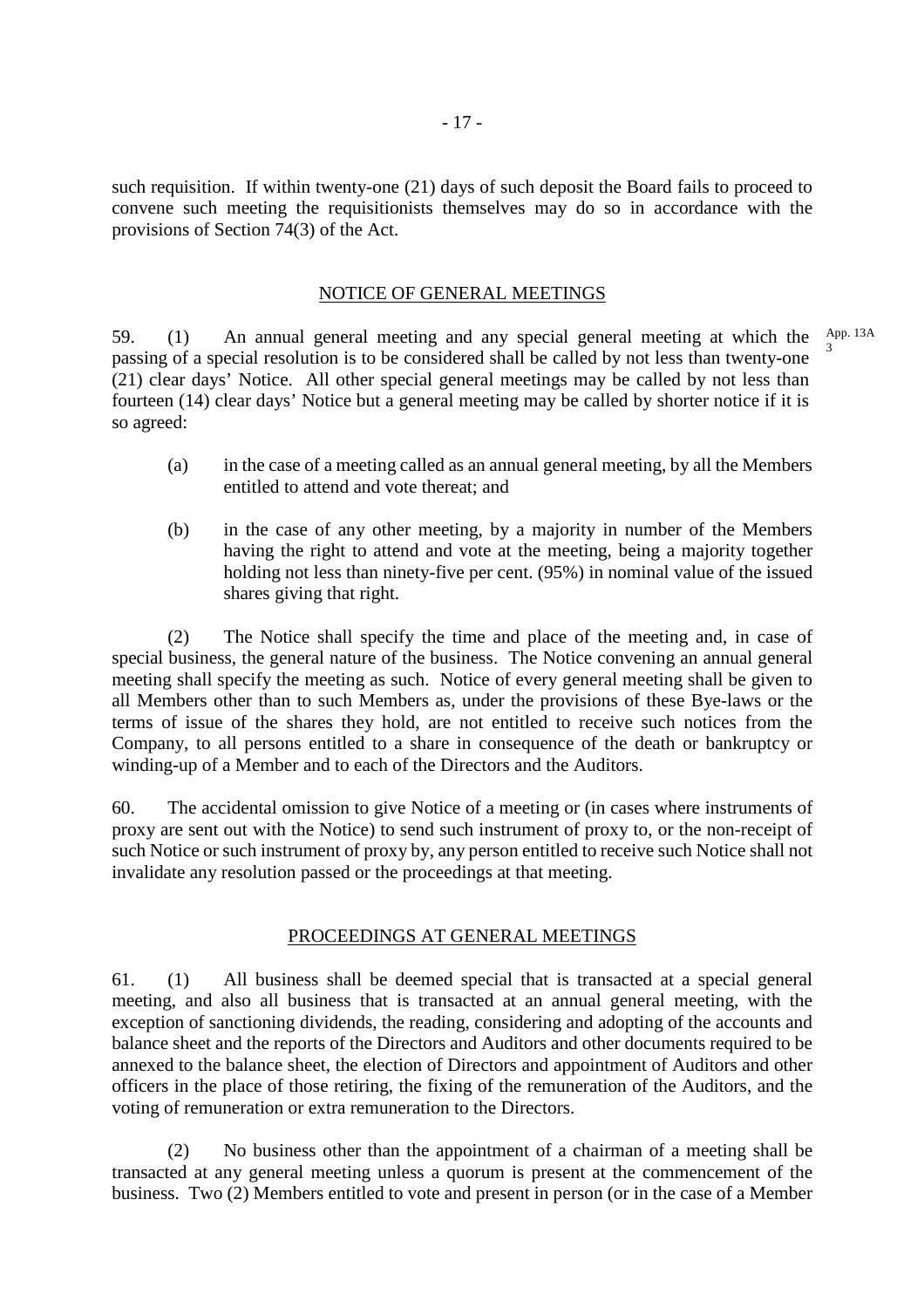such requisition. If within twenty-one (21) days of such deposit the Board fails to proceed to convene such meeting the requisitionists themselves may do so in accordance with the provisions of Section 74(3) of the Act.

## NOTICE OF GENERAL MEETINGS

59. (1) An annual general meeting and any special general meeting at which the passing of a special resolution is to be considered shall be called by not less than twenty-one (21) clear days' Notice. All other special general meetings may be called by not less than fourteen (14) clear days' Notice but a general meeting may be called by shorter notice if it is so agreed: App. 13A 3

(a) in the case of a meeting called as an annual general meeting, by all the Members entitled to attend and vote thereat; and

(b) in the case of any other meeting, by a majority in number of the Members having the right to attend and vote at the meeting, being a majority together holding not less than ninety-five per cent. (95%) in nominal value of the issued shares giving that right.

(2) The Notice shall specify the time and place of the meeting and, in case of special business, the general nature of the business. The Notice convening an annual general meeting shall specify the meeting as such. Notice of every general meeting shall be given to all Members other than to such Members as, under the provisions of these Bye-laws or the terms of issue of the shares they hold, are not entitled to receive such notices from the Company, to all persons entitled to a share in consequence of the death or bankruptcy or winding-up of a Member and to each of the Directors and the Auditors.

60. The accidental omission to give Notice of a meeting or (in cases where instruments of proxy are sent out with the Notice) to send such instrument of proxy to, or the non-receipt of such Notice or such instrument of proxy by, any person entitled to receive such Notice shall not invalidate any resolution passed or the proceedings at that meeting.

## PROCEEDINGS AT GENERAL MEETINGS

61. (1) All business shall be deemed special that is transacted at a special general meeting, and also all business that is transacted at an annual general meeting, with the exception of sanctioning dividends, the reading, considering and adopting of the accounts and balance sheet and the reports of the Directors and Auditors and other documents required to be annexed to the balance sheet, the election of Directors and appointment of Auditors and other officers in the place of those retiring, the fixing of the remuneration of the Auditors, and the voting of remuneration or extra remuneration to the Directors.

(2) No business other than the appointment of a chairman of a meeting shall be transacted at any general meeting unless a quorum is present at the commencement of the business. Two (2) Members entitled to vote and present in person (or in the case of a Member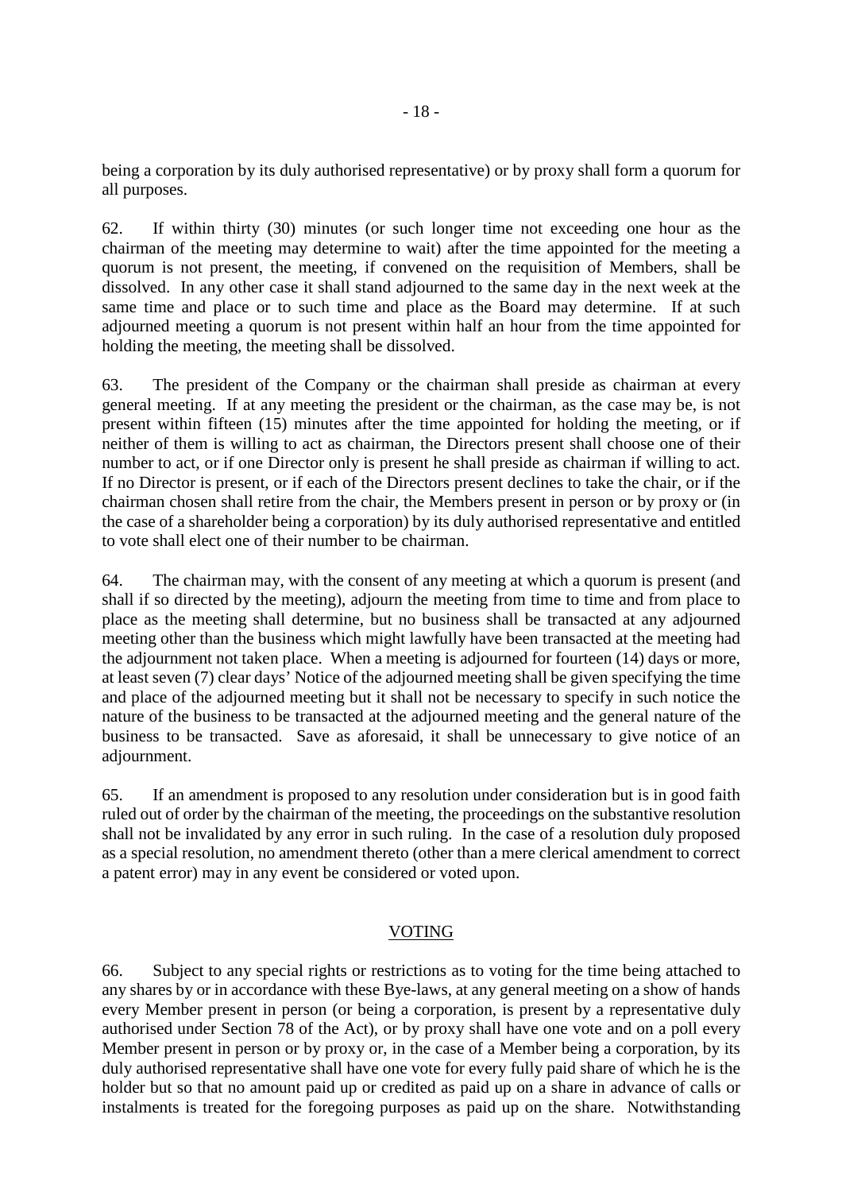being a corporation by its duly authorised representative) or by proxy shall form a quorum for all purposes.

62. If within thirty (30) minutes (or such longer time not exceeding one hour as the chairman of the meeting may determine to wait) after the time appointed for the meeting a quorum is not present, the meeting, if convened on the requisition of Members, shall be dissolved. In any other case it shall stand adjourned to the same day in the next week at the same time and place or to such time and place as the Board may determine. If at such adjourned meeting a quorum is not present within half an hour from the time appointed for holding the meeting, the meeting shall be dissolved.

63. The president of the Company or the chairman shall preside as chairman at every general meeting. If at any meeting the president or the chairman, as the case may be, is not present within fifteen (15) minutes after the time appointed for holding the meeting, or if neither of them is willing to act as chairman, the Directors present shall choose one of their number to act, or if one Director only is present he shall preside as chairman if willing to act. If no Director is present, or if each of the Directors present declines to take the chair, or if the chairman chosen shall retire from the chair, the Members present in person or by proxy or (in the case of a shareholder being a corporation) by its duly authorised representative and entitled to vote shall elect one of their number to be chairman.

64. The chairman may, with the consent of any meeting at which a quorum is present (and shall if so directed by the meeting), adjourn the meeting from time to time and from place to place as the meeting shall determine, but no business shall be transacted at any adjourned meeting other than the business which might lawfully have been transacted at the meeting had the adjournment not taken place. When a meeting is adjourned for fourteen (14) days or more, at least seven (7) clear days' Notice of the adjourned meeting shall be given specifying the time and place of the adjourned meeting but it shall not be necessary to specify in such notice the nature of the business to be transacted at the adjourned meeting and the general nature of the business to be transacted. Save as aforesaid, it shall be unnecessary to give notice of an adjournment.

65. If an amendment is proposed to any resolution under consideration but is in good faith ruled out of order by the chairman of the meeting, the proceedings on the substantive resolution shall not be invalidated by any error in such ruling. In the case of a resolution duly proposed as a special resolution, no amendment thereto (other than a mere clerical amendment to correct a patent error) may in any event be considered or voted upon.

## VOTING

66. Subject to any special rights or restrictions as to voting for the time being attached to any shares by or in accordance with these Bye-laws, at any general meeting on a show of hands every Member present in person (or being a corporation, is present by a representative duly authorised under Section 78 of the Act), or by proxy shall have one vote and on a poll every Member present in person or by proxy or, in the case of a Member being a corporation, by its duly authorised representative shall have one vote for every fully paid share of which he is the holder but so that no amount paid up or credited as paid up on a share in advance of calls or instalments is treated for the foregoing purposes as paid up on the share. Notwithstanding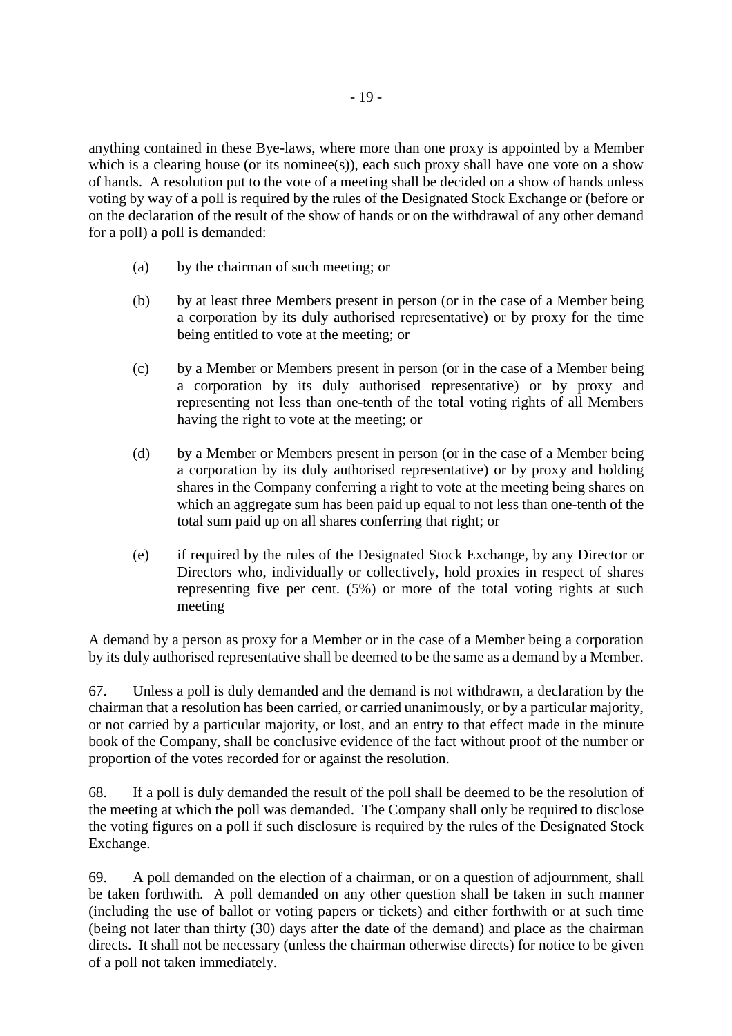anything contained in these Bye-laws, where more than one proxy is appointed by a Member which is a clearing house (or its nominee(s)), each such proxy shall have one vote on a show of hands. A resolution put to the vote of a meeting shall be decided on a show of hands unless voting by way of a poll is required by the rules of the Designated Stock Exchange or (before or on the declaration of the result of the show of hands or on the withdrawal of any other demand for a poll) a poll is demanded:

(a) by the chairman of such meeting; or

(b) by at least three Members present in person (or in the case of a Member being a corporation by its duly authorised representative) or by proxy for the time being entitled to vote at the meeting; or

(c) by a Member or Members present in person (or in the case of a Member being a corporation by its duly authorised representative) or by proxy and representing not less than one-tenth of the total voting rights of all Members having the right to vote at the meeting; or

(d) by a Member or Members present in person (or in the case of a Member being a corporation by its duly authorised representative) or by proxy and holding shares in the Company conferring a right to vote at the meeting being shares on which an aggregate sum has been paid up equal to not less than one-tenth of the total sum paid up on all shares conferring that right; or

(e) if required by the rules of the Designated Stock Exchange, by any Director or Directors who, individually or collectively, hold proxies in respect of shares representing five per cent. (5%) or more of the total voting rights at such meeting

A demand by a person as proxy for a Member or in the case of a Member being a corporation by its duly authorised representative shall be deemed to be the same as a demand by a Member.

67. Unless a poll is duly demanded and the demand is not withdrawn, a declaration by the chairman that a resolution has been carried, or carried unanimously, or by a particular majority, or not carried by a particular majority, or lost, and an entry to that effect made in the minute book of the Company, shall be conclusive evidence of the fact without proof of the number or proportion of the votes recorded for or against the resolution.

68. If a poll is duly demanded the result of the poll shall be deemed to be the resolution of the meeting at which the poll was demanded. The Company shall only be required to disclose the voting figures on a poll if such disclosure is required by the rules of the Designated Stock Exchange.

69. A poll demanded on the election of a chairman, or on a question of adjournment, shall be taken forthwith. A poll demanded on any other question shall be taken in such manner (including the use of ballot or voting papers or tickets) and either forthwith or at such time (being not later than thirty (30) days after the date of the demand) and place as the chairman directs. It shall not be necessary (unless the chairman otherwise directs) for notice to be given of a poll not taken immediately.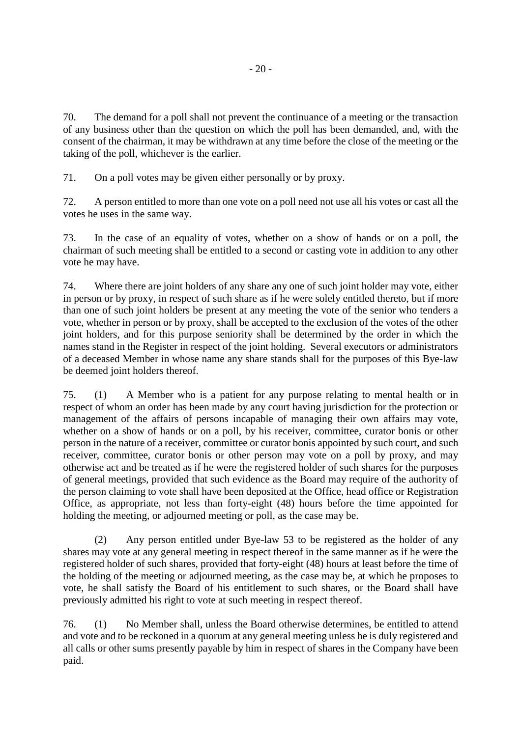70. The demand for a poll shall not prevent the continuance of a meeting or the transaction of any business other than the question on which the poll has been demanded, and, with the consent of the chairman, it may be withdrawn at any time before the close of the meeting or the taking of the poll, whichever is the earlier.

71. On a poll votes may be given either personally or by proxy.

72. A person entitled to more than one vote on a poll need not use all his votes or cast all the votes he uses in the same way.

73. In the case of an equality of votes, whether on a show of hands or on a poll, the chairman of such meeting shall be entitled to a second or casting vote in addition to any other vote he may have.

74. Where there are joint holders of any share any one of such joint holder may vote, either in person or by proxy, in respect of such share as if he were solely entitled thereto, but if more than one of such joint holders be present at any meeting the vote of the senior who tenders a vote, whether in person or by proxy, shall be accepted to the exclusion of the votes of the other joint holders, and for this purpose seniority shall be determined by the order in which the names stand in the Register in respect of the joint holding. Several executors or administrators of a deceased Member in whose name any share stands shall for the purposes of this Bye-law be deemed joint holders thereof.

75. (1) A Member who is a patient for any purpose relating to mental health or in respect of whom an order has been made by any court having jurisdiction for the protection or management of the affairs of persons incapable of managing their own affairs may vote, whether on a show of hands or on a poll, by his receiver, committee, curator bonis or other person in the nature of a receiver, committee or curator bonis appointed by such court, and such receiver, committee, curator bonis or other person may vote on a poll by proxy, and may otherwise act and be treated as if he were the registered holder of such shares for the purposes of general meetings, provided that such evidence as the Board may require of the authority of the person claiming to vote shall have been deposited at the Office, head office or Registration Office, as appropriate, not less than forty-eight (48) hours before the time appointed for holding the meeting, or adjourned meeting or poll, as the case may be.

(2) Any person entitled under Bye-law 53 to be registered as the holder of any shares may vote at any general meeting in respect thereof in the same manner as if he were the registered holder of such shares, provided that forty-eight (48) hours at least before the time of the holding of the meeting or adjourned meeting, as the case may be, at which he proposes to vote, he shall satisfy the Board of his entitlement to such shares, or the Board shall have previously admitted his right to vote at such meeting in respect thereof.

76. (1) No Member shall, unless the Board otherwise determines, be entitled to attend and vote and to be reckoned in a quorum at any general meeting unless he is duly registered and all calls or other sums presently payable by him in respect of shares in the Company have been paid.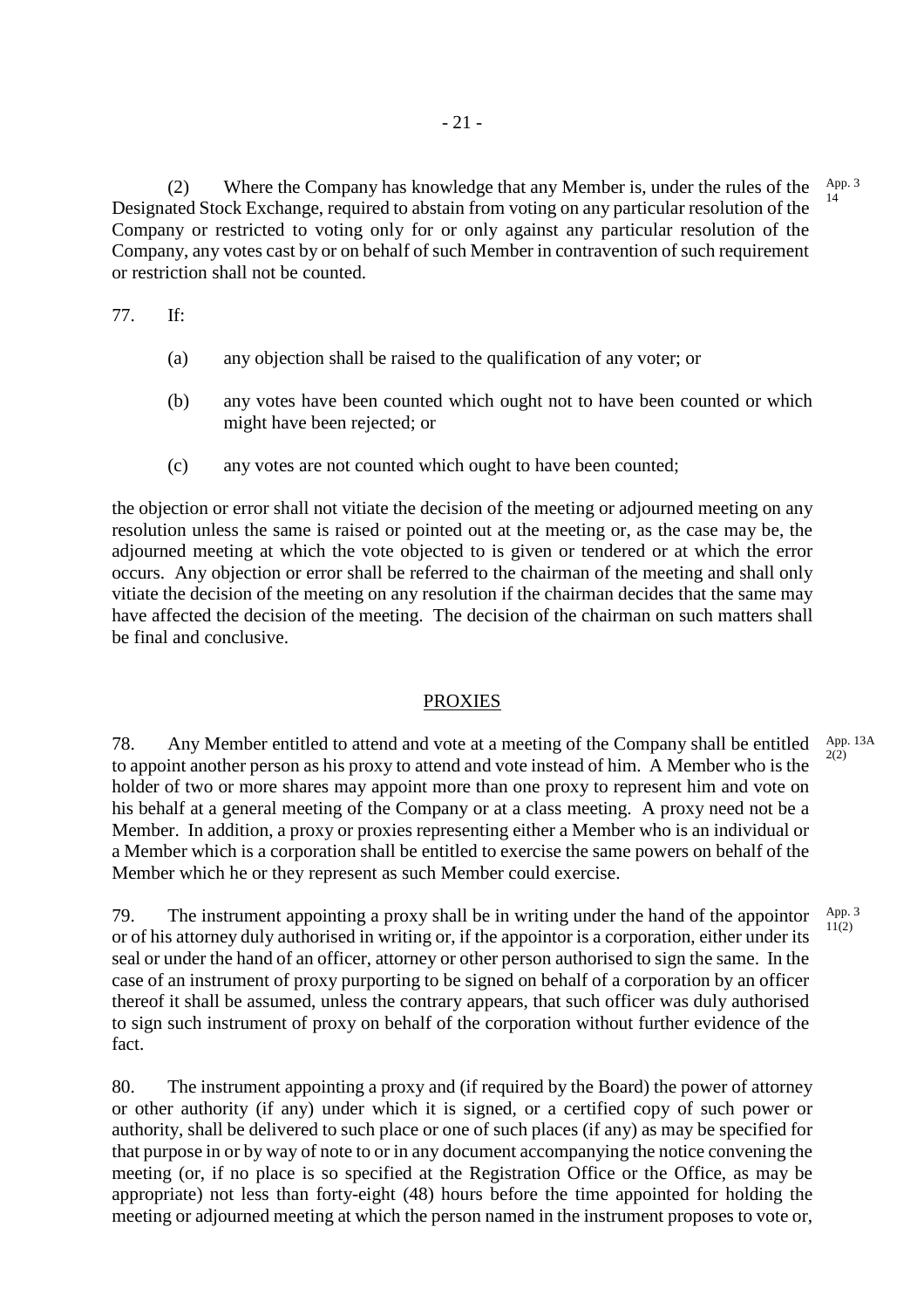(2) Where the Company has knowledge that any Member is, under the rules of the Designated Stock Exchange, required to abstain from voting on any particular resolution of the Company or restricted to voting only for or only against any particular resolution of the Company, any votes cast by or on behalf of such Member in contravention of such requirement or restriction shall not be counted.

App. 3 14

77. If:

(a) any objection shall be raised to the qualification of any voter; or

(b) any votes have been counted which ought not to have been counted or which might have been rejected; or

(c) any votes are not counted which ought to have been counted;

the objection or error shall not vitiate the decision of the meeting or adjourned meeting on any resolution unless the same is raised or pointed out at the meeting or, as the case may be, the adjourned meeting at which the vote objected to is given or tendered or at which the error occurs. Any objection or error shall be referred to the chairman of the meeting and shall only vitiate the decision of the meeting on any resolution if the chairman decides that the same may have affected the decision of the meeting. The decision of the chairman on such matters shall be final and conclusive.

## PROXIES

78. Any Member entitled to attend and vote at a meeting of the Company shall be entitled to appoint another person as his proxy to attend and vote instead of him. A Member who is the holder of two or more shares may appoint more than one proxy to represent him and vote on his behalf at a general meeting of the Company or at a class meeting. A proxy need not be a Member. In addition, a proxy or proxies representing either a Member who is an individual or a Member which is a corporation shall be entitled to exercise the same powers on behalf of the Member which he or they represent as such Member could exercise.

App. 13A 2(2)

79. The instrument appointing a proxy shall be in writing under the hand of the appointor or of his attorney duly authorised in writing or, if the appointor is a corporation, either under its seal or under the hand of an officer, attorney or other person authorised to sign the same. In the case of an instrument of proxy purporting to be signed on behalf of a corporation by an officer thereof it shall be assumed, unless the contrary appears, that such officer was duly authorised to sign such instrument of proxy on behalf of the corporation without further evidence of the fact.

App. 3 11(2)

80. The instrument appointing a proxy and (if required by the Board) the power of attorney or other authority (if any) under which it is signed, or a certified copy of such power or authority, shall be delivered to such place or one of such places (if any) as may be specified for that purpose in or by way of note to or in any document accompanying the notice convening the meeting (or, if no place is so specified at the Registration Office or the Office, as may be appropriate) not less than forty-eight (48) hours before the time appointed for holding the meeting or adjourned meeting at which the person named in the instrument proposes to vote or,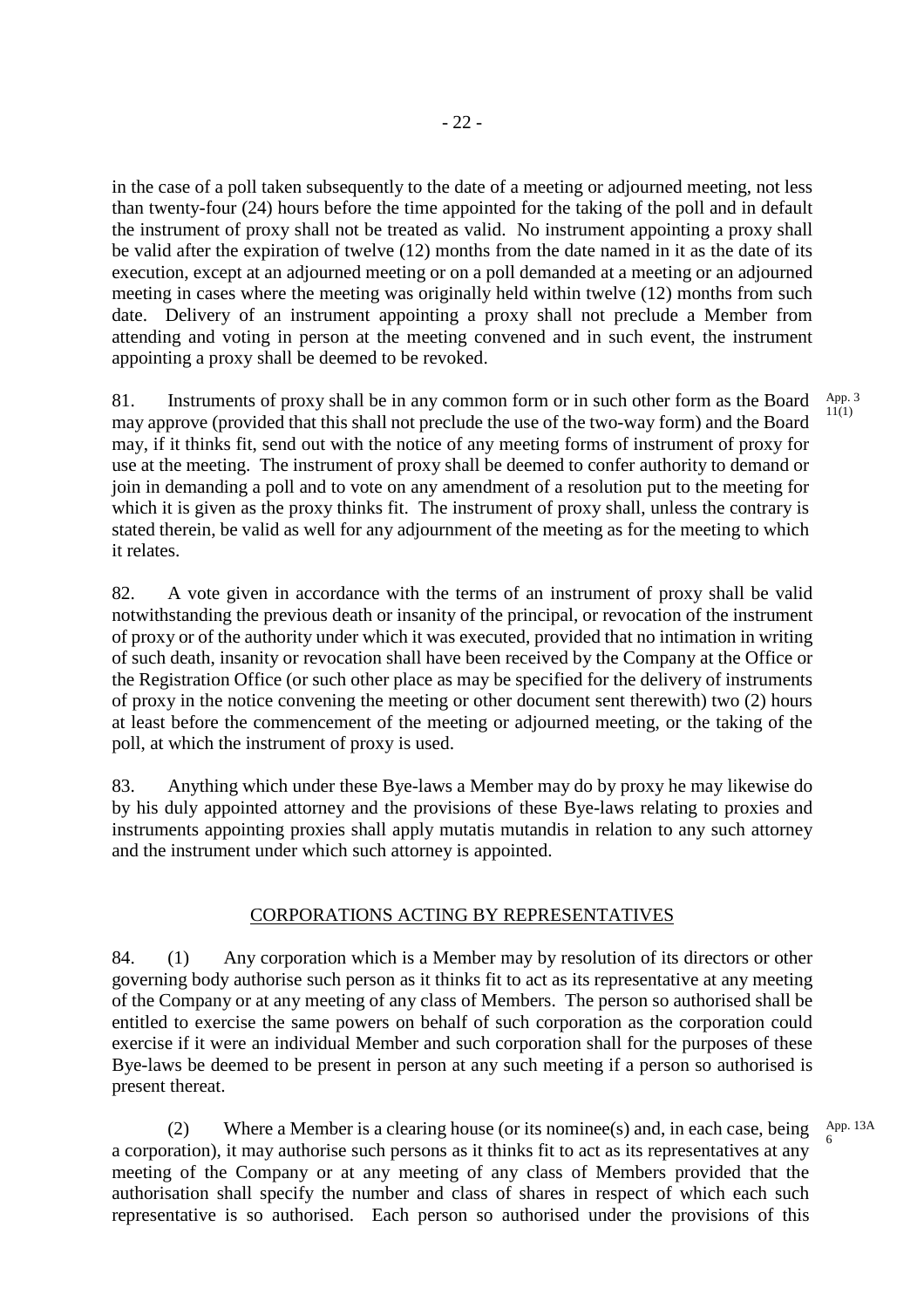in the case of a poll taken subsequently to the date of a meeting or adjourned meeting, not less than twenty-four (24) hours before the time appointed for the taking of the poll and in default the instrument of proxy shall not be treated as valid. No instrument appointing a proxy shall be valid after the expiration of twelve (12) months from the date named in it as the date of its execution, except at an adjourned meeting or on a poll demanded at a meeting or an adjourned meeting in cases where the meeting was originally held within twelve (12) months from such date. Delivery of an instrument appointing a proxy shall not preclude a Member from attending and voting in person at the meeting convened and in such event, the instrument appointing a proxy shall be deemed to be revoked.

81. Instruments of proxy shall be in any common form or in such other form as the Board may approve (provided that this shall not preclude the use of the two-way form) and the Board may, if it thinks fit, send out with the notice of any meeting forms of instrument of proxy for use at the meeting. The instrument of proxy shall be deemed to confer authority to demand or join in demanding a poll and to vote on any amendment of a resolution put to the meeting for which it is given as the proxy thinks fit. The instrument of proxy shall, unless the contrary is stated therein, be valid as well for any adjournment of the meeting as for the meeting to which it relates.

App. 3 11(1)

82. A vote given in accordance with the terms of an instrument of proxy shall be valid notwithstanding the previous death or insanity of the principal, or revocation of the instrument of proxy or of the authority under which it was executed, provided that no intimation in writing of such death, insanity or revocation shall have been received by the Company at the Office or the Registration Office (or such other place as may be specified for the delivery of instruments of proxy in the notice convening the meeting or other document sent therewith) two (2) hours at least before the commencement of the meeting or adjourned meeting, or the taking of the poll, at which the instrument of proxy is used.

83. Anything which under these Bye-laws a Member may do by proxy he may likewise do by his duly appointed attorney and the provisions of these Bye-laws relating to proxies and instruments appointing proxies shall apply mutatis mutandis in relation to any such attorney and the instrument under which such attorney is appointed.

## CORPORATIONS ACTING BY REPRESENTATIVES

84. (1) Any corporation which is a Member may by resolution of its directors or other governing body authorise such person as it thinks fit to act as its representative at any meeting of the Company or at any meeting of any class of Members. The person so authorised shall be entitled to exercise the same powers on behalf of such corporation as the corporation could exercise if it were an individual Member and such corporation shall for the purposes of these Bye-laws be deemed to be present in person at any such meeting if a person so authorised is present thereat.

(2) Where a Member is a clearing house (or its nominee(s) and, in each case, being a corporation), it may authorise such persons as it thinks fit to act as its representatives at any meeting of the Company or at any meeting of any class of Members provided that the authorisation shall specify the number and class of shares in respect of which each such representative is so authorised. Each person so authorised under the provisions of this

App. 13A 6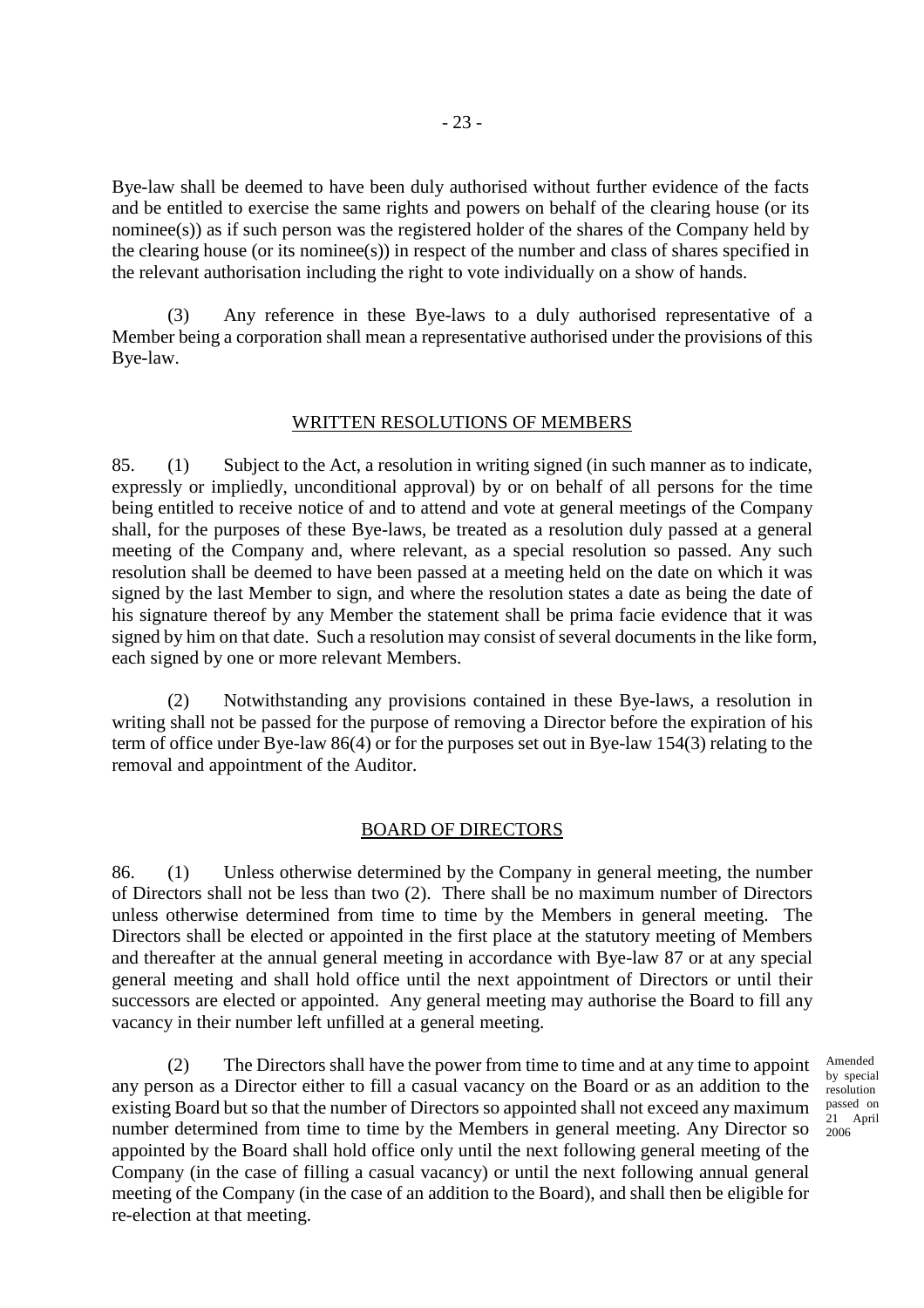Bye-law shall be deemed to have been duly authorised without further evidence of the facts and be entitled to exercise the same rights and powers on behalf of the clearing house (or its nominee(s)) as if such person was the registered holder of the shares of the Company held by the clearing house (or its nominee(s)) in respect of the number and class of shares specified in the relevant authorisation including the right to vote individually on a show of hands.

(3) Any reference in these Bye-laws to a duly authorised representative of a Member being a corporation shall mean a representative authorised under the provisions of this Bye-law.

## WRITTEN RESOLUTIONS OF MEMBERS

85. (1) Subject to the Act, a resolution in writing signed (in such manner as to indicate, expressly or impliedly, unconditional approval) by or on behalf of all persons for the time being entitled to receive notice of and to attend and vote at general meetings of the Company shall, for the purposes of these Bye-laws, be treated as a resolution duly passed at a general meeting of the Company and, where relevant, as a special resolution so passed. Any such resolution shall be deemed to have been passed at a meeting held on the date on which it was signed by the last Member to sign, and where the resolution states a date as being the date of his signature thereof by any Member the statement shall be prima facie evidence that it was signed by him on that date. Such a resolution may consist of several documents in the like form, each signed by one or more relevant Members.

(2) Notwithstanding any provisions contained in these Bye-laws, a resolution in writing shall not be passed for the purpose of removing a Director before the expiration of his term of office under Bye-law 86(4) or for the purposes set out in Bye-law 154(3) relating to the removal and appointment of the Auditor.

## BOARD OF DIRECTORS

86. (1) Unless otherwise determined by the Company in general meeting, the number of Directors shall not be less than two (2). There shall be no maximum number of Directors unless otherwise determined from time to time by the Members in general meeting. The Directors shall be elected or appointed in the first place at the statutory meeting of Members and thereafter at the annual general meeting in accordance with Bye-law 87 or at any special general meeting and shall hold office until the next appointment of Directors or until their successors are elected or appointed. Any general meeting may authorise the Board to fill any vacancy in their number left unfilled at a general meeting.

(2) The Directors shall have the power from time to time and at any time to appoint any person as a Director either to fill a casual vacancy on the Board or as an addition to the existing Board but so that the number of Directors so appointed shall not exceed any maximum number determined from time to time by the Members in general meeting. Any Director so appointed by the Board shall hold office only until the next following general meeting of the Company (in the case of filling a casual vacancy) or until the next following annual general meeting of the Company (in the case of an addition to the Board), and shall then be eligible for re-election at that meeting.

Amended by special resolution passed on 21 April 2006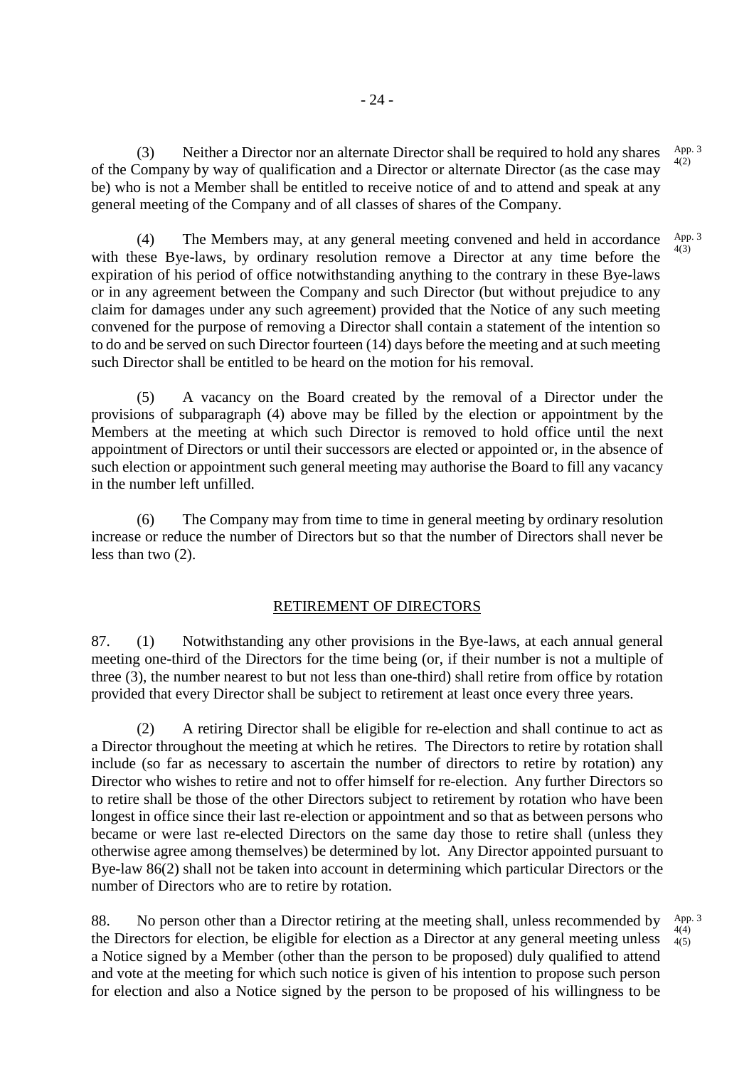(3) Neither a Director nor an alternate Director shall be required to hold any shares of the Company by way of qualification and a Director or alternate Director (as the case may be) who is not a Member shall be entitled to receive notice of and to attend and speak at any general meeting of the Company and of all classes of shares of the Company.

App. 3 4(2)

(4) The Members may, at any general meeting convened and held in accordance with these Bye-laws, by ordinary resolution remove a Director at any time before the expiration of his period of office notwithstanding anything to the contrary in these Bye-laws or in any agreement between the Company and such Director (but without prejudice to any claim for damages under any such agreement) provided that the Notice of any such meeting convened for the purpose of removing a Director shall contain a statement of the intention so to do and be served on such Director fourteen (14) days before the meeting and at such meeting such Director shall be entitled to be heard on the motion for his removal.

App. 3 4(3)

(5) A vacancy on the Board created by the removal of a Director under the provisions of subparagraph (4) above may be filled by the election or appointment by the Members at the meeting at which such Director is removed to hold office until the next appointment of Directors or until their successors are elected or appointed or, in the absence of such election or appointment such general meeting may authorise the Board to fill any vacancy in the number left unfilled.

(6) The Company may from time to time in general meeting by ordinary resolution increase or reduce the number of Directors but so that the number of Directors shall never be less than two (2).

## RETIREMENT OF DIRECTORS

87. (1) Notwithstanding any other provisions in the Bye-laws, at each annual general meeting one-third of the Directors for the time being (or, if their number is not a multiple of three (3), the number nearest to but not less than one-third) shall retire from office by rotation provided that every Director shall be subject to retirement at least once every three years.

(2) A retiring Director shall be eligible for re-election and shall continue to act as a Director throughout the meeting at which he retires. The Directors to retire by rotation shall include (so far as necessary to ascertain the number of directors to retire by rotation) any Director who wishes to retire and not to offer himself for re-election. Any further Directors so to retire shall be those of the other Directors subject to retirement by rotation who have been longest in office since their last re-election or appointment and so that as between persons who became or were last re-elected Directors on the same day those to retire shall (unless they otherwise agree among themselves) be determined by lot. Any Director appointed pursuant to Bye-law 86(2) shall not be taken into account in determining which particular Directors or the number of Directors who are to retire by rotation.

88. No person other than a Director retiring at the meeting shall, unless recommended by the Directors for election, be eligible for election as a Director at any general meeting unless a Notice signed by a Member (other than the person to be proposed) duly qualified to attend and vote at the meeting for which such notice is given of his intention to propose such person for election and also a Notice signed by the person to be proposed of his willingness to be

App. 3 4(4) 4(5)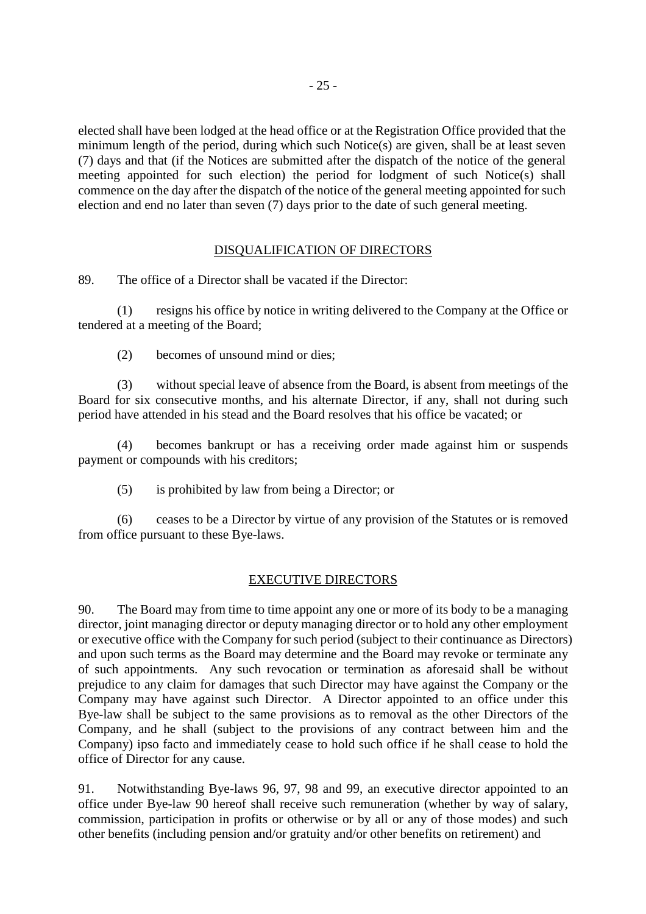elected shall have been lodged at the head office or at the Registration Office provided that the minimum length of the period, during which such Notice(s) are given, shall be at least seven (7) days and that (if the Notices are submitted after the dispatch of the notice of the general meeting appointed for such election) the period for lodgment of such Notice(s) shall commence on the day after the dispatch of the notice of the general meeting appointed for such election and end no later than seven (7) days prior to the date of such general meeting.

## DISQUALIFICATION OF DIRECTORS

89. The office of a Director shall be vacated if the Director:

(1) resigns his office by notice in writing delivered to the Company at the Office or tendered at a meeting of the Board;

(2) becomes of unsound mind or dies;

(3) without special leave of absence from the Board, is absent from meetings of the Board for six consecutive months, and his alternate Director, if any, shall not during such period have attended in his stead and the Board resolves that his office be vacated; or

(4) becomes bankrupt or has a receiving order made against him or suspends payment or compounds with his creditors;

(5) is prohibited by law from being a Director; or

(6) ceases to be a Director by virtue of any provision of the Statutes or is removed from office pursuant to these Bye-laws.

## EXECUTIVE DIRECTORS

90. The Board may from time to time appoint any one or more of its body to be a managing director, joint managing director or deputy managing director or to hold any other employment or executive office with the Company for such period (subject to their continuance as Directors) and upon such terms as the Board may determine and the Board may revoke or terminate any of such appointments. Any such revocation or termination as aforesaid shall be without prejudice to any claim for damages that such Director may have against the Company or the Company may have against such Director. A Director appointed to an office under this Bye-law shall be subject to the same provisions as to removal as the other Directors of the Company, and he shall (subject to the provisions of any contract between him and the Company) ipso facto and immediately cease to hold such office if he shall cease to hold the office of Director for any cause.

91. Notwithstanding Bye-laws 96, 97, 98 and 99, an executive director appointed to an office under Bye-law 90 hereof shall receive such remuneration (whether by way of salary, commission, participation in profits or otherwise or by all or any of those modes) and such other benefits (including pension and/or gratuity and/or other benefits on retirement) and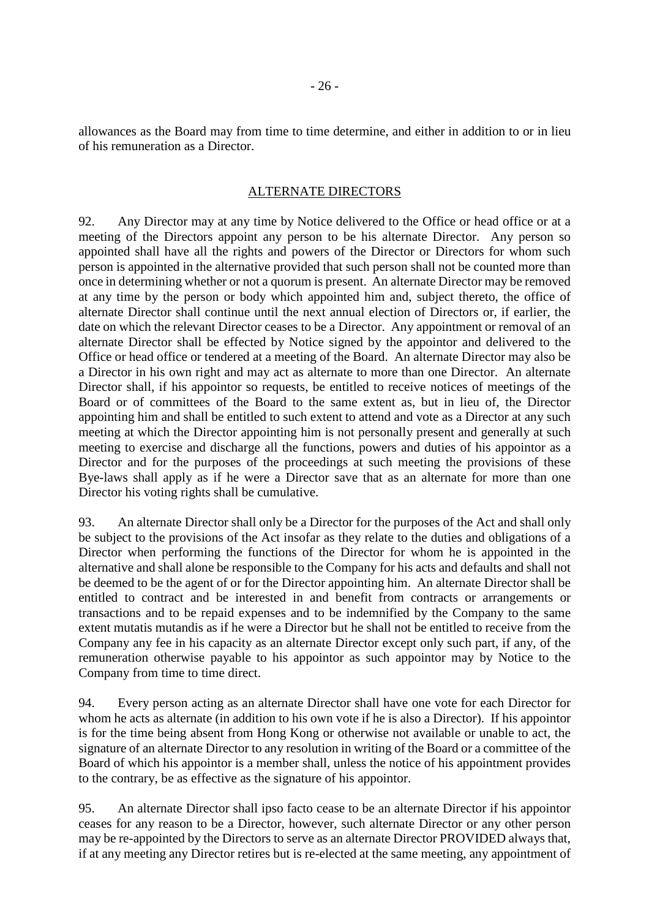allowances as the Board may from time to time determine, and either in addition to or in lieu of his remuneration as a Director.

## ALTERNATE DIRECTORS

92. Any Director may at any time by Notice delivered to the Office or head office or at a meeting of the Directors appoint any person to be his alternate Director. Any person so appointed shall have all the rights and powers of the Director or Directors for whom such person is appointed in the alternative provided that such person shall not be counted more than once in determining whether or not a quorum is present. An alternate Director may be removed at any time by the person or body which appointed him and, subject thereto, the office of alternate Director shall continue until the next annual election of Directors or, if earlier, the date on which the relevant Director ceases to be a Director. Any appointment or removal of an alternate Director shall be effected by Notice signed by the appointor and delivered to the Office or head office or tendered at a meeting of the Board. An alternate Director may also be a Director in his own right and may act as alternate to more than one Director. An alternate Director shall, if his appointor so requests, be entitled to receive notices of meetings of the Board or of committees of the Board to the same extent as, but in lieu of, the Director appointing him and shall be entitled to such extent to attend and vote as a Director at any such meeting at which the Director appointing him is not personally present and generally at such meeting to exercise and discharge all the functions, powers and duties of his appointor as a Director and for the purposes of the proceedings at such meeting the provisions of these Bye-laws shall apply as if he were a Director save that as an alternate for more than one Director his voting rights shall be cumulative.

93. An alternate Director shall only be a Director for the purposes of the Act and shall only be subject to the provisions of the Act insofar as they relate to the duties and obligations of a Director when performing the functions of the Director for whom he is appointed in the alternative and shall alone be responsible to the Company for his acts and defaults and shall not be deemed to be the agent of or for the Director appointing him. An alternate Director shall be entitled to contract and be interested in and benefit from contracts or arrangements or transactions and to be repaid expenses and to be indemnified by the Company to the same extent mutatis mutandis as if he were a Director but he shall not be entitled to receive from the Company any fee in his capacity as an alternate Director except only such part, if any, of the remuneration otherwise payable to his appointor as such appointor may by Notice to the Company from time to time direct.

94. Every person acting as an alternate Director shall have one vote for each Director for whom he acts as alternate (in addition to his own vote if he is also a Director). If his appointor is for the time being absent from Hong Kong or otherwise not available or unable to act, the signature of an alternate Director to any resolution in writing of the Board or a committee of the Board of which his appointor is a member shall, unless the notice of his appointment provides to the contrary, be as effective as the signature of his appointor.

95. An alternate Director shall ipso facto cease to be an alternate Director if his appointor ceases for any reason to be a Director, however, such alternate Director or any other person may be re-appointed by the Directors to serve as an alternate Director PROVIDED always that, if at any meeting any Director retires but is re-elected at the same meeting, any appointment of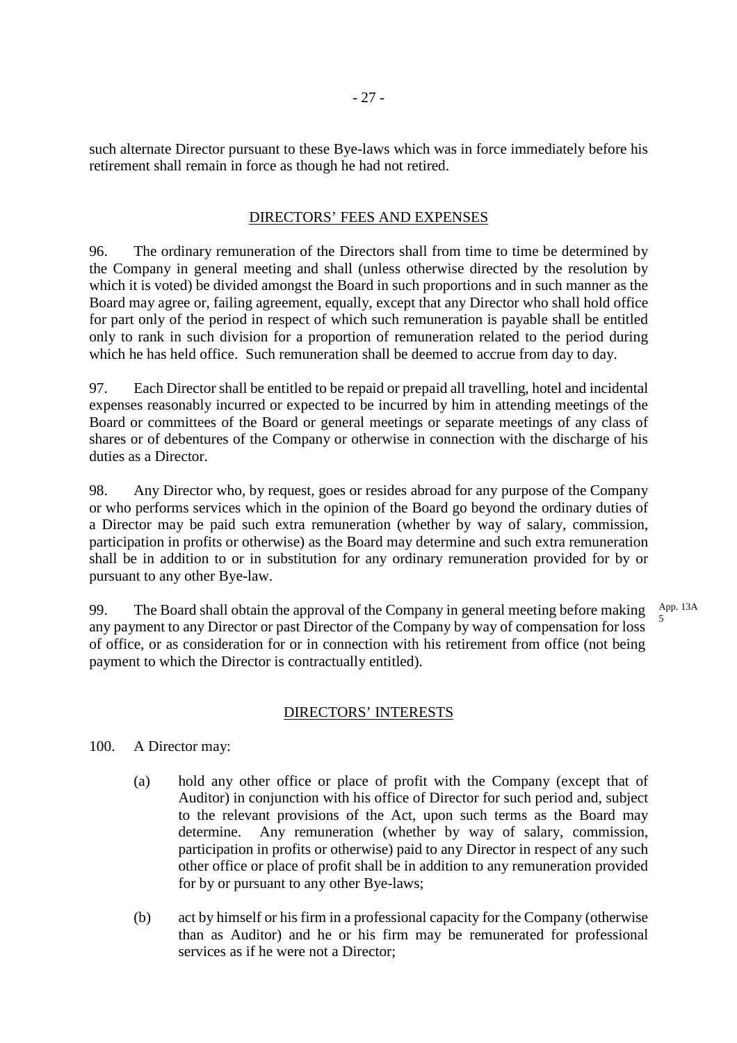such alternate Director pursuant to these Bye-laws which was in force immediately before his retirement shall remain in force as though he had not retired.

## DIRECTORS' FEES AND EXPENSES

96. The ordinary remuneration of the Directors shall from time to time be determined by the Company in general meeting and shall (unless otherwise directed by the resolution by which it is voted) be divided amongst the Board in such proportions and in such manner as the Board may agree or, failing agreement, equally, except that any Director who shall hold office for part only of the period in respect of which such remuneration is payable shall be entitled only to rank in such division for a proportion of remuneration related to the period during which he has held office. Such remuneration shall be deemed to accrue from day to day.

97. Each Director shall be entitled to be repaid or prepaid all travelling, hotel and incidental expenses reasonably incurred or expected to be incurred by him in attending meetings of the Board or committees of the Board or general meetings or separate meetings of any class of shares or of debentures of the Company or otherwise in connection with the discharge of his duties as a Director.

98. Any Director who, by request, goes or resides abroad for any purpose of the Company or who performs services which in the opinion of the Board go beyond the ordinary duties of a Director may be paid such extra remuneration (whether by way of salary, commission, participation in profits or otherwise) as the Board may determine and such extra remuneration shall be in addition to or in substitution for any ordinary remuneration provided for by or pursuant to any other Bye-law.

99. The Board shall obtain the approval of the Company in general meeting before making any payment to any Director or past Director of the Company by way of compensation for loss of office, or as consideration for or in connection with his retirement from office (not being payment to which the Director is contractually entitled).

App. 13A 5

## DIRECTORS' INTERESTS

100. A Director may:

(a) hold any other office or place of profit with the Company (except that of Auditor) in conjunction with his office of Director for such period and, subject to the relevant provisions of the Act, upon such terms as the Board may determine. Any remuneration (whether by way of salary, commission, participation in profits or otherwise) paid to any Director in respect of any such other office or place of profit shall be in addition to any remuneration provided for by or pursuant to any other Bye-laws;

(b) act by himself or his firm in a professional capacity for the Company (otherwise than as Auditor) and he or his firm may be remunerated for professional services as if he were not a Director;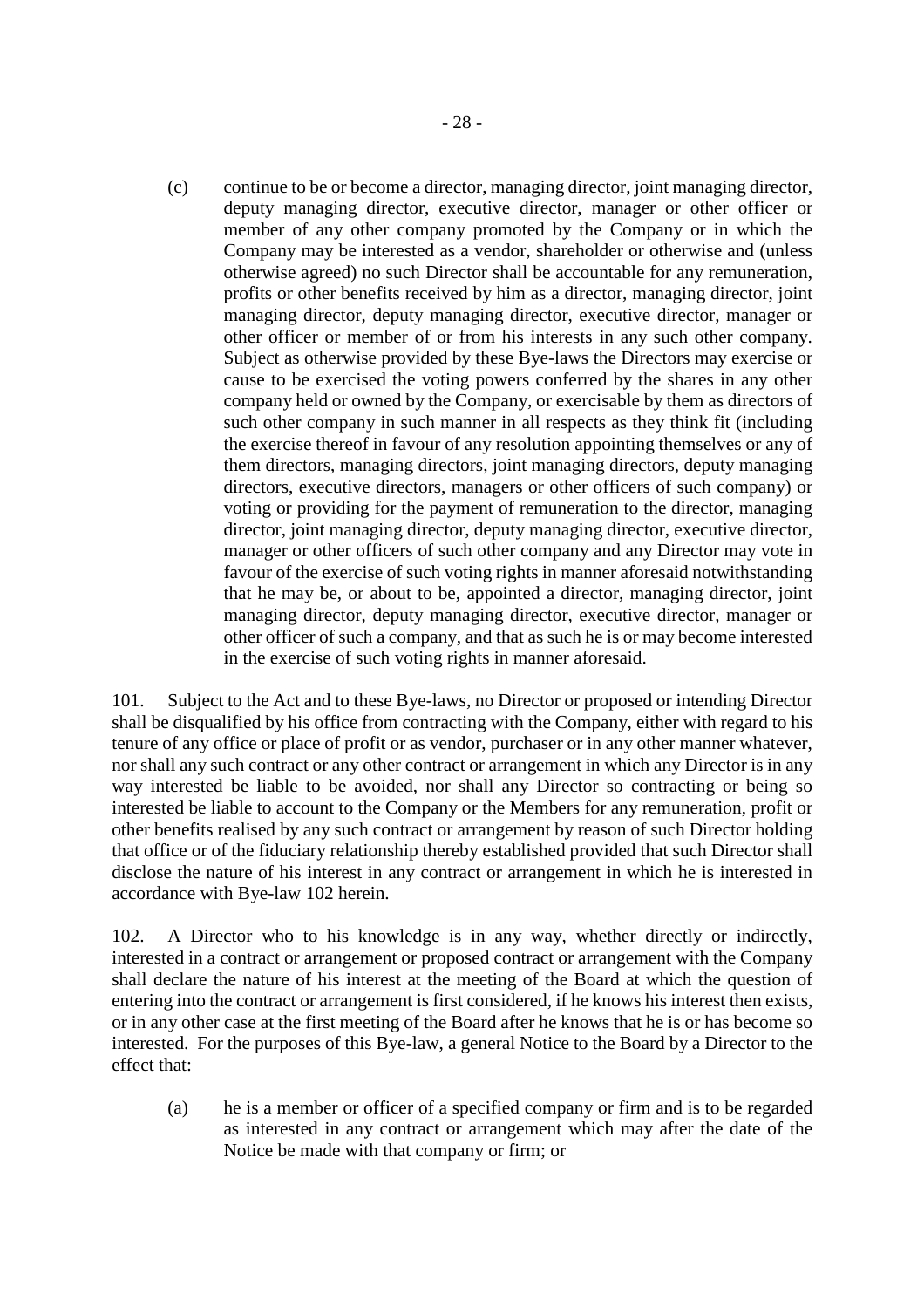(c) continue to be or become a director, managing director, joint managing director, deputy managing director, executive director, manager or other officer or member of any other company promoted by the Company or in which the Company may be interested as a vendor, shareholder or otherwise and (unless otherwise agreed) no such Director shall be accountable for any remuneration, profits or other benefits received by him as a director, managing director, joint managing director, deputy managing director, executive director, manager or other officer or member of or from his interests in any such other company. Subject as otherwise provided by these Bye-laws the Directors may exercise or cause to be exercised the voting powers conferred by the shares in any other company held or owned by the Company, or exercisable by them as directors of such other company in such manner in all respects as they think fit (including the exercise thereof in favour of any resolution appointing themselves or any of them directors, managing directors, joint managing directors, deputy managing directors, executive directors, managers or other officers of such company) or voting or providing for the payment of remuneration to the director, managing director, joint managing director, deputy managing director, executive director, manager or other officers of such other company and any Director may vote in favour of the exercise of such voting rights in manner aforesaid notwithstanding that he may be, or about to be, appointed a director, managing director, joint managing director, deputy managing director, executive director, manager or other officer of such a company, and that as such he is or may become interested in the exercise of such voting rights in manner aforesaid.

101. Subject to the Act and to these Bye-laws, no Director or proposed or intending Director shall be disqualified by his office from contracting with the Company, either with regard to his tenure of any office or place of profit or as vendor, purchaser or in any other manner whatever, nor shall any such contract or any other contract or arrangement in which any Director is in any way interested be liable to be avoided, nor shall any Director so contracting or being so interested be liable to account to the Company or the Members for any remuneration, profit or other benefits realised by any such contract or arrangement by reason of such Director holding that office or of the fiduciary relationship thereby established provided that such Director shall disclose the nature of his interest in any contract or arrangement in which he is interested in accordance with Bye-law 102 herein.

102. A Director who to his knowledge is in any way, whether directly or indirectly, interested in a contract or arrangement or proposed contract or arrangement with the Company shall declare the nature of his interest at the meeting of the Board at which the question of entering into the contract or arrangement is first considered, if he knows his interest then exists, or in any other case at the first meeting of the Board after he knows that he is or has become so interested. For the purposes of this Bye-law, a general Notice to the Board by a Director to the effect that:

(a) he is a member or officer of a specified company or firm and is to be regarded as interested in any contract or arrangement which may after the date of the Notice be made with that company or firm; or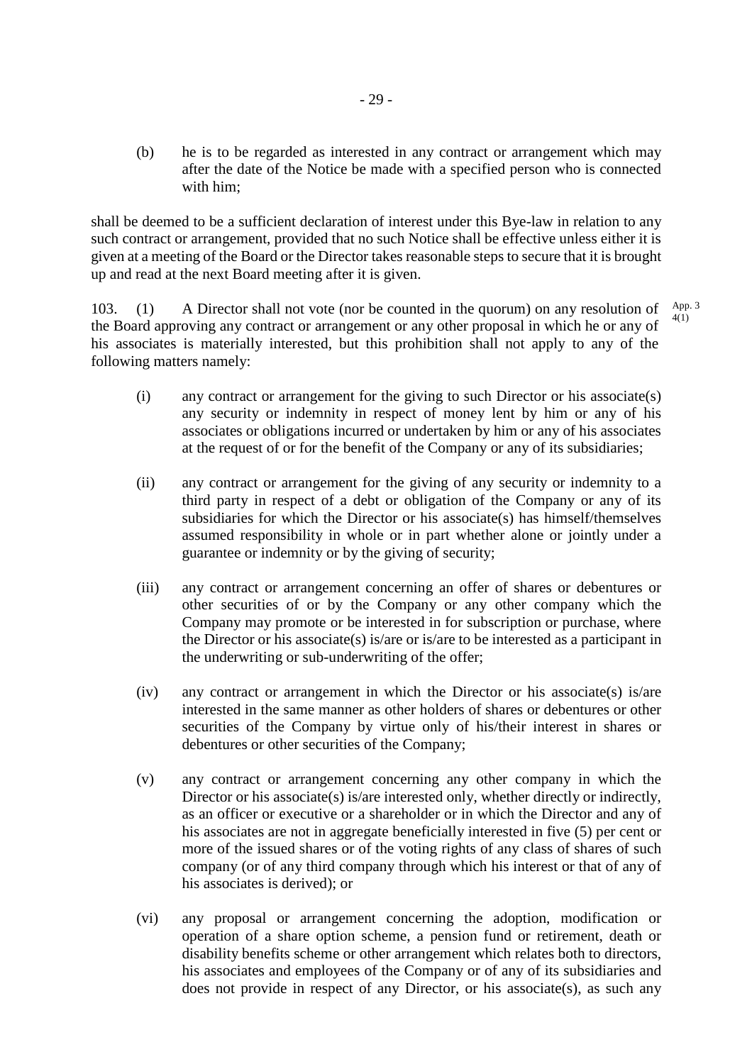(b) he is to be regarded as interested in any contract or arrangement which may after the date of the Notice be made with a specified person who is connected with him;

shall be deemed to be a sufficient declaration of interest under this Bye-law in relation to any such contract or arrangement, provided that no such Notice shall be effective unless either it is given at a meeting of the Board or the Director takes reasonable steps to secure that it is brought up and read at the next Board meeting after it is given.

103. (1) A Director shall not vote (nor be counted in the quorum) on any resolution of the Board approving any contract or arrangement or any other proposal in which he or any of his associates is materially interested, but this prohibition shall not apply to any of the following matters namely:

App. 3 4(1)

(i) any contract or arrangement for the giving to such Director or his associate(s) any security or indemnity in respect of money lent by him or any of his associates or obligations incurred or undertaken by him or any of his associates at the request of or for the benefit of the Company or any of its subsidiaries;

(ii) any contract or arrangement for the giving of any security or indemnity to a third party in respect of a debt or obligation of the Company or any of its subsidiaries for which the Director or his associate(s) has himself/themselves assumed responsibility in whole or in part whether alone or jointly under a guarantee or indemnity or by the giving of security;

(iii) any contract or arrangement concerning an offer of shares or debentures or other securities of or by the Company or any other company which the Company may promote or be interested in for subscription or purchase, where the Director or his associate(s) is/are or is/are to be interested as a participant in the underwriting or sub-underwriting of the offer;

(iv) any contract or arrangement in which the Director or his associate(s) is/are interested in the same manner as other holders of shares or debentures or other securities of the Company by virtue only of his/their interest in shares or debentures or other securities of the Company;

(v) any contract or arrangement concerning any other company in which the Director or his associate(s) is/are interested only, whether directly or indirectly, as an officer or executive or a shareholder or in which the Director and any of his associates are not in aggregate beneficially interested in five (5) per cent or more of the issued shares or of the voting rights of any class of shares of such company (or of any third company through which his interest or that of any of his associates is derived); or

(vi) any proposal or arrangement concerning the adoption, modification or operation of a share option scheme, a pension fund or retirement, death or disability benefits scheme or other arrangement which relates both to directors, his associates and employees of the Company or of any of its subsidiaries and does not provide in respect of any Director, or his associate(s), as such any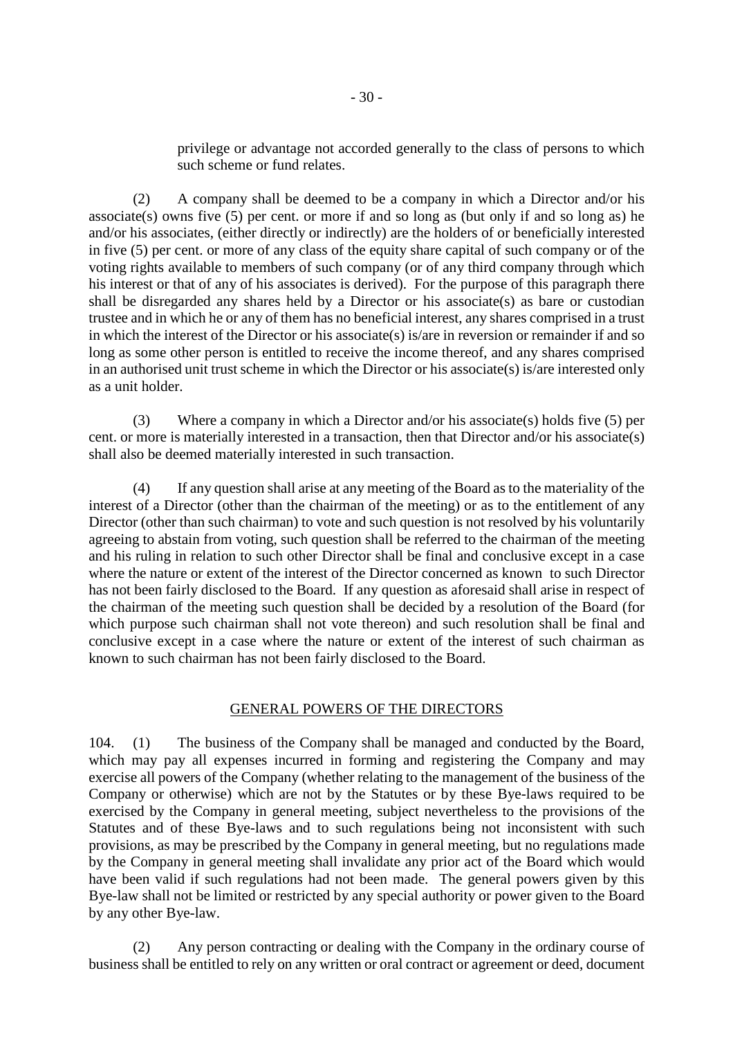privilege or advantage not accorded generally to the class of persons to which such scheme or fund relates.

(2) A company shall be deemed to be a company in which a Director and/or his associate(s) owns five (5) per cent. or more if and so long as (but only if and so long as) he and/or his associates, (either directly or indirectly) are the holders of or beneficially interested in five (5) per cent. or more of any class of the equity share capital of such company or of the voting rights available to members of such company (or of any third company through which his interest or that of any of his associates is derived). For the purpose of this paragraph there shall be disregarded any shares held by a Director or his associate(s) as bare or custodian trustee and in which he or any of them has no beneficial interest, any shares comprised in a trust in which the interest of the Director or his associate(s) is/are in reversion or remainder if and so long as some other person is entitled to receive the income thereof, and any shares comprised in an authorised unit trust scheme in which the Director or his associate(s) is/are interested only as a unit holder.

(3) Where a company in which a Director and/or his associate(s) holds five (5) per cent. or more is materially interested in a transaction, then that Director and/or his associate(s) shall also be deemed materially interested in such transaction.

(4) If any question shall arise at any meeting of the Board as to the materiality of the interest of a Director (other than the chairman of the meeting) or as to the entitlement of any Director (other than such chairman) to vote and such question is not resolved by his voluntarily agreeing to abstain from voting, such question shall be referred to the chairman of the meeting and his ruling in relation to such other Director shall be final and conclusive except in a case where the nature or extent of the interest of the Director concerned as known to such Director has not been fairly disclosed to the Board. If any question as aforesaid shall arise in respect of the chairman of the meeting such question shall be decided by a resolution of the Board (for which purpose such chairman shall not vote thereon) and such resolution shall be final and conclusive except in a case where the nature or extent of the interest of such chairman as known to such chairman has not been fairly disclosed to the Board.

## GENERAL POWERS OF THE DIRECTORS

104. (1) The business of the Company shall be managed and conducted by the Board, which may pay all expenses incurred in forming and registering the Company and may exercise all powers of the Company (whether relating to the management of the business of the Company or otherwise) which are not by the Statutes or by these Bye-laws required to be exercised by the Company in general meeting, subject nevertheless to the provisions of the Statutes and of these Bye-laws and to such regulations being not inconsistent with such provisions, as may be prescribed by the Company in general meeting, but no regulations made by the Company in general meeting shall invalidate any prior act of the Board which would have been valid if such regulations had not been made. The general powers given by this Bye-law shall not be limited or restricted by any special authority or power given to the Board by any other Bye-law.

(2) Any person contracting or dealing with the Company in the ordinary course of business shall be entitled to rely on any written or oral contract or agreement or deed, document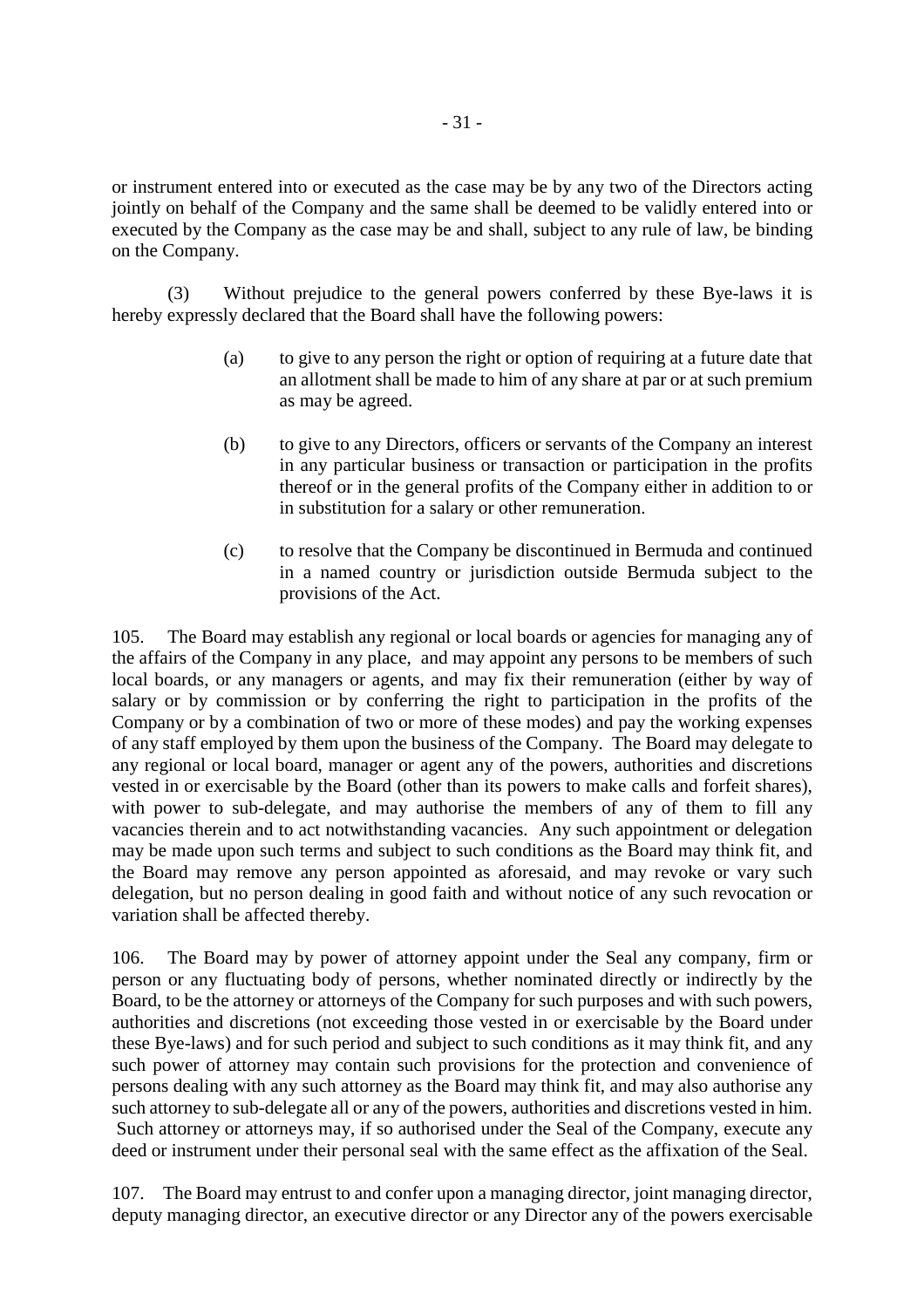or instrument entered into or executed as the case may be by any two of the Directors acting jointly on behalf of the Company and the same shall be deemed to be validly entered into or executed by the Company as the case may be and shall, subject to any rule of law, be binding on the Company.

(3) Without prejudice to the general powers conferred by these Bye-laws it is hereby expressly declared that the Board shall have the following powers:

(a) to give to any person the right or option of requiring at a future date that an allotment shall be made to him of any share at par or at such premium as may be agreed.

(b) to give to any Directors, officers or servants of the Company an interest in any particular business or transaction or participation in the profits thereof or in the general profits of the Company either in addition to or in substitution for a salary or other remuneration.

(c) to resolve that the Company be discontinued in Bermuda and continued in a named country or jurisdiction outside Bermuda subject to the provisions of the Act.

105. The Board may establish any regional or local boards or agencies for managing any of the affairs of the Company in any place, and may appoint any persons to be members of such local boards, or any managers or agents, and may fix their remuneration (either by way of salary or by commission or by conferring the right to participation in the profits of the Company or by a combination of two or more of these modes) and pay the working expenses of any staff employed by them upon the business of the Company. The Board may delegate to any regional or local board, manager or agent any of the powers, authorities and discretions vested in or exercisable by the Board (other than its powers to make calls and forfeit shares), with power to sub-delegate, and may authorise the members of any of them to fill any vacancies therein and to act notwithstanding vacancies. Any such appointment or delegation may be made upon such terms and subject to such conditions as the Board may think fit, and the Board may remove any person appointed as aforesaid, and may revoke or vary such delegation, but no person dealing in good faith and without notice of any such revocation or variation shall be affected thereby.

106. The Board may by power of attorney appoint under the Seal any company, firm or person or any fluctuating body of persons, whether nominated directly or indirectly by the Board, to be the attorney or attorneys of the Company for such purposes and with such powers, authorities and discretions (not exceeding those vested in or exercisable by the Board under these Bye-laws) and for such period and subject to such conditions as it may think fit, and any such power of attorney may contain such provisions for the protection and convenience of persons dealing with any such attorney as the Board may think fit, and may also authorise any such attorney to sub-delegate all or any of the powers, authorities and discretions vested in him. Such attorney or attorneys may, if so authorised under the Seal of the Company, execute any deed or instrument under their personal seal with the same effect as the affixation of the Seal.

107. The Board may entrust to and confer upon a managing director, joint managing director, deputy managing director, an executive director or any Director any of the powers exercisable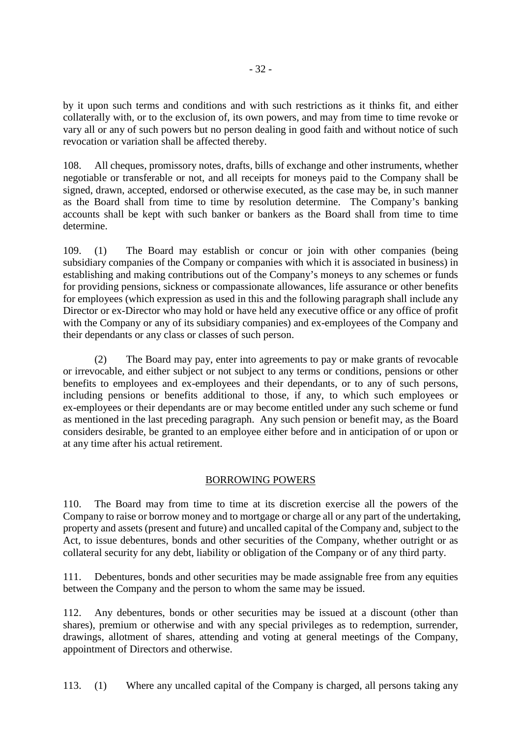by it upon such terms and conditions and with such restrictions as it thinks fit, and either collaterally with, or to the exclusion of, its own powers, and may from time to time revoke or vary all or any of such powers but no person dealing in good faith and without notice of such revocation or variation shall be affected thereby.

108. All cheques, promissory notes, drafts, bills of exchange and other instruments, whether negotiable or transferable or not, and all receipts for moneys paid to the Company shall be signed, drawn, accepted, endorsed or otherwise executed, as the case may be, in such manner as the Board shall from time to time by resolution determine. The Company's banking accounts shall be kept with such banker or bankers as the Board shall from time to time determine.

109. (1) The Board may establish or concur or join with other companies (being subsidiary companies of the Company or companies with which it is associated in business) in establishing and making contributions out of the Company's moneys to any schemes or funds for providing pensions, sickness or compassionate allowances, life assurance or other benefits for employees (which expression as used in this and the following paragraph shall include any Director or ex-Director who may hold or have held any executive office or any office of profit with the Company or any of its subsidiary companies) and ex-employees of the Company and their dependants or any class or classes of such person.

(2) The Board may pay, enter into agreements to pay or make grants of revocable or irrevocable, and either subject or not subject to any terms or conditions, pensions or other benefits to employees and ex-employees and their dependants, or to any of such persons, including pensions or benefits additional to those, if any, to which such employees or ex-employees or their dependants are or may become entitled under any such scheme or fund as mentioned in the last preceding paragraph. Any such pension or benefit may, as the Board considers desirable, be granted to an employee either before and in anticipation of or upon or at any time after his actual retirement.

## BORROWING POWERS

110. The Board may from time to time at its discretion exercise all the powers of the Company to raise or borrow money and to mortgage or charge all or any part of the undertaking, property and assets (present and future) and uncalled capital of the Company and, subject to the Act, to issue debentures, bonds and other securities of the Company, whether outright or as collateral security for any debt, liability or obligation of the Company or of any third party.

111. Debentures, bonds and other securities may be made assignable free from any equities between the Company and the person to whom the same may be issued.

112. Any debentures, bonds or other securities may be issued at a discount (other than shares), premium or otherwise and with any special privileges as to redemption, surrender, drawings, allotment of shares, attending and voting at general meetings of the Company, appointment of Directors and otherwise.

113. (1) Where any uncalled capital of the Company is charged, all persons taking any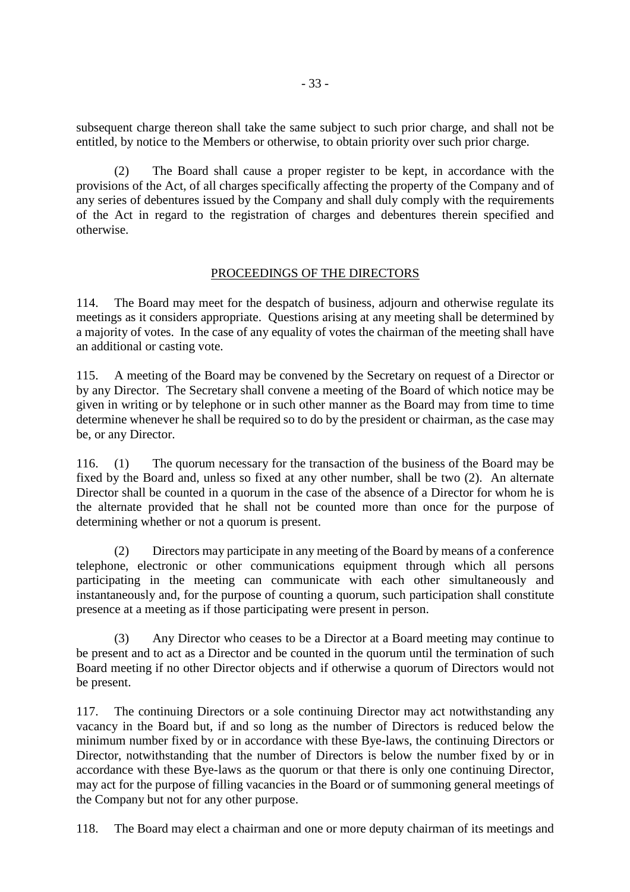subsequent charge thereon shall take the same subject to such prior charge, and shall not be entitled, by notice to the Members or otherwise, to obtain priority over such prior charge.

(2) The Board shall cause a proper register to be kept, in accordance with the provisions of the Act, of all charges specifically affecting the property of the Company and of any series of debentures issued by the Company and shall duly comply with the requirements of the Act in regard to the registration of charges and debentures therein specified and otherwise.

## PROCEEDINGS OF THE DIRECTORS

114. The Board may meet for the despatch of business, adjourn and otherwise regulate its meetings as it considers appropriate. Questions arising at any meeting shall be determined by a majority of votes. In the case of any equality of votes the chairman of the meeting shall have an additional or casting vote.

115. A meeting of the Board may be convened by the Secretary on request of a Director or by any Director. The Secretary shall convene a meeting of the Board of which notice may be given in writing or by telephone or in such other manner as the Board may from time to time determine whenever he shall be required so to do by the president or chairman, as the case may be, or any Director.

116. (1) The quorum necessary for the transaction of the business of the Board may be fixed by the Board and, unless so fixed at any other number, shall be two (2). An alternate Director shall be counted in a quorum in the case of the absence of a Director for whom he is the alternate provided that he shall not be counted more than once for the purpose of determining whether or not a quorum is present.

(2) Directors may participate in any meeting of the Board by means of a conference telephone, electronic or other communications equipment through which all persons participating in the meeting can communicate with each other simultaneously and instantaneously and, for the purpose of counting a quorum, such participation shall constitute presence at a meeting as if those participating were present in person.

(3) Any Director who ceases to be a Director at a Board meeting may continue to be present and to act as a Director and be counted in the quorum until the termination of such Board meeting if no other Director objects and if otherwise a quorum of Directors would not be present.

117. The continuing Directors or a sole continuing Director may act notwithstanding any vacancy in the Board but, if and so long as the number of Directors is reduced below the minimum number fixed by or in accordance with these Bye-laws, the continuing Directors or Director, notwithstanding that the number of Directors is below the number fixed by or in accordance with these Bye-laws as the quorum or that there is only one continuing Director, may act for the purpose of filling vacancies in the Board or of summoning general meetings of the Company but not for any other purpose.

118. The Board may elect a chairman and one or more deputy chairman of its meetings and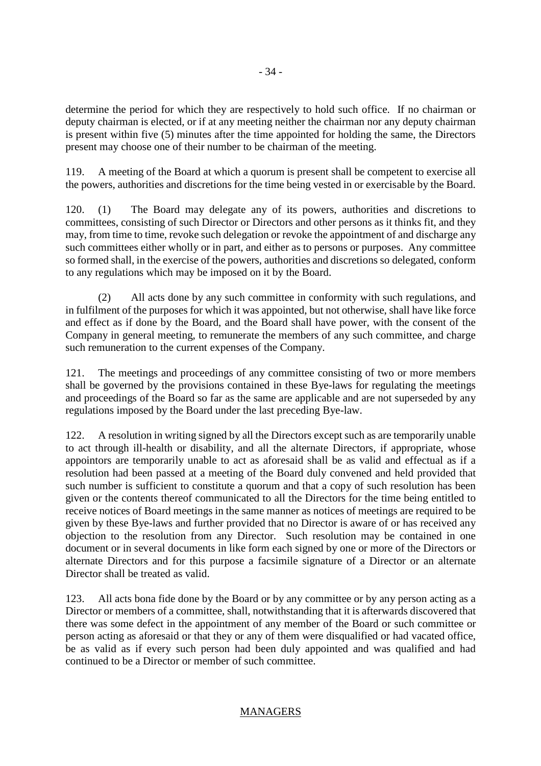determine the period for which they are respectively to hold such office. If no chairman or deputy chairman is elected, or if at any meeting neither the chairman nor any deputy chairman is present within five (5) minutes after the time appointed for holding the same, the Directors present may choose one of their number to be chairman of the meeting.

119. A meeting of the Board at which a quorum is present shall be competent to exercise all the powers, authorities and discretions for the time being vested in or exercisable by the Board.

120. (1) The Board may delegate any of its powers, authorities and discretions to committees, consisting of such Director or Directors and other persons as it thinks fit, and they may, from time to time, revoke such delegation or revoke the appointment of and discharge any such committees either wholly or in part, and either as to persons or purposes. Any committee so formed shall, in the exercise of the powers, authorities and discretions so delegated, conform to any regulations which may be imposed on it by the Board.

(2) All acts done by any such committee in conformity with such regulations, and in fulfilment of the purposes for which it was appointed, but not otherwise, shall have like force and effect as if done by the Board, and the Board shall have power, with the consent of the Company in general meeting, to remunerate the members of any such committee, and charge such remuneration to the current expenses of the Company.

121. The meetings and proceedings of any committee consisting of two or more members shall be governed by the provisions contained in these Bye-laws for regulating the meetings and proceedings of the Board so far as the same are applicable and are not superseded by any regulations imposed by the Board under the last preceding Bye-law.

122. A resolution in writing signed by all the Directors except such as are temporarily unable to act through ill-health or disability, and all the alternate Directors, if appropriate, whose appointors are temporarily unable to act as aforesaid shall be as valid and effectual as if a resolution had been passed at a meeting of the Board duly convened and held provided that such number is sufficient to constitute a quorum and that a copy of such resolution has been given or the contents thereof communicated to all the Directors for the time being entitled to receive notices of Board meetings in the same manner as notices of meetings are required to be given by these Bye-laws and further provided that no Director is aware of or has received any objection to the resolution from any Director. Such resolution may be contained in one document or in several documents in like form each signed by one or more of the Directors or alternate Directors and for this purpose a facsimile signature of a Director or an alternate Director shall be treated as valid.

123. All acts bona fide done by the Board or by any committee or by any person acting as a Director or members of a committee, shall, notwithstanding that it is afterwards discovered that there was some defect in the appointment of any member of the Board or such committee or person acting as aforesaid or that they or any of them were disqualified or had vacated office, be as valid as if every such person had been duly appointed and was qualified and had continued to be a Director or member of such committee.

## MANAGERS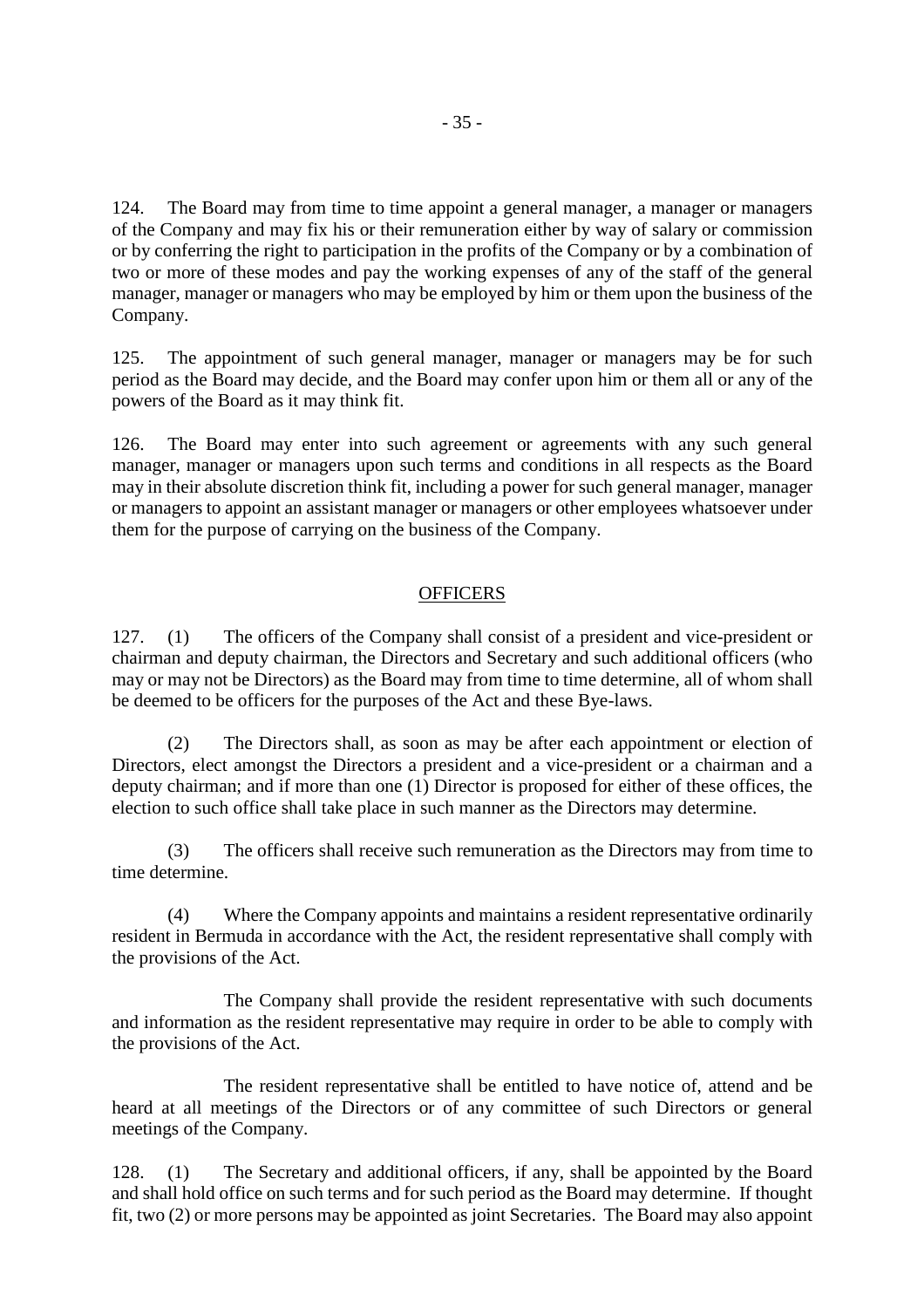124. The Board may from time to time appoint a general manager, a manager or managers of the Company and may fix his or their remuneration either by way of salary or commission or by conferring the right to participation in the profits of the Company or by a combination of two or more of these modes and pay the working expenses of any of the staff of the general manager, manager or managers who may be employed by him or them upon the business of the Company.

125. The appointment of such general manager, manager or managers may be for such period as the Board may decide, and the Board may confer upon him or them all or any of the powers of the Board as it may think fit.

126. The Board may enter into such agreement or agreements with any such general manager, manager or managers upon such terms and conditions in all respects as the Board may in their absolute discretion think fit, including a power for such general manager, manager or managers to appoint an assistant manager or managers or other employees whatsoever under them for the purpose of carrying on the business of the Company.

## OFFICERS

127. (1) The officers of the Company shall consist of a president and vice-president or chairman and deputy chairman, the Directors and Secretary and such additional officers (who may or may not be Directors) as the Board may from time to time determine, all of whom shall be deemed to be officers for the purposes of the Act and these Bye-laws.

(2) The Directors shall, as soon as may be after each appointment or election of Directors, elect amongst the Directors a president and a vice-president or a chairman and a deputy chairman; and if more than one (1) Director is proposed for either of these offices, the election to such office shall take place in such manner as the Directors may determine.

(3) The officers shall receive such remuneration as the Directors may from time to time determine.

(4) Where the Company appoints and maintains a resident representative ordinarily resident in Bermuda in accordance with the Act, the resident representative shall comply with the provisions of the Act.

The Company shall provide the resident representative with such documents and information as the resident representative may require in order to be able to comply with the provisions of the Act.

The resident representative shall be entitled to have notice of, attend and be heard at all meetings of the Directors or of any committee of such Directors or general meetings of the Company.

128. (1) The Secretary and additional officers, if any, shall be appointed by the Board and shall hold office on such terms and for such period as the Board may determine. If thought fit, two (2) or more persons may be appointed as joint Secretaries. The Board may also appoint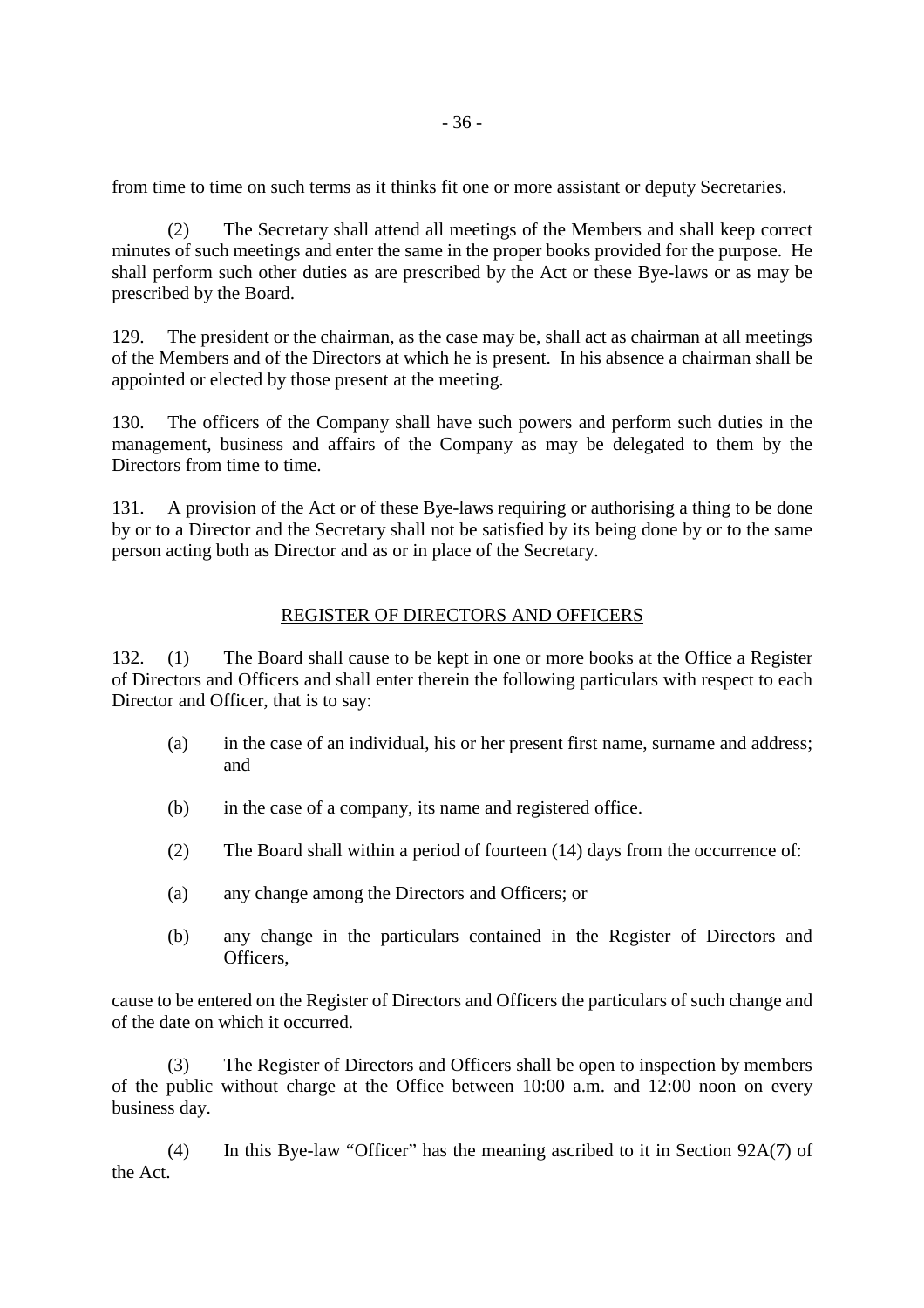from time to time on such terms as it thinks fit one or more assistant or deputy Secretaries.

(2) The Secretary shall attend all meetings of the Members and shall keep correct minutes of such meetings and enter the same in the proper books provided for the purpose. He shall perform such other duties as are prescribed by the Act or these Bye-laws or as may be prescribed by the Board.

129. The president or the chairman, as the case may be, shall act as chairman at all meetings of the Members and of the Directors at which he is present. In his absence a chairman shall be appointed or elected by those present at the meeting.

130. The officers of the Company shall have such powers and perform such duties in the management, business and affairs of the Company as may be delegated to them by the Directors from time to time.

131. A provision of the Act or of these Bye-laws requiring or authorising a thing to be done by or to a Director and the Secretary shall not be satisfied by its being done by or to the same person acting both as Director and as or in place of the Secretary.

## REGISTER OF DIRECTORS AND OFFICERS

132. (1) The Board shall cause to be kept in one or more books at the Office a Register of Directors and Officers and shall enter therein the following particulars with respect to each Director and Officer, that is to say:

(a) in the case of an individual, his or her present first name, surname and address; and

(b) in the case of a company, its name and registered office.

(2) The Board shall within a period of fourteen (14) days from the occurrence of:

(a) any change among the Directors and Officers; or

(b) any change in the particulars contained in the Register of Directors and Officers,

cause to be entered on the Register of Directors and Officers the particulars of such change and of the date on which it occurred.

(3) The Register of Directors and Officers shall be open to inspection by members of the public without charge at the Office between 10:00 a.m. and 12:00 noon on every business day.

(4) In this Bye-law "Officer" has the meaning ascribed to it in Section 92A(7) of the Act.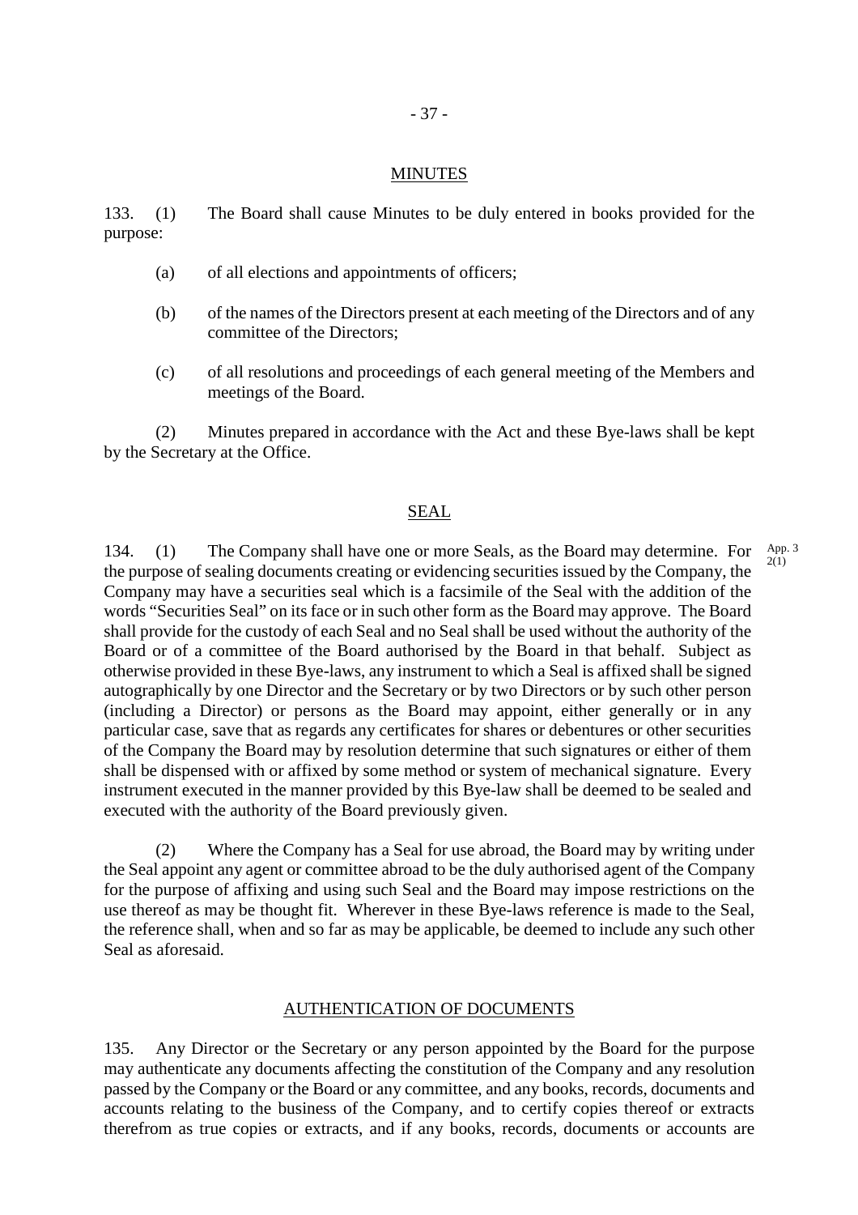## MINUTES

133. (1) The Board shall cause Minutes to be duly entered in books provided for the purpose:

(a) of all elections and appointments of officers;

(b) of the names of the Directors present at each meeting of the Directors and of any committee of the Directors;

(c) of all resolutions and proceedings of each general meeting of the Members and meetings of the Board.

(2) Minutes prepared in accordance with the Act and these Bye-laws shall be kept by the Secretary at the Office.

## SEAL

134. (1) The Company shall have one or more Seals, as the Board may determine. For the purpose of sealing documents creating or evidencing securities issued by the Company, the Company may have a securities seal which is a facsimile of the Seal with the addition of the words "Securities Seal" on its face or in such other form as the Board may approve. The Board shall provide for the custody of each Seal and no Seal shall be used without the authority of the Board or of a committee of the Board authorised by the Board in that behalf. Subject as otherwise provided in these Bye-laws, any instrument to which a Seal is affixed shall be signed autographically by one Director and the Secretary or by two Directors or by such other person (including a Director) or persons as the Board may appoint, either generally or in any particular case, save that as regards any certificates for shares or debentures or other securities of the Company the Board may by resolution determine that such signatures or either of them shall be dispensed with or affixed by some method or system of mechanical signature. Every instrument executed in the manner provided by this Bye-law shall be deemed to be sealed and executed with the authority of the Board previously given.

App. 3 2(1)

(2) Where the Company has a Seal for use abroad, the Board may by writing under the Seal appoint any agent or committee abroad to be the duly authorised agent of the Company for the purpose of affixing and using such Seal and the Board may impose restrictions on the use thereof as may be thought fit. Wherever in these Bye-laws reference is made to the Seal, the reference shall, when and so far as may be applicable, be deemed to include any such other Seal as aforesaid.

## AUTHENTICATION OF DOCUMENTS

135. Any Director or the Secretary or any person appointed by the Board for the purpose may authenticate any documents affecting the constitution of the Company and any resolution passed by the Company or the Board or any committee, and any books, records, documents and accounts relating to the business of the Company, and to certify copies thereof or extracts therefrom as true copies or extracts, and if any books, records, documents or accounts are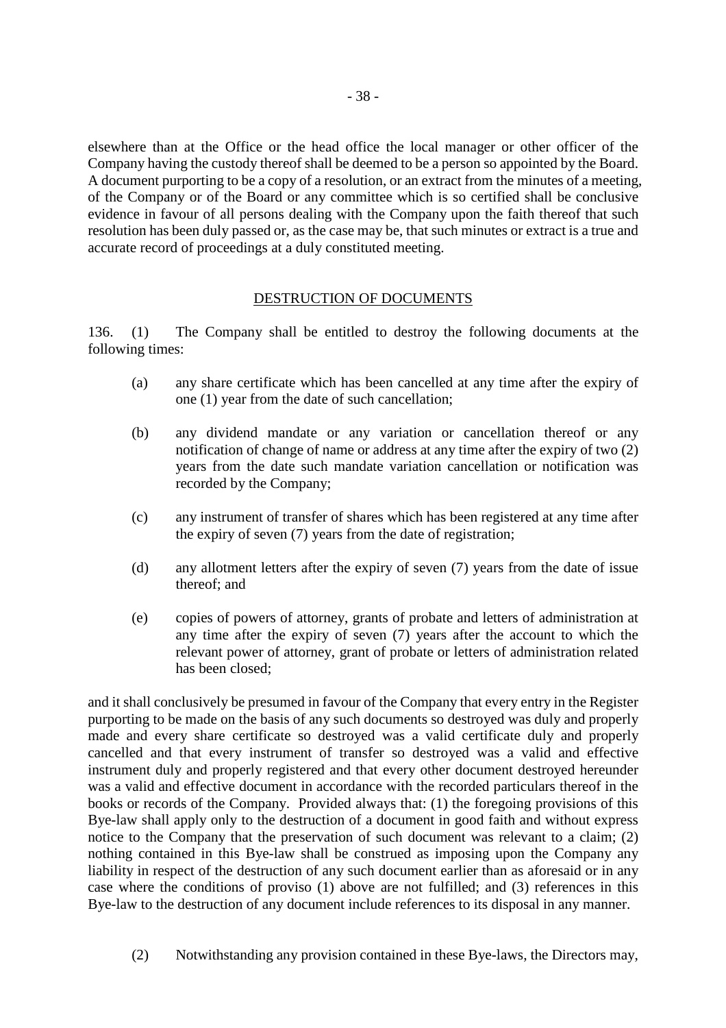elsewhere than at the Office or the head office the local manager or other officer of the Company having the custody thereof shall be deemed to be a person so appointed by the Board. A document purporting to be a copy of a resolution, or an extract from the minutes of a meeting, of the Company or of the Board or any committee which is so certified shall be conclusive evidence in favour of all persons dealing with the Company upon the faith thereof that such resolution has been duly passed or, as the case may be, that such minutes or extract is a true and accurate record of proceedings at a duly constituted meeting.

## DESTRUCTION OF DOCUMENTS

136. (1) The Company shall be entitled to destroy the following documents at the following times:

(a) any share certificate which has been cancelled at any time after the expiry of one (1) year from the date of such cancellation;

(b) any dividend mandate or any variation or cancellation thereof or any notification of change of name or address at any time after the expiry of two (2) years from the date such mandate variation cancellation or notification was recorded by the Company;

(c) any instrument of transfer of shares which has been registered at any time after the expiry of seven (7) years from the date of registration;

(d) any allotment letters after the expiry of seven (7) years from the date of issue thereof; and

(e) copies of powers of attorney, grants of probate and letters of administration at any time after the expiry of seven (7) years after the account to which the relevant power of attorney, grant of probate or letters of administration related has been closed;

and it shall conclusively be presumed in favour of the Company that every entry in the Register purporting to be made on the basis of any such documents so destroyed was duly and properly made and every share certificate so destroyed was a valid certificate duly and properly cancelled and that every instrument of transfer so destroyed was a valid and effective instrument duly and properly registered and that every other document destroyed hereunder was a valid and effective document in accordance with the recorded particulars thereof in the books or records of the Company. Provided always that: (1) the foregoing provisions of this Bye-law shall apply only to the destruction of a document in good faith and without express notice to the Company that the preservation of such document was relevant to a claim; (2) nothing contained in this Bye-law shall be construed as imposing upon the Company any liability in respect of the destruction of any such document earlier than as aforesaid or in any case where the conditions of proviso (1) above are not fulfilled; and (3) references in this Bye-law to the destruction of any document include references to its disposal in any manner.

(2) Notwithstanding any provision contained in these Bye-laws, the Directors may,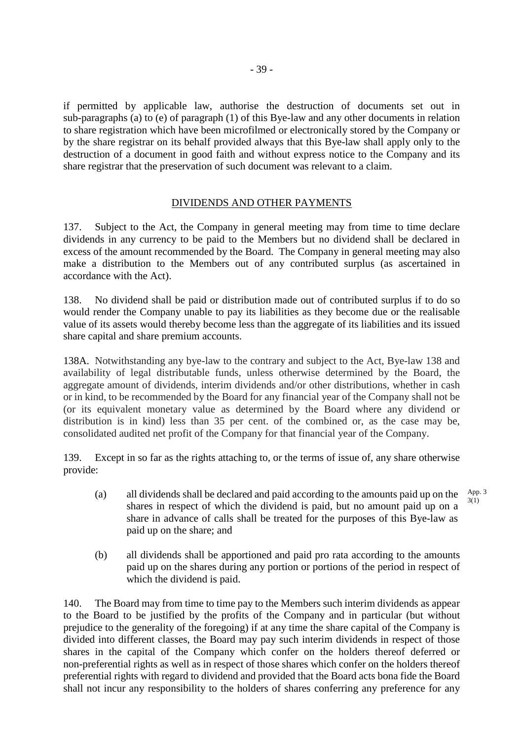if permitted by applicable law, authorise the destruction of documents set out in sub-paragraphs (a) to (e) of paragraph (1) of this Bye-law and any other documents in relation to share registration which have been microfilmed or electronically stored by the Company or by the share registrar on its behalf provided always that this Bye-law shall apply only to the destruction of a document in good faith and without express notice to the Company and its share registrar that the preservation of such document was relevant to a claim.

## DIVIDENDS AND OTHER PAYMENTS

137. Subject to the Act, the Company in general meeting may from time to time declare dividends in any currency to be paid to the Members but no dividend shall be declared in excess of the amount recommended by the Board. The Company in general meeting may also make a distribution to the Members out of any contributed surplus (as ascertained in accordance with the Act).

138. No dividend shall be paid or distribution made out of contributed surplus if to do so would render the Company unable to pay its liabilities as they become due or the realisable value of its assets would thereby become less than the aggregate of its liabilities and its issued share capital and share premium accounts.

138A. Notwithstanding any bye-law to the contrary and subject to the Act, Bye-law 138 and availability of legal distributable funds, unless otherwise determined by the Board, the aggregate amount of dividends, interim dividends and/or other distributions, whether in cash or in kind, to be recommended by the Board for any financial year of the Company shall not be (or its equivalent monetary value as determined by the Board where any dividend or distribution is in kind) less than 35 per cent. of the combined or, as the case may be, consolidated audited net profit of the Company for that financial year of the Company.

139. Except in so far as the rights attaching to, or the terms of issue of, any share otherwise provide:

(a) all dividends shall be declared and paid according to the amounts paid up on the shares in respect of which the dividend is paid, but no amount paid up on a share in advance of calls shall be treated for the purposes of this Bye-law as paid up on the share; and

App. 3 3(1)

(b) all dividends shall be apportioned and paid pro rata according to the amounts paid up on the shares during any portion or portions of the period in respect of which the dividend is paid.

140. The Board may from time to time pay to the Members such interim dividends as appear to the Board to be justified by the profits of the Company and in particular (but without prejudice to the generality of the foregoing) if at any time the share capital of the Company is divided into different classes, the Board may pay such interim dividends in respect of those shares in the capital of the Company which confer on the holders thereof deferred or non-preferential rights as well as in respect of those shares which confer on the holders thereof preferential rights with regard to dividend and provided that the Board acts bona fide the Board shall not incur any responsibility to the holders of shares conferring any preference for any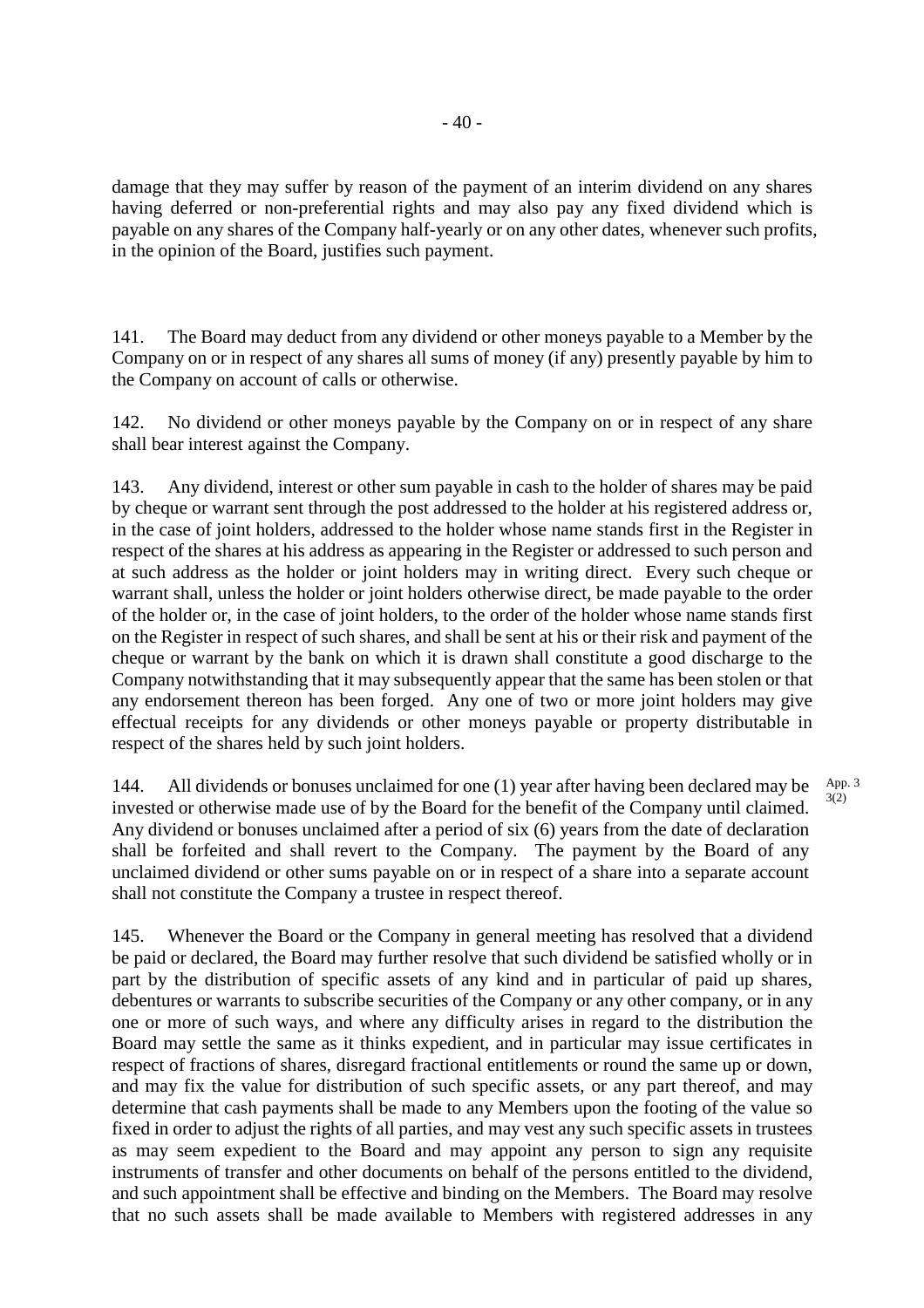damage that they may suffer by reason of the payment of an interim dividend on any shares having deferred or non-preferential rights and may also pay any fixed dividend which is payable on any shares of the Company half-yearly or on any other dates, whenever such profits, in the opinion of the Board, justifies such payment.

141. The Board may deduct from any dividend or other moneys payable to a Member by the Company on or in respect of any shares all sums of money (if any) presently payable by him to the Company on account of calls or otherwise.

142. No dividend or other moneys payable by the Company on or in respect of any share shall bear interest against the Company.

143. Any dividend, interest or other sum payable in cash to the holder of shares may be paid by cheque or warrant sent through the post addressed to the holder at his registered address or, in the case of joint holders, addressed to the holder whose name stands first in the Register in respect of the shares at his address as appearing in the Register or addressed to such person and at such address as the holder or joint holders may in writing direct. Every such cheque or warrant shall, unless the holder or joint holders otherwise direct, be made payable to the order of the holder or, in the case of joint holders, to the order of the holder whose name stands first on the Register in respect of such shares, and shall be sent at his or their risk and payment of the cheque or warrant by the bank on which it is drawn shall constitute a good discharge to the Company notwithstanding that it may subsequently appear that the same has been stolen or that any endorsement thereon has been forged. Any one of two or more joint holders may give effectual receipts for any dividends or other moneys payable or property distributable in respect of the shares held by such joint holders.

144. All dividends or bonuses unclaimed for one (1) year after having been declared may be invested or otherwise made use of by the Board for the benefit of the Company until claimed. Any dividend or bonuses unclaimed after a period of six (6) years from the date of declaration shall be forfeited and shall revert to the Company. The payment by the Board of any unclaimed dividend or other sums payable on or in respect of a share into a separate account shall not constitute the Company a trustee in respect thereof.

App. 3 3(2)

145. Whenever the Board or the Company in general meeting has resolved that a dividend be paid or declared, the Board may further resolve that such dividend be satisfied wholly or in part by the distribution of specific assets of any kind and in particular of paid up shares, debentures or warrants to subscribe securities of the Company or any other company, or in any one or more of such ways, and where any difficulty arises in regard to the distribution the Board may settle the same as it thinks expedient, and in particular may issue certificates in respect of fractions of shares, disregard fractional entitlements or round the same up or down, and may fix the value for distribution of such specific assets, or any part thereof, and may determine that cash payments shall be made to any Members upon the footing of the value so fixed in order to adjust the rights of all parties, and may vest any such specific assets in trustees as may seem expedient to the Board and may appoint any person to sign any requisite instruments of transfer and other documents on behalf of the persons entitled to the dividend, and such appointment shall be effective and binding on the Members. The Board may resolve that no such assets shall be made available to Members with registered addresses in any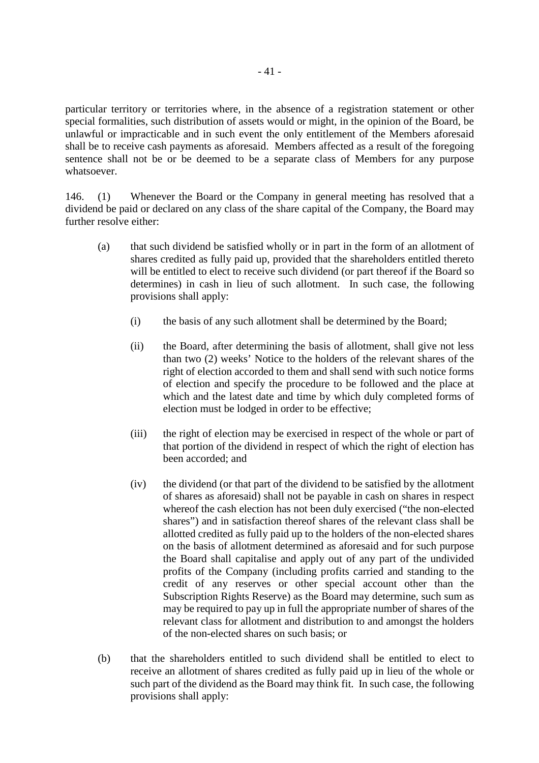particular territory or territories where, in the absence of a registration statement or other special formalities, such distribution of assets would or might, in the opinion of the Board, be unlawful or impracticable and in such event the only entitlement of the Members aforesaid shall be to receive cash payments as aforesaid. Members affected as a result of the foregoing sentence shall not be or be deemed to be a separate class of Members for any purpose whatsoever.

146. (1) Whenever the Board or the Company in general meeting has resolved that a dividend be paid or declared on any class of the share capital of the Company, the Board may further resolve either:

(a) that such dividend be satisfied wholly or in part in the form of an allotment of shares credited as fully paid up, provided that the shareholders entitled thereto will be entitled to elect to receive such dividend (or part thereof if the Board so determines) in cash in lieu of such allotment. In such case, the following provisions shall apply:

(i) the basis of any such allotment shall be determined by the Board;

(ii) the Board, after determining the basis of allotment, shall give not less than two (2) weeks' Notice to the holders of the relevant shares of the right of election accorded to them and shall send with such notice forms of election and specify the procedure to be followed and the place at which and the latest date and time by which duly completed forms of election must be lodged in order to be effective;

(iii) the right of election may be exercised in respect of the whole or part of that portion of the dividend in respect of which the right of election has been accorded; and

(iv) the dividend (or that part of the dividend to be satisfied by the allotment of shares as aforesaid) shall not be payable in cash on shares in respect whereof the cash election has not been duly exercised ("the non-elected shares") and in satisfaction thereof shares of the relevant class shall be allotted credited as fully paid up to the holders of the non-elected shares on the basis of allotment determined as aforesaid and for such purpose the Board shall capitalise and apply out of any part of the undivided profits of the Company (including profits carried and standing to the credit of any reserves or other special account other than the Subscription Rights Reserve) as the Board may determine, such sum as may be required to pay up in full the appropriate number of shares of the relevant class for allotment and distribution to and amongst the holders of the non-elected shares on such basis; or

(b) that the shareholders entitled to such dividend shall be entitled to elect to receive an allotment of shares credited as fully paid up in lieu of the whole or such part of the dividend as the Board may think fit. In such case, the following provisions shall apply: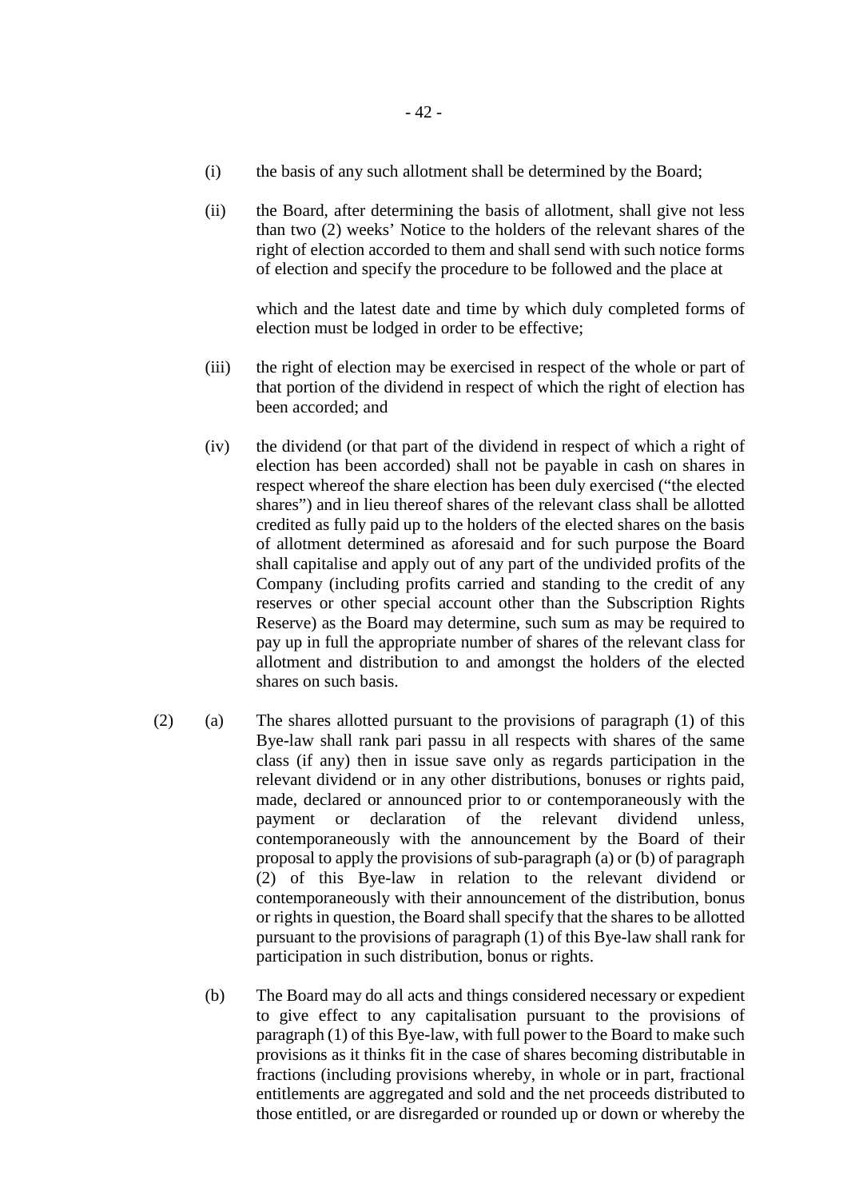(i) the basis of any such allotment shall be determined by the Board;

(ii) the Board, after determining the basis of allotment, shall give not less than two (2) weeks' Notice to the holders of the relevant shares of the right of election accorded to them and shall send with such notice forms of election and specify the procedure to be followed and the place at

which and the latest date and time by which duly completed forms of election must be lodged in order to be effective;

(iii) the right of election may be exercised in respect of the whole or part of that portion of the dividend in respect of which the right of election has been accorded; and

(iv) the dividend (or that part of the dividend in respect of which a right of election has been accorded) shall not be payable in cash on shares in respect whereof the share election has been duly exercised ("the elected shares") and in lieu thereof shares of the relevant class shall be allotted credited as fully paid up to the holders of the elected shares on the basis of allotment determined as aforesaid and for such purpose the Board shall capitalise and apply out of any part of the undivided profits of the Company (including profits carried and standing to the credit of any reserves or other special account other than the Subscription Rights Reserve) as the Board may determine, such sum as may be required to pay up in full the appropriate number of shares of the relevant class for allotment and distribution to and amongst the holders of the elected shares on such basis.

(2) (a) The shares allotted pursuant to the provisions of paragraph (1) of this Bye-law shall rank pari passu in all respects with shares of the same class (if any) then in issue save only as regards participation in the relevant dividend or in any other distributions, bonuses or rights paid, made, declared or announced prior to or contemporaneously with the payment or declaration of the relevant dividend unless, contemporaneously with the announcement by the Board of their proposal to apply the provisions of sub-paragraph (a) or (b) of paragraph (2) of this Bye-law in relation to the relevant dividend or contemporaneously with their announcement of the distribution, bonus or rights in question, the Board shall specify that the shares to be allotted pursuant to the provisions of paragraph (1) of this Bye-law shall rank for participation in such distribution, bonus or rights.

(b) The Board may do all acts and things considered necessary or expedient to give effect to any capitalisation pursuant to the provisions of paragraph (1) of this Bye-law, with full power to the Board to make such provisions as it thinks fit in the case of shares becoming distributable in fractions (including provisions whereby, in whole or in part, fractional entitlements are aggregated and sold and the net proceeds distributed to those entitled, or are disregarded or rounded up or down or whereby the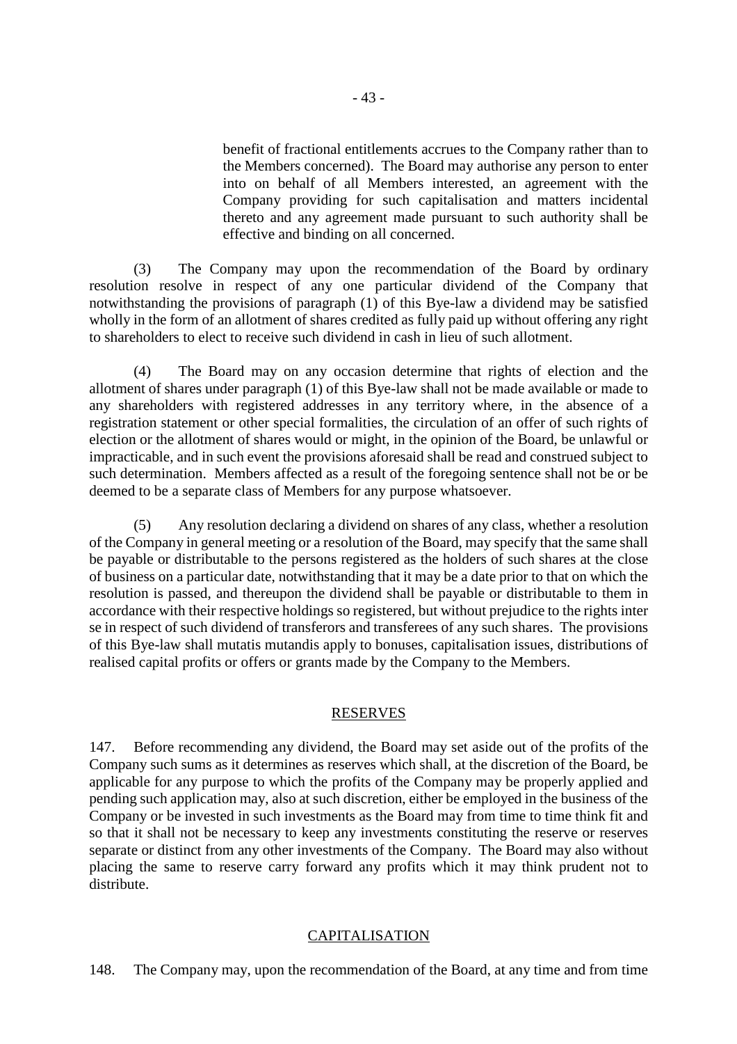benefit of fractional entitlements accrues to the Company rather than to the Members concerned). The Board may authorise any person to enter into on behalf of all Members interested, an agreement with the Company providing for such capitalisation and matters incidental thereto and any agreement made pursuant to such authority shall be effective and binding on all concerned.

(3) The Company may upon the recommendation of the Board by ordinary resolution resolve in respect of any one particular dividend of the Company that notwithstanding the provisions of paragraph (1) of this Bye-law a dividend may be satisfied wholly in the form of an allotment of shares credited as fully paid up without offering any right to shareholders to elect to receive such dividend in cash in lieu of such allotment.

(4) The Board may on any occasion determine that rights of election and the allotment of shares under paragraph (1) of this Bye-law shall not be made available or made to any shareholders with registered addresses in any territory where, in the absence of a registration statement or other special formalities, the circulation of an offer of such rights of election or the allotment of shares would or might, in the opinion of the Board, be unlawful or impracticable, and in such event the provisions aforesaid shall be read and construed subject to such determination. Members affected as a result of the foregoing sentence shall not be or be deemed to be a separate class of Members for any purpose whatsoever.

(5) Any resolution declaring a dividend on shares of any class, whether a resolution of the Company in general meeting or a resolution of the Board, may specify that the same shall be payable or distributable to the persons registered as the holders of such shares at the close of business on a particular date, notwithstanding that it may be a date prior to that on which the resolution is passed, and thereupon the dividend shall be payable or distributable to them in accordance with their respective holdings so registered, but without prejudice to the rights inter se in respect of such dividend of transferors and transferees of any such shares. The provisions of this Bye-law shall mutatis mutandis apply to bonuses, capitalisation issues, distributions of realised capital profits or offers or grants made by the Company to the Members.

## RESERVES

147. Before recommending any dividend, the Board may set aside out of the profits of the Company such sums as it determines as reserves which shall, at the discretion of the Board, be applicable for any purpose to which the profits of the Company may be properly applied and pending such application may, also at such discretion, either be employed in the business of the Company or be invested in such investments as the Board may from time to time think fit and so that it shall not be necessary to keep any investments constituting the reserve or reserves separate or distinct from any other investments of the Company. The Board may also without placing the same to reserve carry forward any profits which it may think prudent not to distribute.

## CAPITALISATION

148. The Company may, upon the recommendation of the Board, at any time and from time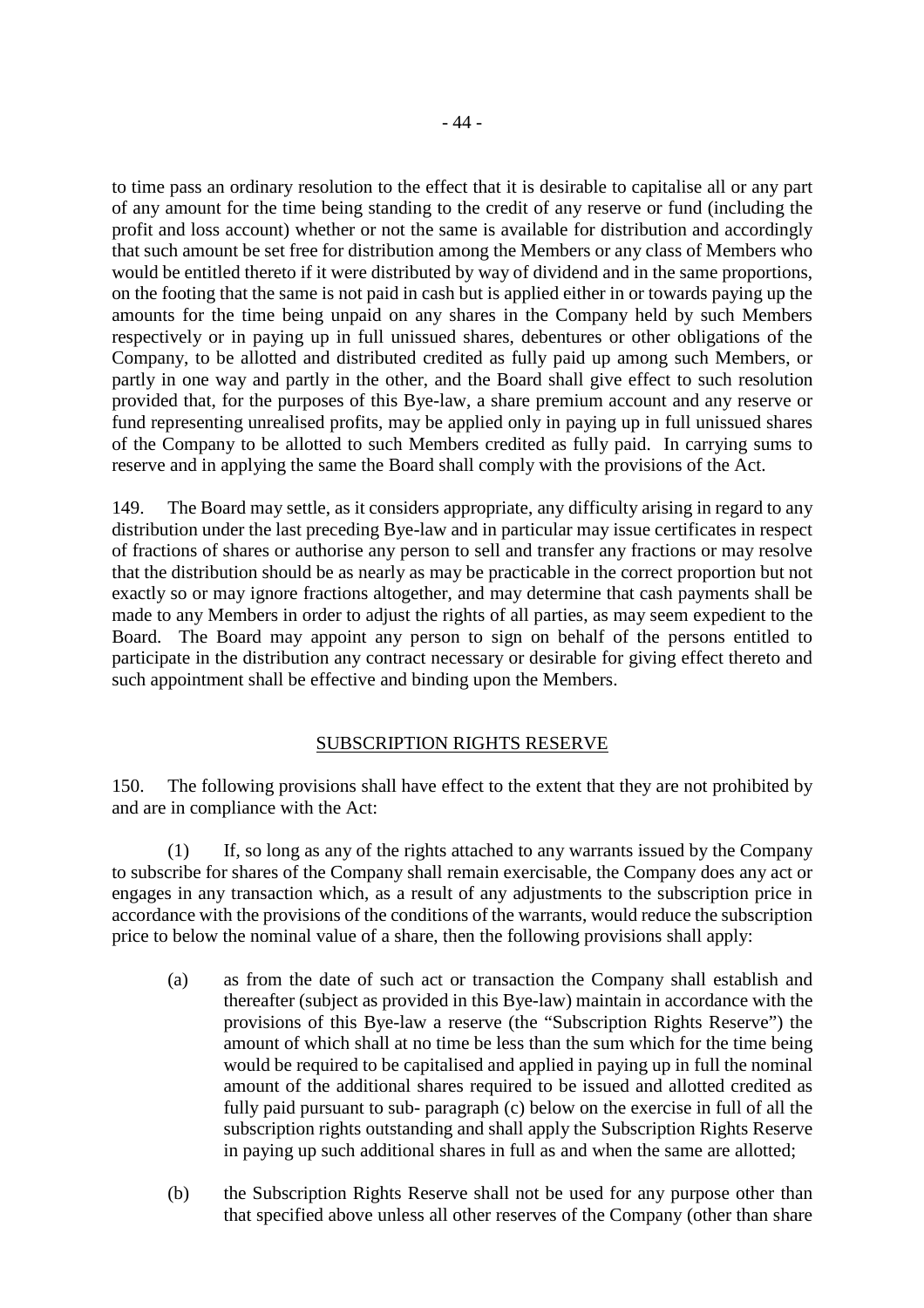to time pass an ordinary resolution to the effect that it is desirable to capitalise all or any part of any amount for the time being standing to the credit of any reserve or fund (including the profit and loss account) whether or not the same is available for distribution and accordingly that such amount be set free for distribution among the Members or any class of Members who would be entitled thereto if it were distributed by way of dividend and in the same proportions, on the footing that the same is not paid in cash but is applied either in or towards paying up the amounts for the time being unpaid on any shares in the Company held by such Members respectively or in paying up in full unissued shares, debentures or other obligations of the Company, to be allotted and distributed credited as fully paid up among such Members, or partly in one way and partly in the other, and the Board shall give effect to such resolution provided that, for the purposes of this Bye-law, a share premium account and any reserve or fund representing unrealised profits, may be applied only in paying up in full unissued shares of the Company to be allotted to such Members credited as fully paid. In carrying sums to reserve and in applying the same the Board shall comply with the provisions of the Act.

149. The Board may settle, as it considers appropriate, any difficulty arising in regard to any distribution under the last preceding Bye-law and in particular may issue certificates in respect of fractions of shares or authorise any person to sell and transfer any fractions or may resolve that the distribution should be as nearly as may be practicable in the correct proportion but not exactly so or may ignore fractions altogether, and may determine that cash payments shall be made to any Members in order to adjust the rights of all parties, as may seem expedient to the Board. The Board may appoint any person to sign on behalf of the persons entitled to participate in the distribution any contract necessary or desirable for giving effect thereto and such appointment shall be effective and binding upon the Members.

## SUBSCRIPTION RIGHTS RESERVE

150. The following provisions shall have effect to the extent that they are not prohibited by and are in compliance with the Act:

(1) If, so long as any of the rights attached to any warrants issued by the Company to subscribe for shares of the Company shall remain exercisable, the Company does any act or engages in any transaction which, as a result of any adjustments to the subscription price in accordance with the provisions of the conditions of the warrants, would reduce the subscription price to below the nominal value of a share, then the following provisions shall apply:

(a) as from the date of such act or transaction the Company shall establish and thereafter (subject as provided in this Bye-law) maintain in accordance with the provisions of this Bye-law a reserve (the "Subscription Rights Reserve") the amount of which shall at no time be less than the sum which for the time being would be required to be capitalised and applied in paying up in full the nominal amount of the additional shares required to be issued and allotted credited as fully paid pursuant to sub- paragraph (c) below on the exercise in full of all the subscription rights outstanding and shall apply the Subscription Rights Reserve in paying up such additional shares in full as and when the same are allotted;

(b) the Subscription Rights Reserve shall not be used for any purpose other than that specified above unless all other reserves of the Company (other than share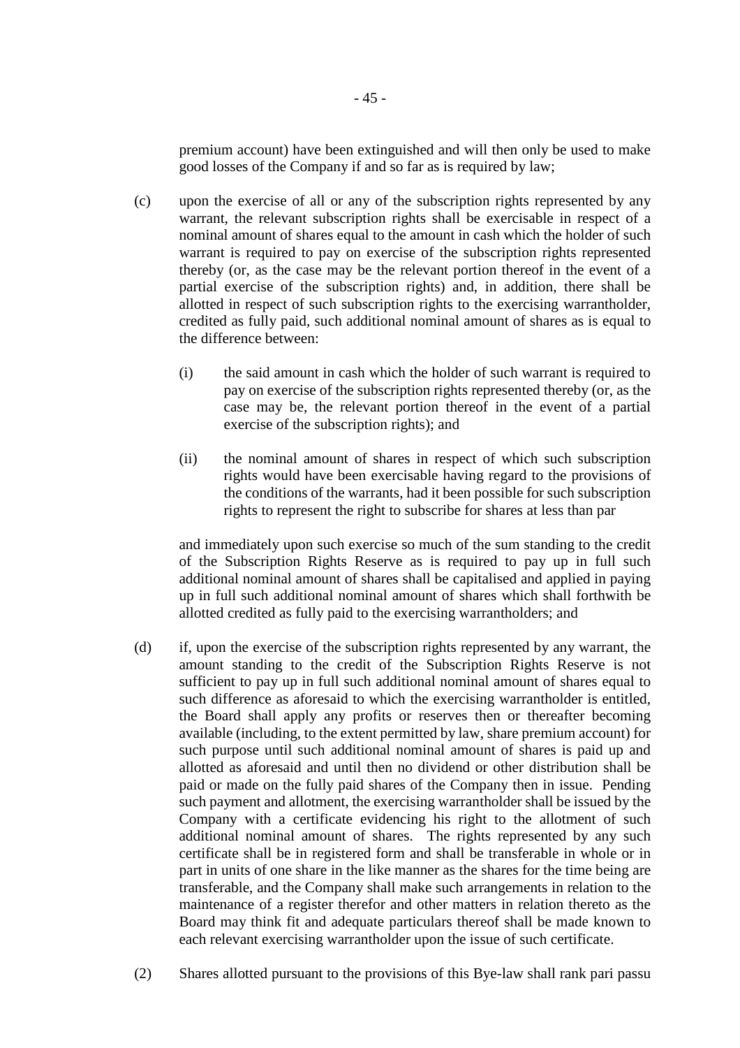premium account) have been extinguished and will then only be used to make good losses of the Company if and so far as is required by law;

(c) upon the exercise of all or any of the subscription rights represented by any warrant, the relevant subscription rights shall be exercisable in respect of a nominal amount of shares equal to the amount in cash which the holder of such warrant is required to pay on exercise of the subscription rights represented thereby (or, as the case may be the relevant portion thereof in the event of a partial exercise of the subscription rights) and, in addition, there shall be allotted in respect of such subscription rights to the exercising warrantholder, credited as fully paid, such additional nominal amount of shares as is equal to the difference between:

(i) the said amount in cash which the holder of such warrant is required to pay on exercise of the subscription rights represented thereby (or, as the case may be, the relevant portion thereof in the event of a partial exercise of the subscription rights); and

(ii) the nominal amount of shares in respect of which such subscription rights would have been exercisable having regard to the provisions of the conditions of the warrants, had it been possible for such subscription rights to represent the right to subscribe for shares at less than par

and immediately upon such exercise so much of the sum standing to the credit of the Subscription Rights Reserve as is required to pay up in full such additional nominal amount of shares shall be capitalised and applied in paying up in full such additional nominal amount of shares which shall forthwith be allotted credited as fully paid to the exercising warrantholders; and

(d) if, upon the exercise of the subscription rights represented by any warrant, the amount standing to the credit of the Subscription Rights Reserve is not sufficient to pay up in full such additional nominal amount of shares equal to such difference as aforesaid to which the exercising warrantholder is entitled, the Board shall apply any profits or reserves then or thereafter becoming available (including, to the extent permitted by law, share premium account) for such purpose until such additional nominal amount of shares is paid up and allotted as aforesaid and until then no dividend or other distribution shall be paid or made on the fully paid shares of the Company then in issue. Pending such payment and allotment, the exercising warrantholder shall be issued by the Company with a certificate evidencing his right to the allotment of such additional nominal amount of shares. The rights represented by any such certificate shall be in registered form and shall be transferable in whole or in part in units of one share in the like manner as the shares for the time being are transferable, and the Company shall make such arrangements in relation to the maintenance of a register therefor and other matters in relation thereto as the Board may think fit and adequate particulars thereof shall be made known to each relevant exercising warrantholder upon the issue of such certificate.

(2) Shares allotted pursuant to the provisions of this Bye-law shall rank pari passu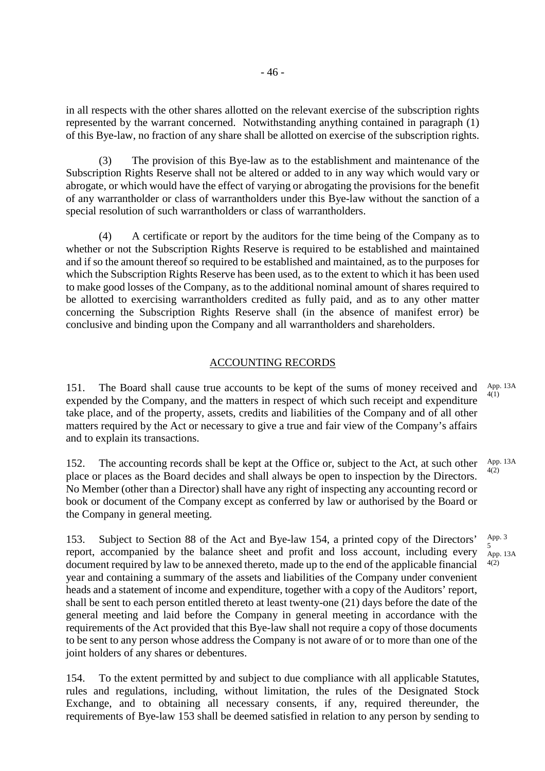in all respects with the other shares allotted on the relevant exercise of the subscription rights represented by the warrant concerned. Notwithstanding anything contained in paragraph (1) of this Bye-law, no fraction of any share shall be allotted on exercise of the subscription rights.

(3) The provision of this Bye-law as to the establishment and maintenance of the Subscription Rights Reserve shall not be altered or added to in any way which would vary or abrogate, or which would have the effect of varying or abrogating the provisions for the benefit of any warrantholder or class of warrantholders under this Bye-law without the sanction of a special resolution of such warrantholders or class of warrantholders.

(4) A certificate or report by the auditors for the time being of the Company as to whether or not the Subscription Rights Reserve is required to be established and maintained and if so the amount thereof so required to be established and maintained, as to the purposes for which the Subscription Rights Reserve has been used, as to the extent to which it has been used to make good losses of the Company, as to the additional nominal amount of shares required to be allotted to exercising warrantholders credited as fully paid, and as to any other matter concerning the Subscription Rights Reserve shall (in the absence of manifest error) be conclusive and binding upon the Company and all warrantholders and shareholders.

## ACCOUNTING RECORDS

151. The Board shall cause true accounts to be kept of the sums of money received and expended by the Company, and the matters in respect of which such receipt and expenditure take place, and of the property, assets, credits and liabilities of the Company and of all other matters required by the Act or necessary to give a true and fair view of the Company's affairs and to explain its transactions. App. 13A 4(1)

152. The accounting records shall be kept at the Office or, subject to the Act, at such other place or places as the Board decides and shall always be open to inspection by the Directors. No Member (other than a Director) shall have any right of inspecting any accounting record or book or document of the Company except as conferred by law or authorised by the Board or the Company in general meeting. App. 13A 4(2)

153. Subject to Section 88 of the Act and Bye-law 154, a printed copy of the Directors' report, accompanied by the balance sheet and profit and loss account, including every document required by law to be annexed thereto, made up to the end of the applicable financial year and containing a summary of the assets and liabilities of the Company under convenient heads and a statement of income and expenditure, together with a copy of the Auditors' report, shall be sent to each person entitled thereto at least twenty-one (21) days before the date of the general meeting and laid before the Company in general meeting in accordance with the requirements of the Act provided that this Bye-law shall not require a copy of those documents to be sent to any person whose address the Company is not aware of or to more than one of the joint holders of any shares or debentures. App. 3 5 App. 13A 4(2)

154. To the extent permitted by and subject to due compliance with all applicable Statutes, rules and regulations, including, without limitation, the rules of the Designated Stock Exchange, and to obtaining all necessary consents, if any, required thereunder, the requirements of Bye-law 153 shall be deemed satisfied in relation to any person by sending to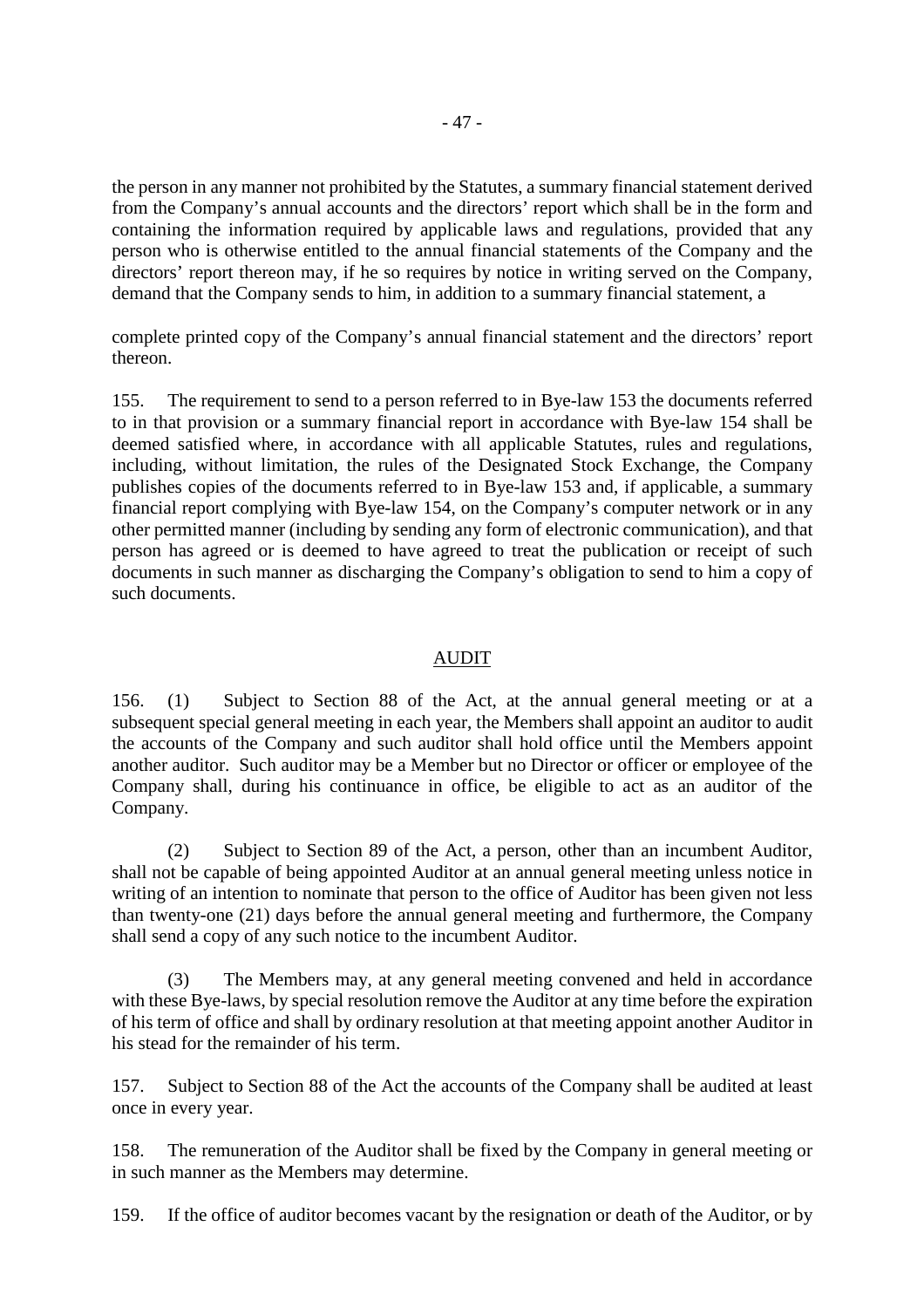the person in any manner not prohibited by the Statutes, a summary financial statement derived from the Company's annual accounts and the directors' report which shall be in the form and containing the information required by applicable laws and regulations, provided that any person who is otherwise entitled to the annual financial statements of the Company and the directors' report thereon may, if he so requires by notice in writing served on the Company, demand that the Company sends to him, in addition to a summary financial statement, a

complete printed copy of the Company's annual financial statement and the directors' report thereon.

155. The requirement to send to a person referred to in Bye-law 153 the documents referred to in that provision or a summary financial report in accordance with Bye-law 154 shall be deemed satisfied where, in accordance with all applicable Statutes, rules and regulations, including, without limitation, the rules of the Designated Stock Exchange, the Company publishes copies of the documents referred to in Bye-law 153 and, if applicable, a summary financial report complying with Bye-law 154, on the Company's computer network or in any other permitted manner (including by sending any form of electronic communication), and that person has agreed or is deemed to have agreed to treat the publication or receipt of such documents in such manner as discharging the Company's obligation to send to him a copy of such documents.

## AUDIT

156. (1) Subject to Section 88 of the Act, at the annual general meeting or at a subsequent special general meeting in each year, the Members shall appoint an auditor to audit the accounts of the Company and such auditor shall hold office until the Members appoint another auditor. Such auditor may be a Member but no Director or officer or employee of the Company shall, during his continuance in office, be eligible to act as an auditor of the Company.

(2) Subject to Section 89 of the Act, a person, other than an incumbent Auditor, shall not be capable of being appointed Auditor at an annual general meeting unless notice in writing of an intention to nominate that person to the office of Auditor has been given not less than twenty-one (21) days before the annual general meeting and furthermore, the Company shall send a copy of any such notice to the incumbent Auditor.

(3) The Members may, at any general meeting convened and held in accordance with these Bye-laws, by special resolution remove the Auditor at any time before the expiration of his term of office and shall by ordinary resolution at that meeting appoint another Auditor in his stead for the remainder of his term.

157. Subject to Section 88 of the Act the accounts of the Company shall be audited at least once in every year.

158. The remuneration of the Auditor shall be fixed by the Company in general meeting or in such manner as the Members may determine.

159. If the office of auditor becomes vacant by the resignation or death of the Auditor, or by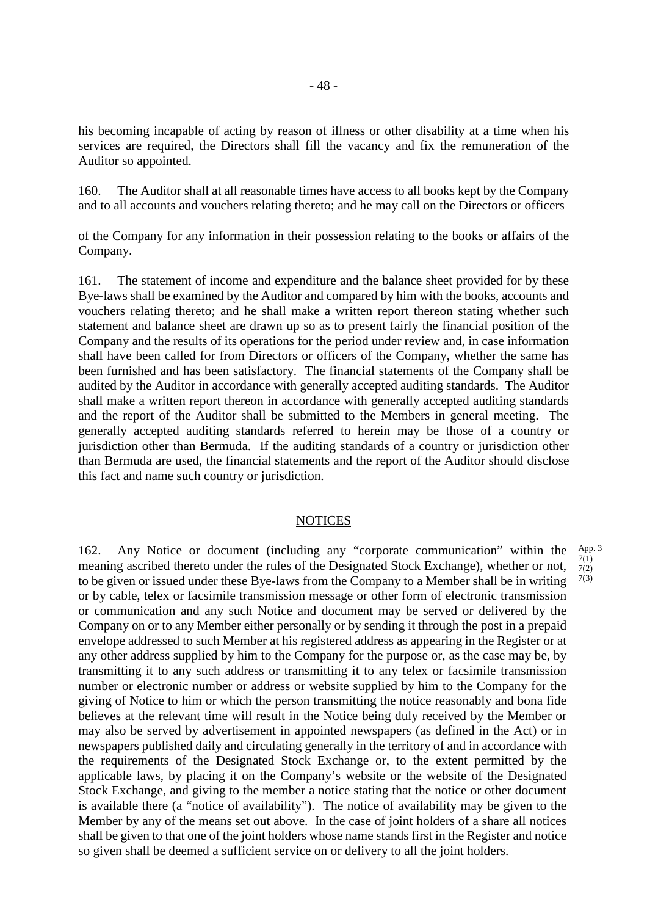his becoming incapable of acting by reason of illness or other disability at a time when his services are required, the Directors shall fill the vacancy and fix the remuneration of the Auditor so appointed.

160. The Auditor shall at all reasonable times have access to all books kept by the Company and to all accounts and vouchers relating thereto; and he may call on the Directors or officers of the Company for any information in their possession relating to the books or affairs of the Company.

161. The statement of income and expenditure and the balance sheet provided for by these Bye-laws shall be examined by the Auditor and compared by him with the books, accounts and vouchers relating thereto; and he shall make a written report thereon stating whether such statement and balance sheet are drawn up so as to present fairly the financial position of the Company and the results of its operations for the period under review and, in case information shall have been called for from Directors or officers of the Company, whether the same has been furnished and has been satisfactory. The financial statements of the Company shall be audited by the Auditor in accordance with generally accepted auditing standards. The Auditor shall make a written report thereon in accordance with generally accepted auditing standards and the report of the Auditor shall be submitted to the Members in general meeting. The generally accepted auditing standards referred to herein may be those of a country or jurisdiction other than Bermuda. If the auditing standards of a country or jurisdiction other than Bermuda are used, the financial statements and the report of the Auditor should disclose this fact and name such country or jurisdiction.

## NOTICES

162. Any Notice or document (including any "corporate communication" within the meaning ascribed thereto under the rules of the Designated Stock Exchange), whether or not, to be given or issued under these Bye-laws from the Company to a Member shall be in writing or by cable, telex or facsimile transmission message or other form of electronic transmission or communication and any such Notice and document may be served or delivered by the Company on or to any Member either personally or by sending it through the post in a prepaid envelope addressed to such Member at his registered address as appearing in the Register or at any other address supplied by him to the Company for the purpose or, as the case may be, by transmitting it to any such address or transmitting it to any telex or facsimile transmission number or electronic number or address or website supplied by him to the Company for the giving of Notice to him or which the person transmitting the notice reasonably and bona fide believes at the relevant time will result in the Notice being duly received by the Member or may also be served by advertisement in appointed newspapers (as defined in the Act) or in newspapers published daily and circulating generally in the territory of and in accordance with the requirements of the Designated Stock Exchange or, to the extent permitted by the applicable laws, by placing it on the Company's website or the website of the Designated Stock Exchange, and giving to the member a notice stating that the notice or other document is available there (a "notice of availability"). The notice of availability may be given to the Member by any of the means set out above. In the case of joint holders of a share all notices shall be given to that one of the joint holders whose name stands first in the Register and notice so given shall be deemed a sufficient service on or delivery to all the joint holders.

App. 3 7(1) 7(2) 7(3)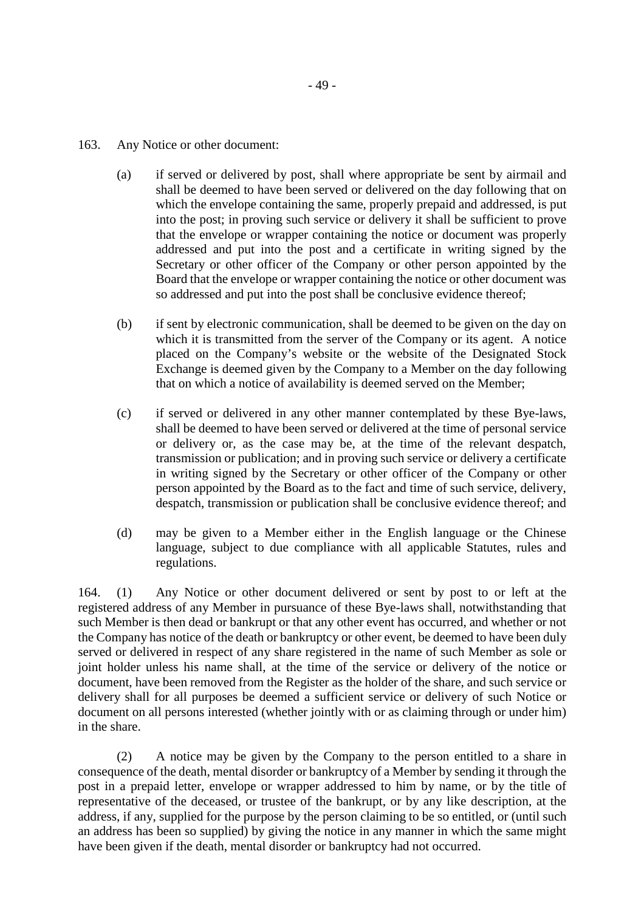163. Any Notice or other document:

(a) if served or delivered by post, shall where appropriate be sent by airmail and shall be deemed to have been served or delivered on the day following that on which the envelope containing the same, properly prepaid and addressed, is put into the post; in proving such service or delivery it shall be sufficient to prove that the envelope or wrapper containing the notice or document was properly addressed and put into the post and a certificate in writing signed by the Secretary or other officer of the Company or other person appointed by the Board that the envelope or wrapper containing the notice or other document was so addressed and put into the post shall be conclusive evidence thereof;

(b) if sent by electronic communication, shall be deemed to be given on the day on which it is transmitted from the server of the Company or its agent. A notice placed on the Company's website or the website of the Designated Stock Exchange is deemed given by the Company to a Member on the day following that on which a notice of availability is deemed served on the Member;

(c) if served or delivered in any other manner contemplated by these Bye-laws, shall be deemed to have been served or delivered at the time of personal service or delivery or, as the case may be, at the time of the relevant despatch, transmission or publication; and in proving such service or delivery a certificate in writing signed by the Secretary or other officer of the Company or other person appointed by the Board as to the fact and time of such service, delivery, despatch, transmission or publication shall be conclusive evidence thereof; and

(d) may be given to a Member either in the English language or the Chinese language, subject to due compliance with all applicable Statutes, rules and regulations.

164. (1) Any Notice or other document delivered or sent by post to or left at the registered address of any Member in pursuance of these Bye-laws shall, notwithstanding that such Member is then dead or bankrupt or that any other event has occurred, and whether or not the Company has notice of the death or bankruptcy or other event, be deemed to have been duly served or delivered in respect of any share registered in the name of such Member as sole or joint holder unless his name shall, at the time of the service or delivery of the notice or document, have been removed from the Register as the holder of the share, and such service or delivery shall for all purposes be deemed a sufficient service or delivery of such Notice or document on all persons interested (whether jointly with or as claiming through or under him) in the share.

(2) A notice may be given by the Company to the person entitled to a share in consequence of the death, mental disorder or bankruptcy of a Member by sending it through the post in a prepaid letter, envelope or wrapper addressed to him by name, or by the title of representative of the deceased, or trustee of the bankrupt, or by any like description, at the address, if any, supplied for the purpose by the person claiming to be so entitled, or (until such an address has been so supplied) by giving the notice in any manner in which the same might have been given if the death, mental disorder or bankruptcy had not occurred.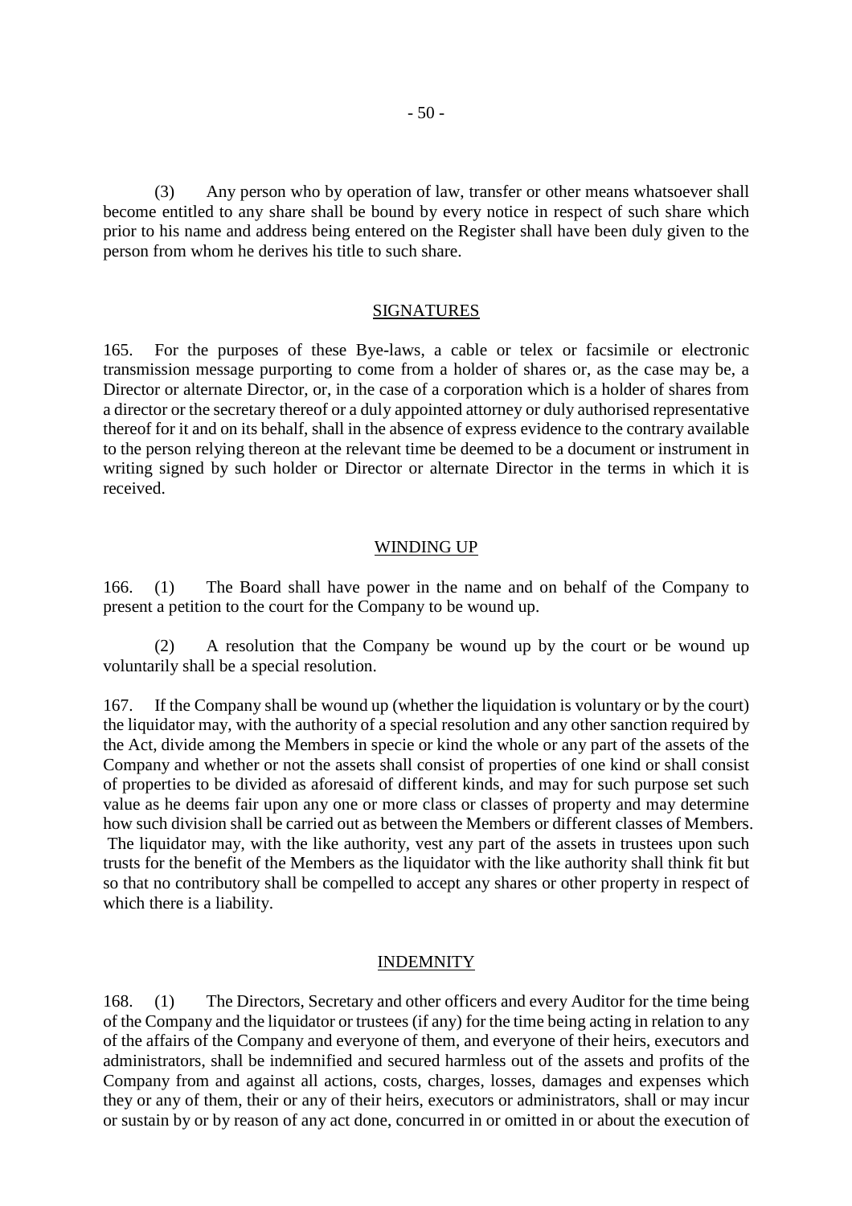(3) Any person who by operation of law, transfer or other means whatsoever shall become entitled to any share shall be bound by every notice in respect of such share which prior to his name and address being entered on the Register shall have been duly given to the person from whom he derives his title to such share.

## SIGNATURES

165. For the purposes of these Bye-laws, a cable or telex or facsimile or electronic transmission message purporting to come from a holder of shares or, as the case may be, a Director or alternate Director, or, in the case of a corporation which is a holder of shares from a director or the secretary thereof or a duly appointed attorney or duly authorised representative thereof for it and on its behalf, shall in the absence of express evidence to the contrary available to the person relying thereon at the relevant time be deemed to be a document or instrument in writing signed by such holder or Director or alternate Director in the terms in which it is received.

## WINDING UP

166. (1) The Board shall have power in the name and on behalf of the Company to present a petition to the court for the Company to be wound up.

(2) A resolution that the Company be wound up by the court or be wound up voluntarily shall be a special resolution.

167. If the Company shall be wound up (whether the liquidation is voluntary or by the court) the liquidator may, with the authority of a special resolution and any other sanction required by the Act, divide among the Members in specie or kind the whole or any part of the assets of the Company and whether or not the assets shall consist of properties of one kind or shall consist of properties to be divided as aforesaid of different kinds, and may for such purpose set such value as he deems fair upon any one or more class or classes of property and may determine how such division shall be carried out as between the Members or different classes of Members. The liquidator may, with the like authority, vest any part of the assets in trustees upon such trusts for the benefit of the Members as the liquidator with the like authority shall think fit but so that no contributory shall be compelled to accept any shares or other property in respect of which there is a liability.

## INDEMNITY

168. (1) The Directors, Secretary and other officers and every Auditor for the time being of the Company and the liquidator or trustees (if any) for the time being acting in relation to any of the affairs of the Company and everyone of them, and everyone of their heirs, executors and administrators, shall be indemnified and secured harmless out of the assets and profits of the Company from and against all actions, costs, charges, losses, damages and expenses which they or any of them, their or any of their heirs, executors or administrators, shall or may incur or sustain by or by reason of any act done, concurred in or omitted in or about the execution of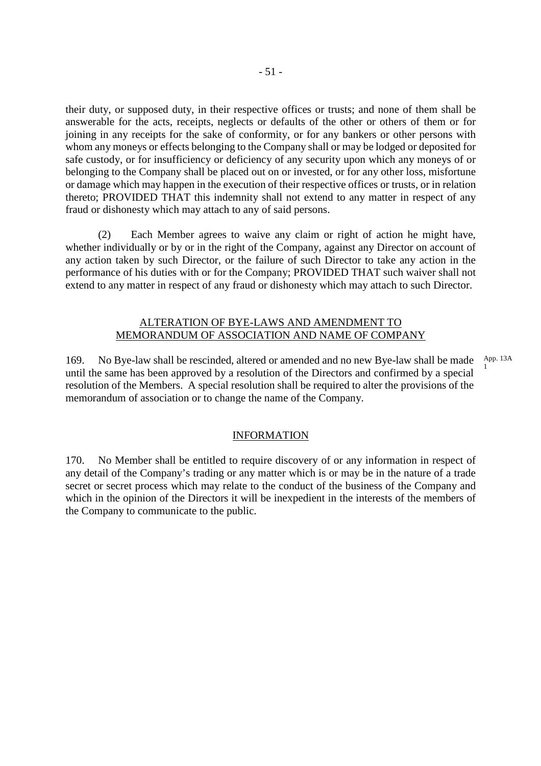their duty, or supposed duty, in their respective offices or trusts; and none of them shall be answerable for the acts, receipts, neglects or defaults of the other or others of them or for joining in any receipts for the sake of conformity, or for any bankers or other persons with whom any moneys or effects belonging to the Company shall or may be lodged or deposited for safe custody, or for insufficiency or deficiency of any security upon which any moneys of or belonging to the Company shall be placed out on or invested, or for any other loss, misfortune or damage which may happen in the execution of their respective offices or trusts, or in relation thereto; PROVIDED THAT this indemnity shall not extend to any matter in respect of any fraud or dishonesty which may attach to any of said persons.

(2) Each Member agrees to waive any claim or right of action he might have, whether individually or by or in the right of the Company, against any Director on account of any action taken by such Director, or the failure of such Director to take any action in the performance of his duties with or for the Company; PROVIDED THAT such waiver shall not extend to any matter in respect of any fraud or dishonesty which may attach to such Director.

## ALTERATION OF BYE-LAWS AND AMENDMENT TO MEMORANDUM OF ASSOCIATION AND NAME OF COMPANY

169. No Bye-law shall be rescinded, altered or amended and no new Bye-law shall be made until the same has been approved by a resolution of the Directors and confirmed by a special resolution of the Members. A special resolution shall be required to alter the provisions of the memorandum of association or to change the name of the Company.

App. 13A 1

## INFORMATION

170. No Member shall be entitled to require discovery of or any information in respect of any detail of the Company's trading or any matter which is or may be in the nature of a trade secret or secret process which may relate to the conduct of the business of the Company and which in the opinion of the Directors it will be inexpedient in the interests of the members of the Company to communicate to the public.